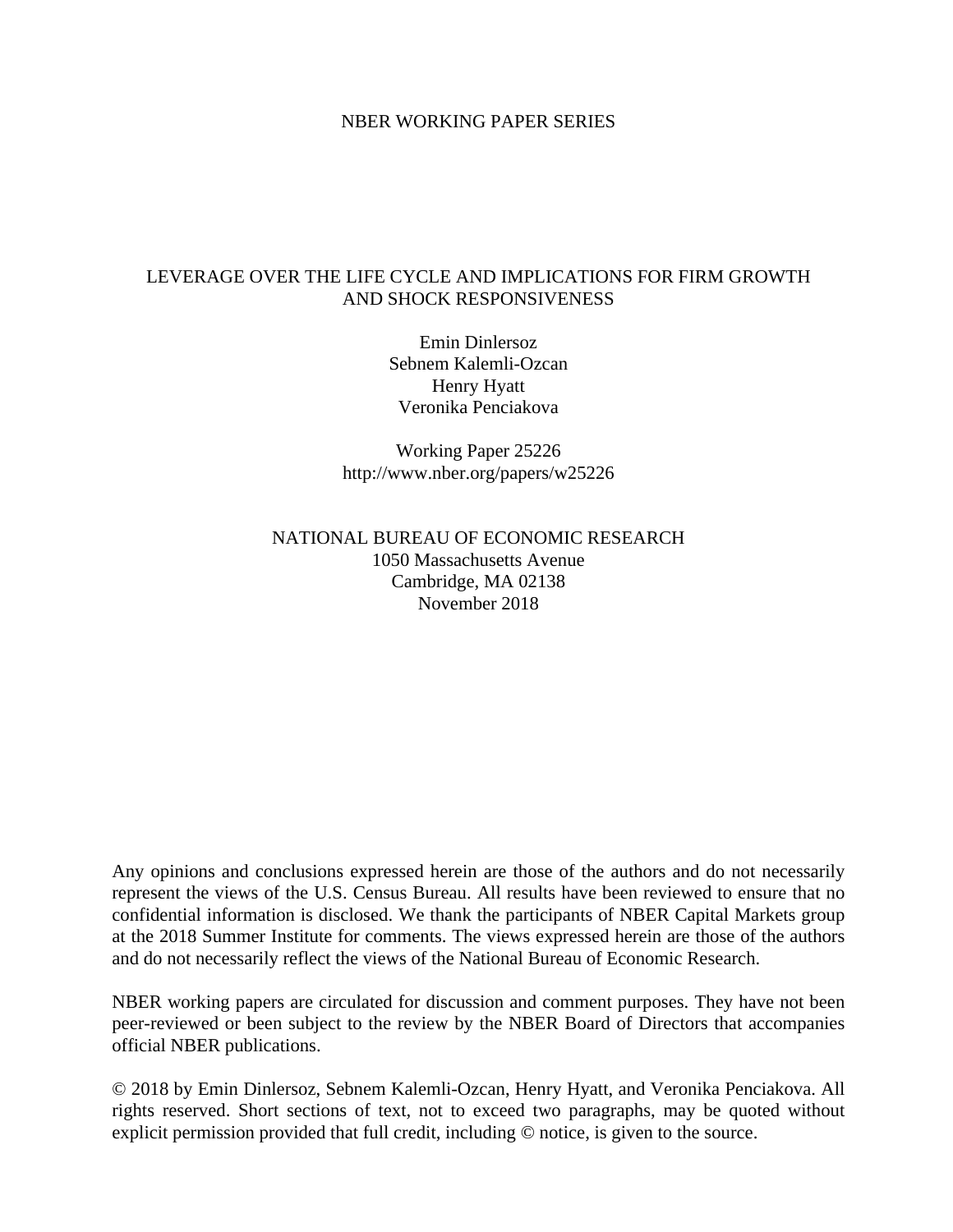NBER WORKING PAPER SERIES

# LEVERAGE OVER THE LIFE CYCLE AND IMPLICATIONS FOR FIRM GROWTH AND SHOCK RESPONSIVENESS

Emin Dinlersoz
Sebnem Kalemli-Ozcan
Henry Hyatt
Veronika Penciakova

Working Paper 25226
http://www.nber.org/papers/w25226

NATIONAL BUREAU OF ECONOMIC RESEARCH
1050 Massachusetts Avenue
Cambridge, MA 02138
November 2018

Any opinions and conclusions expressed herein are those of the authors and do not necessarily represent the views of the U.S. Census Bureau. All results have been reviewed to ensure that no confidential information is disclosed. We thank the participants of NBER Capital Markets group at the 2018 Summer Institute for comments. The views expressed herein are those of the authors and do not necessarily reflect the views of the National Bureau of Economic Research.

NBER working papers are circulated for discussion and comment purposes. They have not been peer-reviewed or been subject to the review by the NBER Board of Directors that accompanies official NBER publications.

© 2018 by Emin Dinlersoz, Sebnem Kalemli-Ozcan, Henry Hyatt, and Veronika Penciakova. All rights reserved. Short sections of text, not to exceed two paragraphs, may be quoted without explicit permission provided that full credit, including © notice, is given to the source.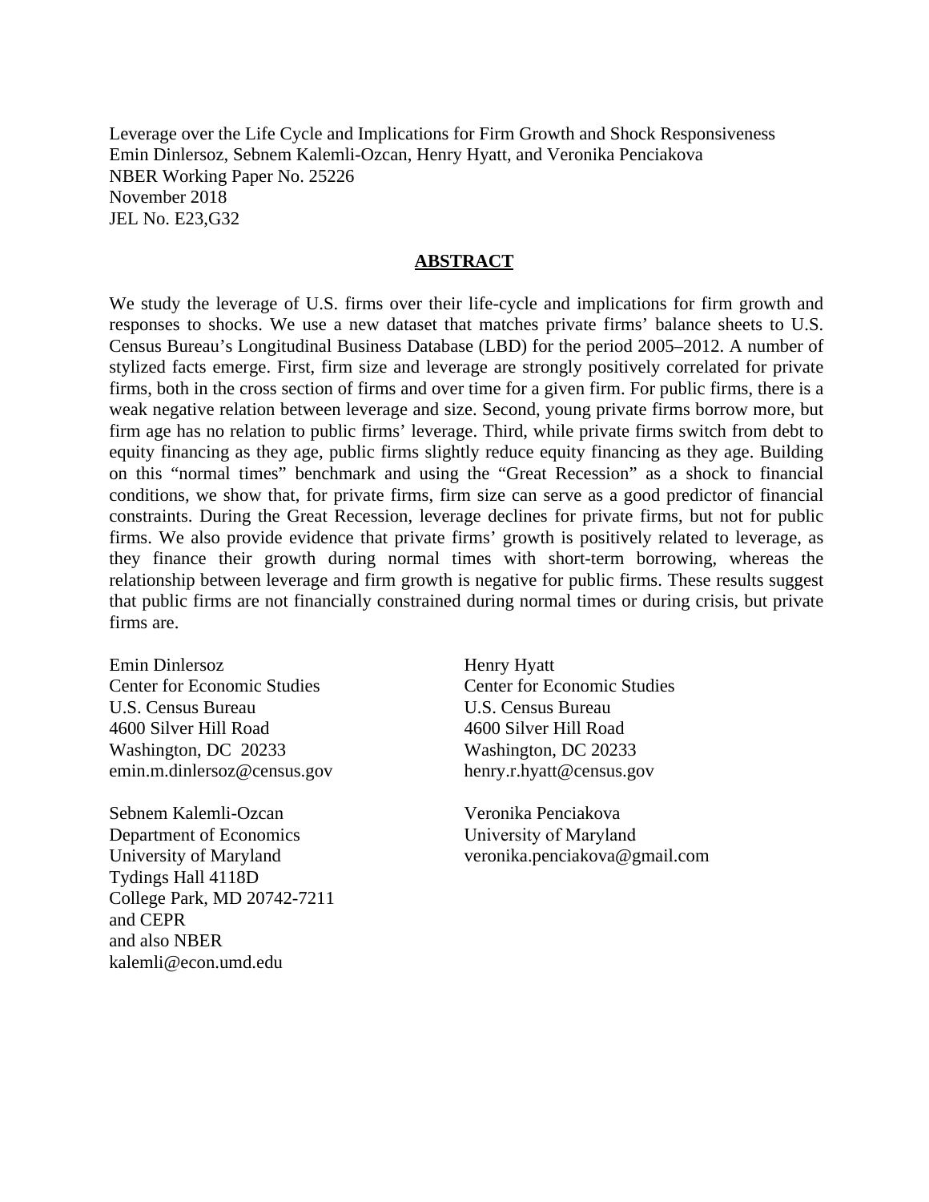Leverage over the Life Cycle and Implications for Firm Growth and Shock Responsiveness
Emin Dinlersoz, Sebnem Kalemli-Ozcan, Henry Hyatt, and Veronika Penciakova
NBER Working Paper No. 25226
November 2018
JEL No. E23,G32

## ABSTRACT

We study the leverage of U.S. firms over their life-cycle and implications for firm growth and responses to shocks. We use a new dataset that matches private firms' balance sheets to U.S. Census Bureau's Longitudinal Business Database (LBD) for the period 2005–2012. A number of stylized facts emerge. First, firm size and leverage are strongly positively correlated for private firms, both in the cross section of firms and over time for a given firm. For public firms, there is a weak negative relation between leverage and size. Second, young private firms borrow more, but firm age has no relation to public firms' leverage. Third, while private firms switch from debt to equity financing as they age, public firms slightly reduce equity financing as they age. Building on this "normal times" benchmark and using the "Great Recession" as a shock to financial conditions, we show that, for private firms, firm size can serve as a good predictor of financial constraints. During the Great Recession, leverage declines for private firms, but not for public firms. We also provide evidence that private firms' growth is positively related to leverage, as they finance their growth during normal times with short-term borrowing, whereas the relationship between leverage and firm growth is negative for public firms. These results suggest that public firms are not financially constrained during normal times or during crisis, but private firms are.

Emin Dinlersoz
Center for Economic Studies
U.S. Census Bureau
4600 Silver Hill Road
Washington, DC 20233
emin.m.dinlersoz@census.gov

Sebnem Kalemli-Ozcan
Department of Economics
University of Maryland
Tydings Hall 4118D
College Park, MD 20742-7211
and CEPR
and also NBER
kalemli@econ.umd.edu

Henry Hyatt
Center for Economic Studies
U.S. Census Bureau
4600 Silver Hill Road
Washington, DC 20233
henry.r.hyatt@census.gov

Veronika Penciakova
University of Maryland
veronika.penciakova@gmail.com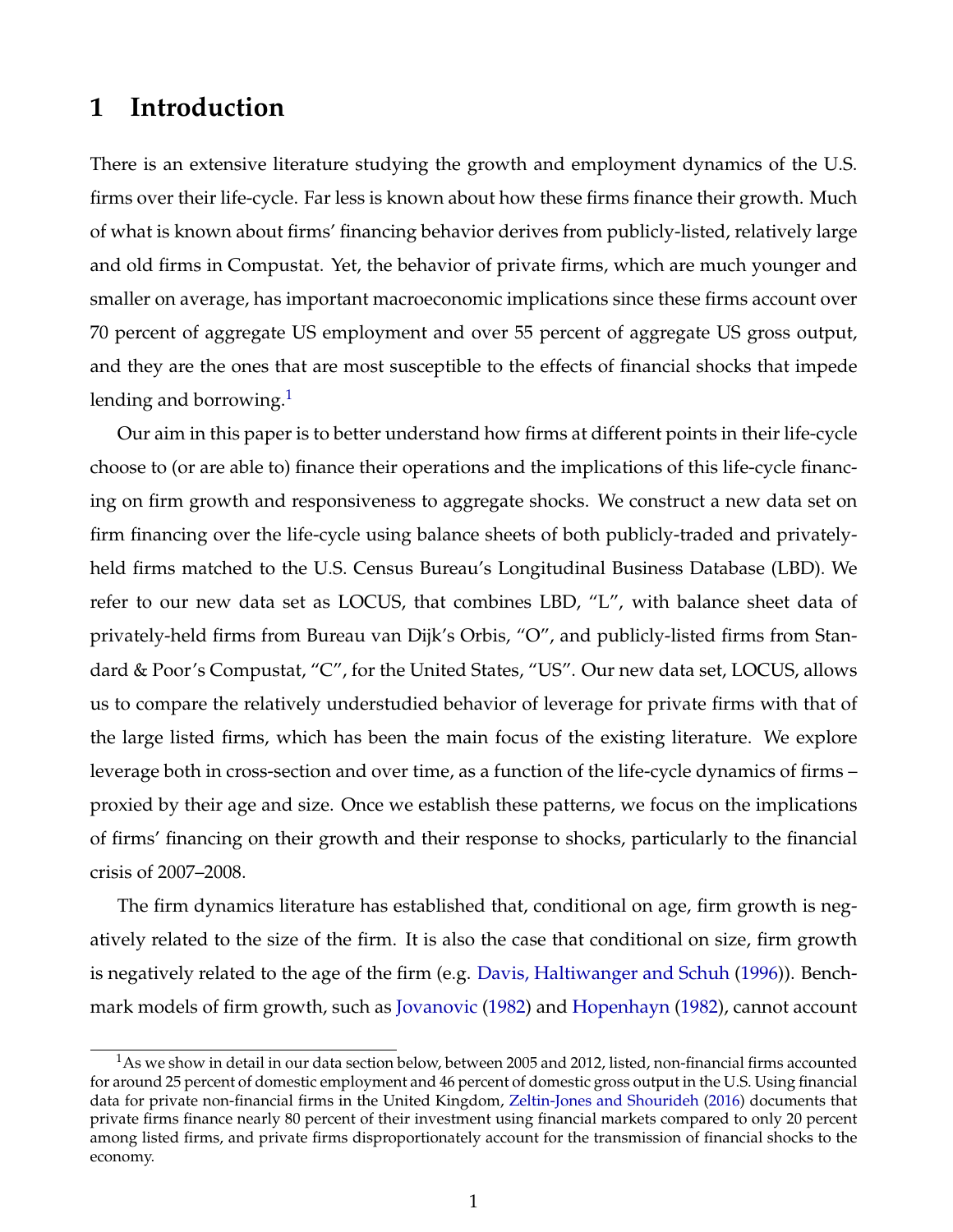# 1 Introduction

There is an extensive literature studying the growth and employment dynamics of the U.S. firms over their life-cycle. Far less is known about how these firms finance their growth. Much of what is known about firms' financing behavior derives from publicly-listed, relatively large and old firms in Compustat. Yet, the behavior of private firms, which are much younger and smaller on average, has important macroeconomic implications since these firms account over 70 percent of aggregate US employment and over 55 percent of aggregate US gross output, and they are the ones that are most susceptible to the effects of financial shocks that impede lending and borrowing.[1]

Our aim in this paper is to better understand how firms at different points in their life-cycle choose to (or are able to) finance their operations and the implications of this life-cycle financing on firm growth and responsiveness to aggregate shocks. We construct a new data set on firm financing over the life-cycle using balance sheets of both publicly-traded and privately-held firms matched to the U.S. Census Bureau's Longitudinal Business Database (LBD). We refer to our new data set as LOCUS, that combines LBD, "L", with balance sheet data of privately-held firms from Bureau van Dijk's Orbis, "O", and publicly-listed firms from Standard & Poor's Compustat, "C", for the United States, "US". Our new data set, LOCUS, allows us to compare the relatively understudied behavior of leverage for private firms with that of the large listed firms, which has been the main focus of the existing literature. We explore leverage both in cross-section and over time, as a function of the life-cycle dynamics of firms – proxied by their age and size. Once we establish these patterns, we focus on the implications of firms' financing on their growth and their response to shocks, particularly to the financial crisis of 2007–2008.

The firm dynamics literature has established that, conditional on age, firm growth is negatively related to the size of the firm. It is also the case that conditional on size, firm growth is negatively related to the age of the firm (e.g. Davis, Haltiwanger and Schuh (1996)). Benchmark models of firm growth, such as Jovanovic (1982) and Hopenhayn (1982), cannot account

[1] As we show in detail in our data section below, between 2005 and 2012, listed, non-financial firms accounted for around 25 percent of domestic employment and 46 percent of domestic gross output in the U.S. Using financial data for private non-financial firms in the United Kingdom, Zeltin-Jones and Shourideh (2016) documents that private firms finance nearly 80 percent of their investment using financial markets compared to only 20 percent among listed firms, and private firms disproportionately account for the transmission of financial shocks to the economy.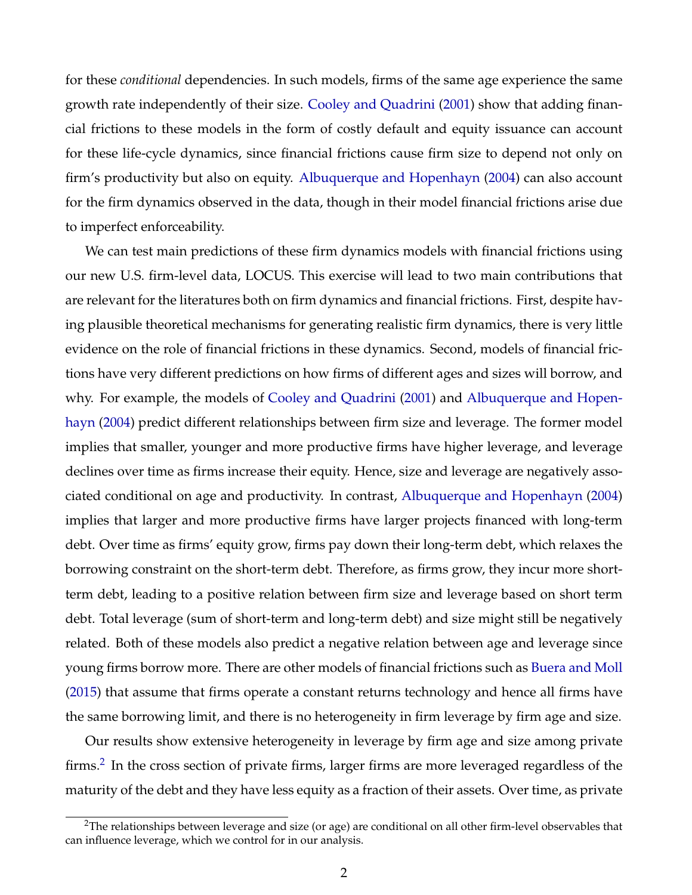for these *conditional* dependencies. In such models, firms of the same age experience the same growth rate independently of their size. Cooley and Quadrini (2001) show that adding financial frictions to these models in the form of costly default and equity issuance can account for these life-cycle dynamics, since financial frictions cause firm size to depend not only on firm's productivity but also on equity. Albuquerque and Hopenhayn (2004) can also account for the firm dynamics observed in the data, though in their model financial frictions arise due to imperfect enforceability.

We can test main predictions of these firm dynamics models with financial frictions using our new U.S. firm-level data, LOCUS. This exercise will lead to two main contributions that are relevant for the literatures both on firm dynamics and financial frictions. First, despite having plausible theoretical mechanisms for generating realistic firm dynamics, there is very little evidence on the role of financial frictions in these dynamics. Second, models of financial frictions have very different predictions on how firms of different ages and sizes will borrow, and why. For example, the models of Cooley and Quadrini (2001) and Albuquerque and Hopenhayn (2004) predict different relationships between firm size and leverage. The former model implies that smaller, younger and more productive firms have higher leverage, and leverage declines over time as firms increase their equity. Hence, size and leverage are negatively associated conditional on age and productivity. In contrast, Albuquerque and Hopenhayn (2004) implies that larger and more productive firms have larger projects financed with long-term debt. Over time as firms' equity grow, firms pay down their long-term debt, which relaxes the borrowing constraint on the short-term debt. Therefore, as firms grow, they incur more short-term debt, leading to a positive relation between firm size and leverage based on short term debt. Total leverage (sum of short-term and long-term debt) and size might still be negatively related. Both of these models also predict a negative relation between age and leverage since young firms borrow more. There are other models of financial frictions such as Buera and Moll (2015) that assume that firms operate a constant returns technology and hence all firms have the same borrowing limit, and there is no heterogeneity in firm leverage by firm age and size.

Our results show extensive heterogeneity in leverage by firm age and size among private firms.[2] In the cross section of private firms, larger firms are more leveraged regardless of the maturity of the debt and they have less equity as a fraction of their assets. Over time, as private

[2]The relationships between leverage and size (or age) are conditional on all other firm-level observables that can influence leverage, which we control for in our analysis.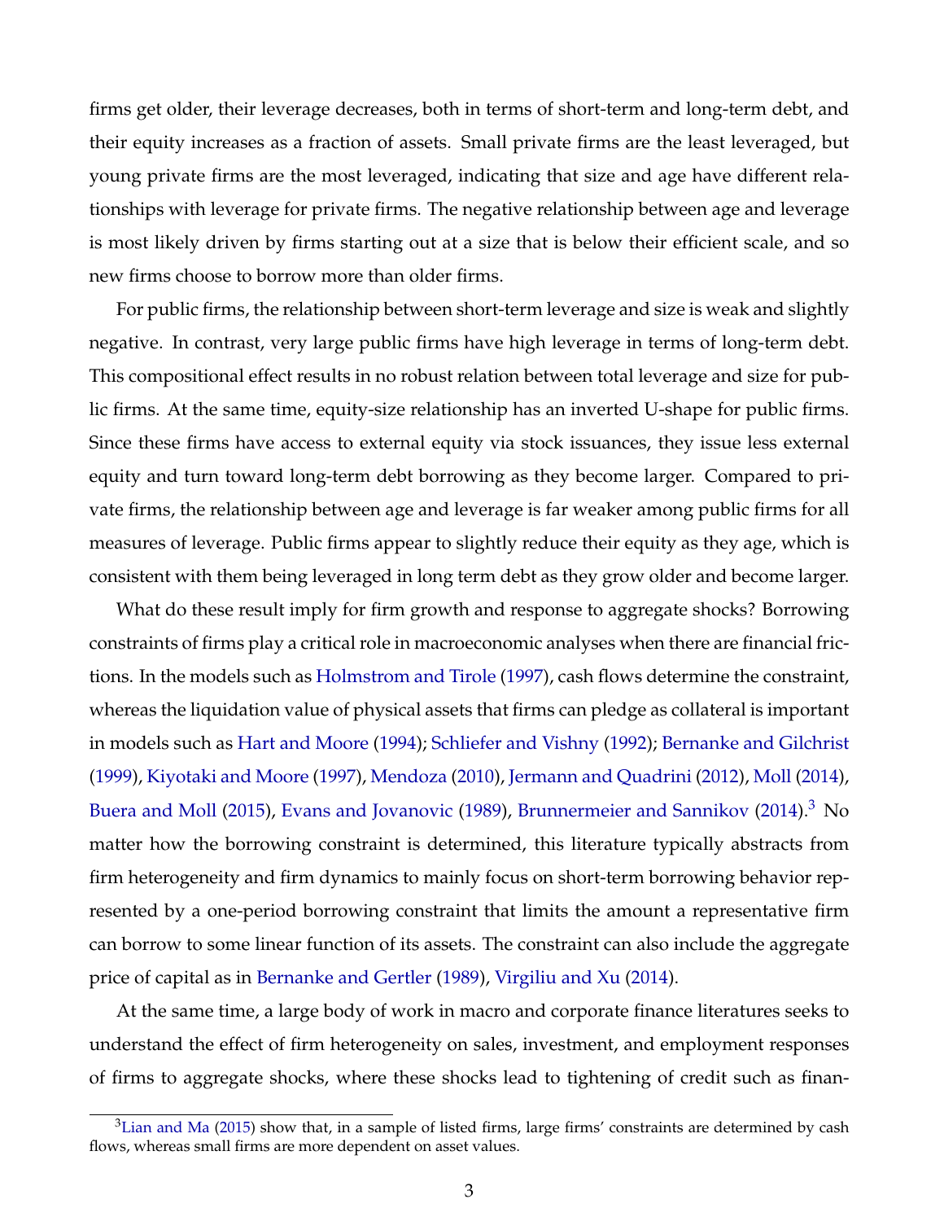firms get older, their leverage decreases, both in terms of short-term and long-term debt, and their equity increases as a fraction of assets. Small private firms are the least leveraged, but young private firms are the most leveraged, indicating that size and age have different relationships with leverage for private firms. The negative relationship between age and leverage is most likely driven by firms starting out at a size that is below their efficient scale, and so new firms choose to borrow more than older firms.

For public firms, the relationship between short-term leverage and size is weak and slightly negative. In contrast, very large public firms have high leverage in terms of long-term debt. This compositional effect results in no robust relation between total leverage and size for public firms. At the same time, equity-size relationship has an inverted U-shape for public firms. Since these firms have access to external equity via stock issuances, they issue less external equity and turn toward long-term debt borrowing as they become larger. Compared to private firms, the relationship between age and leverage is far weaker among public firms for all measures of leverage. Public firms appear to slightly reduce their equity as they age, which is consistent with them being leveraged in long term debt as they grow older and become larger.

What do these result imply for firm growth and response to aggregate shocks? Borrowing constraints of firms play a critical role in macroeconomic analyses when there are financial frictions. In the models such as Holmstrom and Tirole (1997), cash flows determine the constraint, whereas the liquidation value of physical assets that firms can pledge as collateral is important in models such as Hart and Moore (1994); Schliefer and Vishny (1992); Bernanke and Gilchrist (1999), Kiyotaki and Moore (1997), Mendoza (2010), Jermann and Quadrini (2012), Moll (2014), Buera and Moll (2015), Evans and Jovanovic (1989), Brunnermeier and Sannikov (2014).[3] No matter how the borrowing constraint is determined, this literature typically abstracts from firm heterogeneity and firm dynamics to mainly focus on short-term borrowing behavior represented by a one-period borrowing constraint that limits the amount a representative firm can borrow to some linear function of its assets. The constraint can also include the aggregate price of capital as in Bernanke and Gertler (1989), Virgiliu and Xu (2014).

At the same time, a large body of work in macro and corporate finance literatures seeks to understand the effect of firm heterogeneity on sales, investment, and employment responses of firms to aggregate shocks, where these shocks lead to tightening of credit such as finan-

[3] Lian and Ma (2015) show that, in a sample of listed firms, large firms' constraints are determined by cash flows, whereas small firms are more dependent on asset values.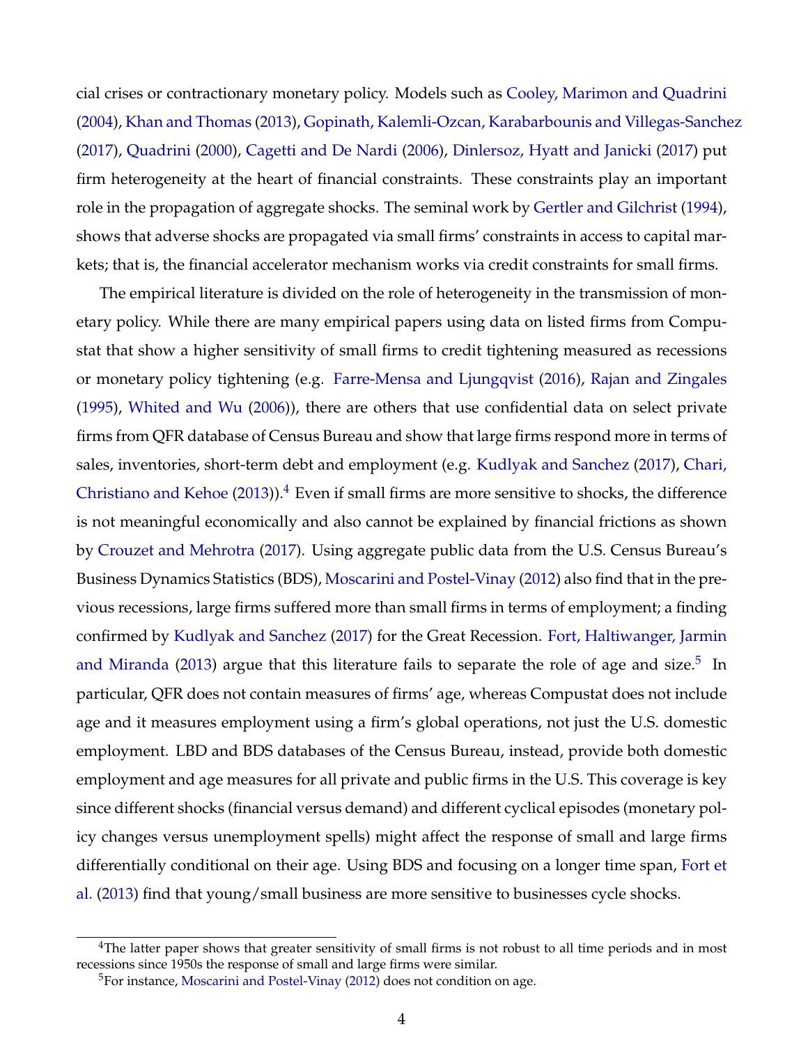cial crises or contractionary monetary policy. Models such as Cooley, Marimon and Quadrini (2004), Khan and Thomas (2013), Gopinath, Kalemli-Ozcan, Karabarbounis and Villegas-Sanchez (2017), Quadrini (2000), Cagetti and De Nardi (2006), Dinlersoz, Hyatt and Janicki (2017) put firm heterogeneity at the heart of financial constraints. These constraints play an important role in the propagation of aggregate shocks. The seminal work by Gertler and Gilchrist (1994), shows that adverse shocks are propagated via small firms' constraints in access to capital markets; that is, the financial accelerator mechanism works via credit constraints for small firms.

The empirical literature is divided on the role of heterogeneity in the transmission of monetary policy. While there are many empirical papers using data on listed firms from Compustat that show a higher sensitivity of small firms to credit tightening measured as recessions or monetary policy tightening (e.g. Farre-Mensa and Ljungqvist (2016), Rajan and Zingales (1995), Whited and Wu (2006)), there are others that use confidential data on select private firms from QFR database of Census Bureau and show that large firms respond more in terms of sales, inventories, short-term debt and employment (e.g. Kudlyak and Sanchez (2017), Chari, Christiano and Kehoe (2013)).[4] Even if small firms are more sensitive to shocks, the difference is not meaningful economically and also cannot be explained by financial frictions as shown by Crouzet and Mehrotra (2017). Using aggregate public data from the U.S. Census Bureau's Business Dynamics Statistics (BDS), Moscarini and Postel-Vinay (2012) also find that in the previous recessions, large firms suffered more than small firms in terms of employment; a finding confirmed by Kudlyak and Sanchez (2017) for the Great Recession. Fort, Haltiwanger, Jarmin and Miranda (2013) argue that this literature fails to separate the role of age and size.[5] In particular, QFR does not contain measures of firms' age, whereas Compustat does not include age and it measures employment using a firm's global operations, not just the U.S. domestic employment. LBD and BDS databases of the Census Bureau, instead, provide both domestic employment and age measures for all private and public firms in the U.S. This coverage is key since different shocks (financial versus demand) and different cyclical episodes (monetary policy changes versus unemployment spells) might affect the response of small and large firms differentially conditional on their age. Using BDS and focusing on a longer time span, Fort et al. (2013) find that young/small business are more sensitive to businesses cycle shocks.

[4] The latter paper shows that greater sensitivity of small firms is not robust to all time periods and in most recessions since 1950s the response of small and large firms were similar.

[5] For instance, Moscarini and Postel-Vinay (2012) does not condition on age.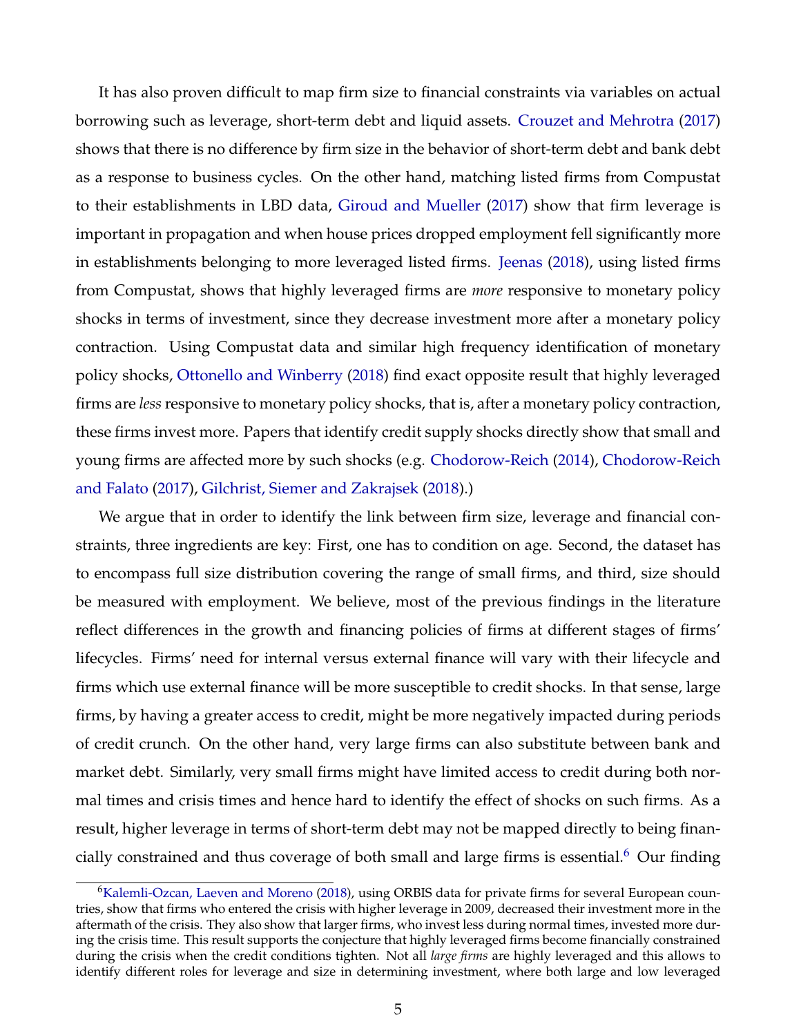It has also proven difficult to map firm size to financial constraints via variables on actual borrowing such as leverage, short-term debt and liquid assets. Crouzet and Mehrotra (2017) shows that there is no difference by firm size in the behavior of short-term debt and bank debt as a response to business cycles. On the other hand, matching listed firms from Compustat to their establishments in LBD data, Giroud and Mueller (2017) show that firm leverage is important in propagation and when house prices dropped employment fell significantly more in establishments belonging to more leveraged listed firms. Jeenas (2018), using listed firms from Compustat, shows that highly leveraged firms are *more* responsive to monetary policy shocks in terms of investment, since they decrease investment more after a monetary policy contraction. Using Compustat data and similar high frequency identification of monetary policy shocks, Ottonello and Winberry (2018) find exact opposite result that highly leveraged firms are *less* responsive to monetary policy shocks, that is, after a monetary policy contraction, these firms invest more. Papers that identify credit supply shocks directly show that small and young firms are affected more by such shocks (e.g. Chodorow-Reich (2014), Chodorow-Reich and Falato (2017), Gilchrist, Siemer and Zakrajsek (2018).)

We argue that in order to identify the link between firm size, leverage and financial constraints, three ingredients are key: First, one has to condition on age. Second, the dataset has to encompass full size distribution covering the range of small firms, and third, size should be measured with employment. We believe, most of the previous findings in the literature reflect differences in the growth and financing policies of firms at different stages of firms' lifecycles. Firms' need for internal versus external finance will vary with their lifecycle and firms which use external finance will be more susceptible to credit shocks. In that sense, large firms, by having a greater access to credit, might be more negatively impacted during periods of credit crunch. On the other hand, very large firms can also substitute between bank and market debt. Similarly, very small firms might have limited access to credit during both normal times and crisis times and hence hard to identify the effect of shocks on such firms. As a result, higher leverage in terms of short-term debt may not be mapped directly to being financially constrained and thus coverage of both small and large firms is essential.[6] Our finding

[6] Kalemli-Ozcan, Laeven and Moreno (2018), using ORBIS data for private firms for several European countries, show that firms who entered the crisis with higher leverage in 2009, decreased their investment more in the aftermath of the crisis. They also show that larger firms, who invest less during normal times, invested more during the crisis time. This result supports the conjecture that highly leveraged firms become financially constrained during the crisis when the credit conditions tighten. Not all *large firms* are highly leveraged and this allows to identify different roles for leverage and size in determining investment, where both large and low leveraged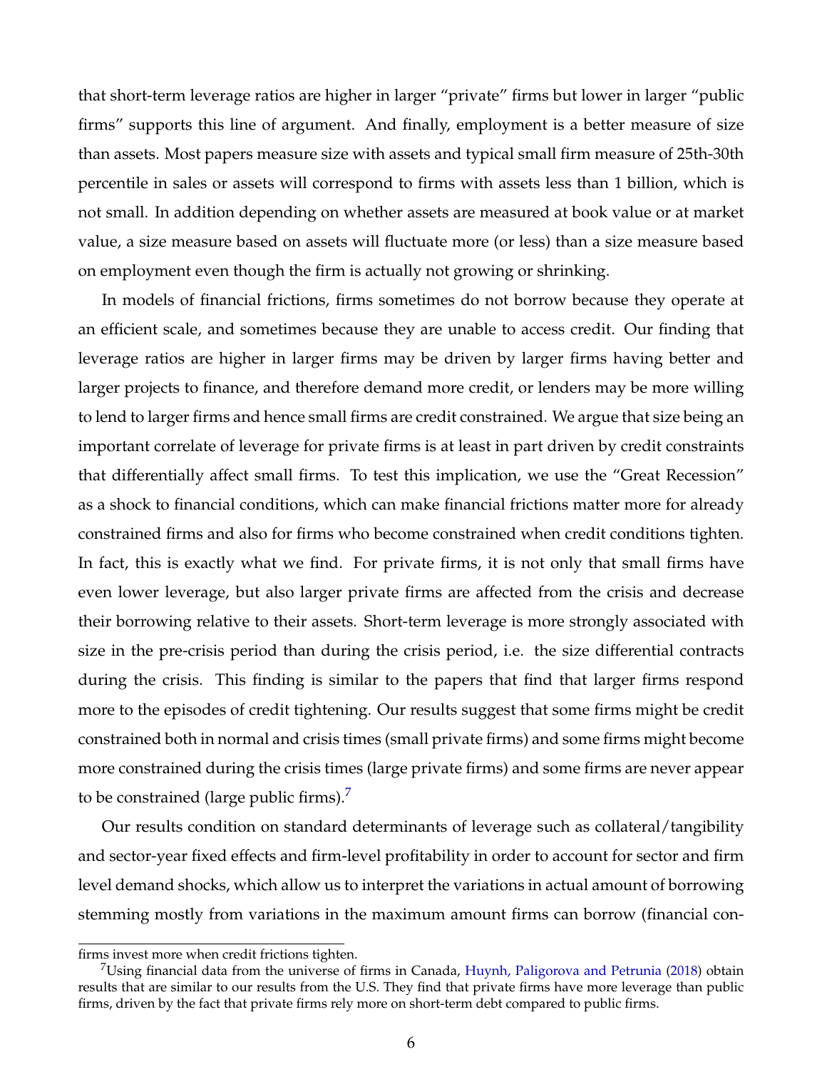that short-term leverage ratios are higher in larger "private" firms but lower in larger "public firms" supports this line of argument. And finally, employment is a better measure of size than assets. Most papers measure size with assets and typical small firm measure of 25th-30th percentile in sales or assets will correspond to firms with assets less than 1 billion, which is not small. In addition depending on whether assets are measured at book value or at market value, a size measure based on assets will fluctuate more (or less) than a size measure based on employment even though the firm is actually not growing or shrinking.

In models of financial frictions, firms sometimes do not borrow because they operate at an efficient scale, and sometimes because they are unable to access credit. Our finding that leverage ratios are higher in larger firms may be driven by larger firms having better and larger projects to finance, and therefore demand more credit, or lenders may be more willing to lend to larger firms and hence small firms are credit constrained. We argue that size being an important correlate of leverage for private firms is at least in part driven by credit constraints that differentially affect small firms. To test this implication, we use the "Great Recession" as a shock to financial conditions, which can make financial frictions matter more for already constrained firms and also for firms who become constrained when credit conditions tighten. In fact, this is exactly what we find. For private firms, it is not only that small firms have even lower leverage, but also larger private firms are affected from the crisis and decrease their borrowing relative to their assets. Short-term leverage is more strongly associated with size in the pre-crisis period than during the crisis period, i.e. the size differential contracts during the crisis. This finding is similar to the papers that find that larger firms respond more to the episodes of credit tightening. Our results suggest that some firms might be credit constrained both in normal and crisis times (small private firms) and some firms might become more constrained during the crisis times (large private firms) and some firms are never appear to be constrained (large public firms).[7]

Our results condition on standard determinants of leverage such as collateral/tangibility and sector-year fixed effects and firm-level profitability in order to account for sector and firm level demand shocks, which allow us to interpret the variations in actual amount of borrowing stemming mostly from variations in the maximum amount firms can borrow (financial con-

firms invest more when credit frictions tighten.

[7] Using financial data from the universe of firms in Canada, Huynh, Paligorova and Petrunia (2018) obtain results that are similar to our results from the U.S. They find that private firms have more leverage than public firms, driven by the fact that private firms rely more on short-term debt compared to public firms.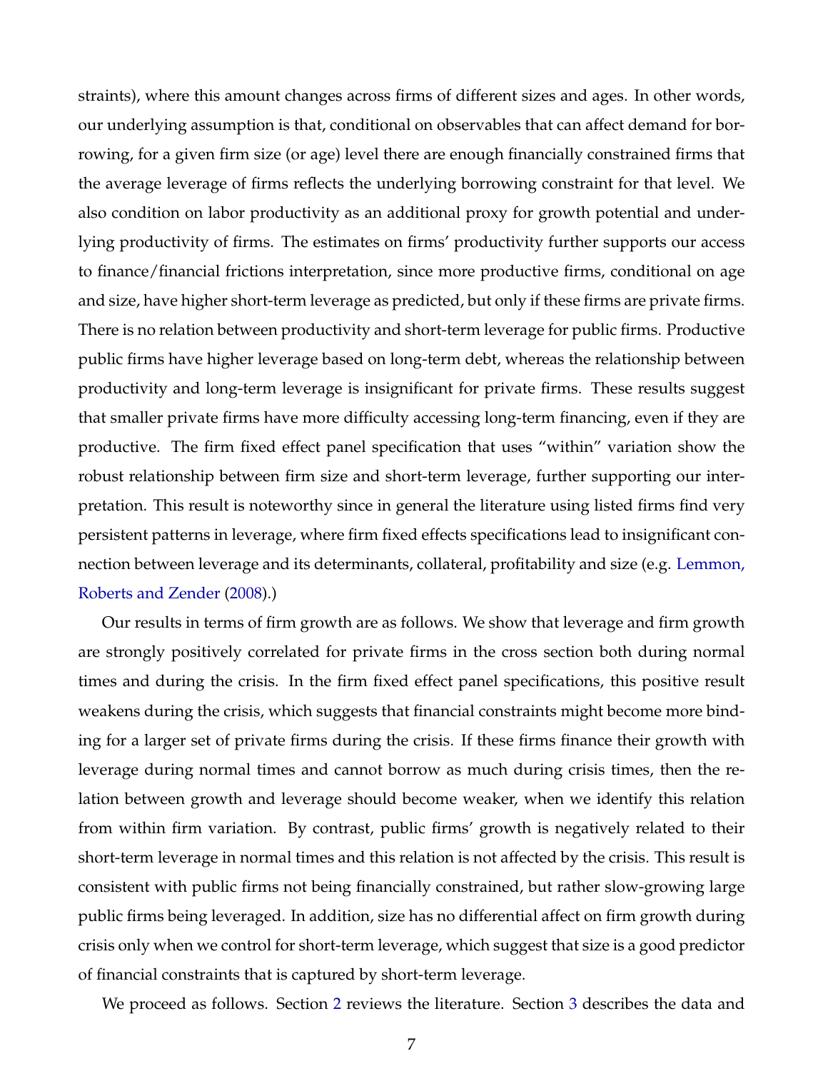straints), where this amount changes across firms of different sizes and ages. In other words, our underlying assumption is that, conditional on observables that can affect demand for borrowing, for a given firm size (or age) level there are enough financially constrained firms that the average leverage of firms reflects the underlying borrowing constraint for that level. We also condition on labor productivity as an additional proxy for growth potential and underlying productivity of firms. The estimates on firms' productivity further supports our access to finance/financial frictions interpretation, since more productive firms, conditional on age and size, have higher short-term leverage as predicted, but only if these firms are private firms. There is no relation between productivity and short-term leverage for public firms. Productive public firms have higher leverage based on long-term debt, whereas the relationship between productivity and long-term leverage is insignificant for private firms. These results suggest that smaller private firms have more difficulty accessing long-term financing, even if they are productive. The firm fixed effect panel specification that uses "within" variation show the robust relationship between firm size and short-term leverage, further supporting our interpretation. This result is noteworthy since in general the literature using listed firms find very persistent patterns in leverage, where firm fixed effects specifications lead to insignificant connection between leverage and its determinants, collateral, profitability and size (e.g. Lemmon, Roberts and Zender (2008).)

Our results in terms of firm growth are as follows. We show that leverage and firm growth are strongly positively correlated for private firms in the cross section both during normal times and during the crisis. In the firm fixed effect panel specifications, this positive result weakens during the crisis, which suggests that financial constraints might become more binding for a larger set of private firms during the crisis. If these firms finance their growth with leverage during normal times and cannot borrow as much during crisis times, then the relation between growth and leverage should become weaker, when we identify this relation from within firm variation. By contrast, public firms' growth is negatively related to their short-term leverage in normal times and this relation is not affected by the crisis. This result is consistent with public firms not being financially constrained, but rather slow-growing large public firms being leveraged. In addition, size has no differential affect on firm growth during crisis only when we control for short-term leverage, which suggest that size is a good predictor of financial constraints that is captured by short-term leverage.

We proceed as follows. Section 2 reviews the literature. Section 3 describes the data and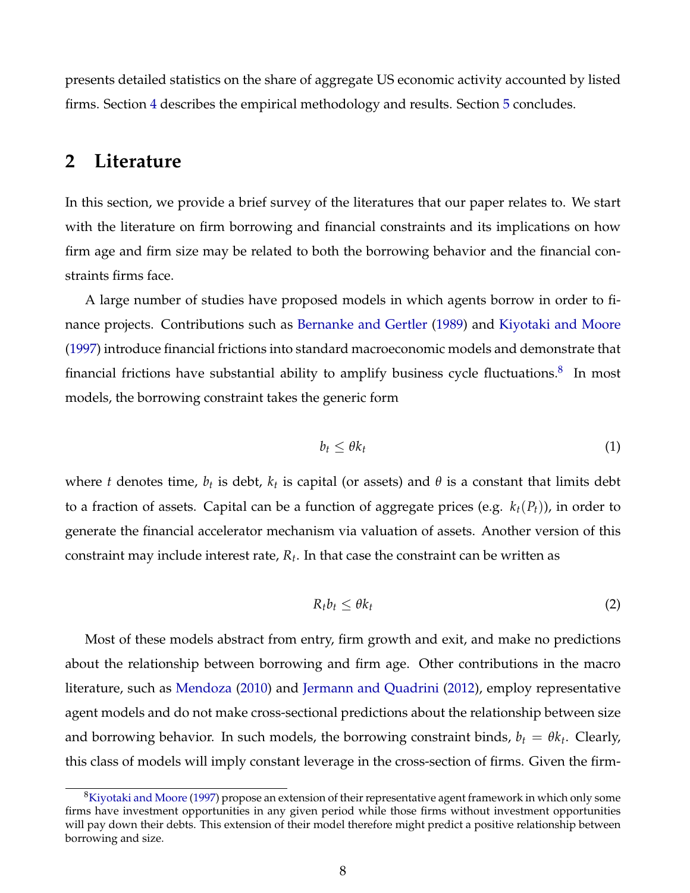presents detailed statistics on the share of aggregate US economic activity accounted by listed firms. Section 4 describes the empirical methodology and results. Section 5 concludes.

## 2 Literature

In this section, we provide a brief survey of the literatures that our paper relates to. We start with the literature on firm borrowing and financial constraints and its implications on how firm age and firm size may be related to both the borrowing behavior and the financial constraints firms face.

A large number of studies have proposed models in which agents borrow in order to finance projects. Contributions such as Bernanke and Gertler (1989) and Kiyotaki and Moore (1997) introduce financial frictions into standard macroeconomic models and demonstrate that financial frictions have substantial ability to amplify business cycle fluctuations.[8] In most models, the borrowing constraint takes the generic form

$$b_t \leq \theta k_t \tag{1}$$

where $t$ denotes time, $b_t$ is debt, $k_t$ is capital (or assets) and $\theta$ is a constant that limits debt to a fraction of assets. Capital can be a function of aggregate prices (e.g. $k_t(P_t)$), in order to generate the financial accelerator mechanism via valuation of assets. Another version of this constraint may include interest rate, $R_t$. In that case the constraint can be written as

$$R_t b_t \leq \theta k_t \tag{2}$$

Most of these models abstract from entry, firm growth and exit, and make no predictions about the relationship between borrowing and firm age. Other contributions in the macro literature, such as Mendoza (2010) and Jermann and Quadrini (2012), employ representative agent models and do not make cross-sectional predictions about the relationship between size and borrowing behavior. In such models, the borrowing constraint binds, $b_t = \theta k_t$. Clearly, this class of models will imply constant leverage in the cross-section of firms. Given the firm-

[8] Kiyotaki and Moore (1997) propose an extension of their representative agent framework in which only some firms have investment opportunities in any given period while those firms without investment opportunities will pay down their debts. This extension of their model therefore might predict a positive relationship between borrowing and size.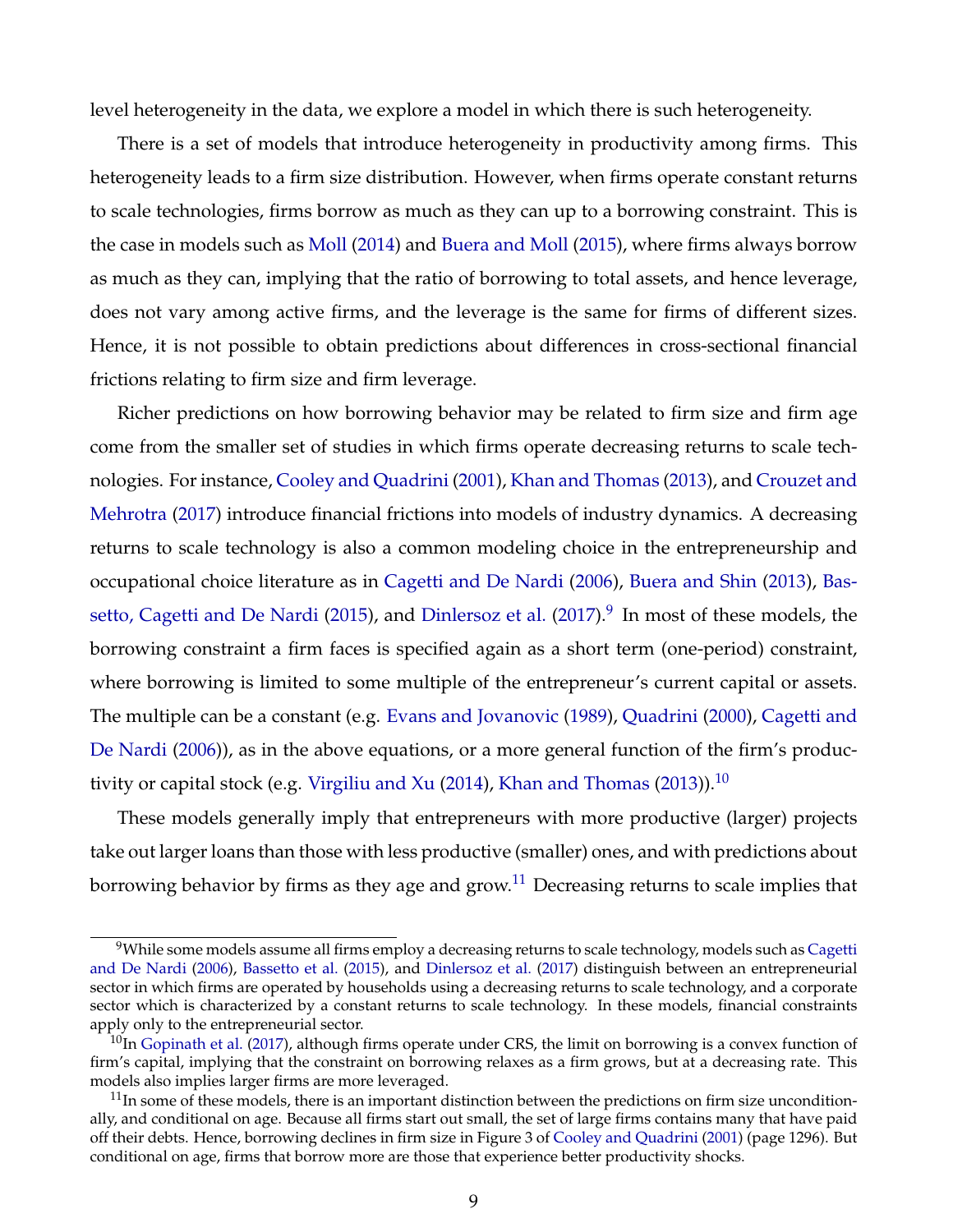level heterogeneity in the data, we explore a model in which there is such heterogeneity.

There is a set of models that introduce heterogeneity in productivity among firms. This heterogeneity leads to a firm size distribution. However, when firms operate constant returns to scale technologies, firms borrow as much as they can up to a borrowing constraint. This is the case in models such as Moll (2014) and Buera and Moll (2015), where firms always borrow as much as they can, implying that the ratio of borrowing to total assets, and hence leverage, does not vary among active firms, and the leverage is the same for firms of different sizes. Hence, it is not possible to obtain predictions about differences in cross-sectional financial frictions relating to firm size and firm leverage.

Richer predictions on how borrowing behavior may be related to firm size and firm age come from the smaller set of studies in which firms operate decreasing returns to scale technologies. For instance, Cooley and Quadrini (2001), Khan and Thomas (2013), and Crouzet and Mehrotra (2017) introduce financial frictions into models of industry dynamics. A decreasing returns to scale technology is also a common modeling choice in the entrepreneurship and occupational choice literature as in Cagetti and De Nardi (2006), Buera and Shin (2013), Bassetto, Cagetti and De Nardi (2015), and Dinlersoz et al. (2017).[9] In most of these models, the borrowing constraint a firm faces is specified again as a short term (one-period) constraint, where borrowing is limited to some multiple of the entrepreneur's current capital or assets. The multiple can be a constant (e.g. Evans and Jovanovic (1989), Quadrini (2000), Cagetti and De Nardi (2006)), as in the above equations, or a more general function of the firm's productivity or capital stock (e.g. Virgiliu and Xu (2014), Khan and Thomas (2013)).[10]

These models generally imply that entrepreneurs with more productive (larger) projects take out larger loans than those with less productive (smaller) ones, and with predictions about borrowing behavior by firms as they age and grow.[11] Decreasing returns to scale implies that

---

[9] While some models assume all firms employ a decreasing returns to scale technology, models such as Cagetti and De Nardi (2006), Bassetto et al. (2015), and Dinlersoz et al. (2017) distinguish between an entrepreneurial sector in which firms are operated by households using a decreasing returns to scale technology, and a corporate sector which is characterized by a constant returns to scale technology. In these models, financial constraints apply only to the entrepreneurial sector.

[10] In Gopinath et al. (2017), although firms operate under CRS, the limit on borrowing is a convex function of firm's capital, implying that the constraint on borrowing relaxes as a firm grows, but at a decreasing rate. This models also implies larger firms are more leveraged.

[11] In some of these models, there is an important distinction between the predictions on firm size unconditionally, and conditional on age. Because all firms start out small, the set of large firms contains many that have paid off their debts. Hence, borrowing declines in firm size in Figure 3 of Cooley and Quadrini (2001) (page 1296). But conditional on age, firms that borrow more are those that experience better productivity shocks.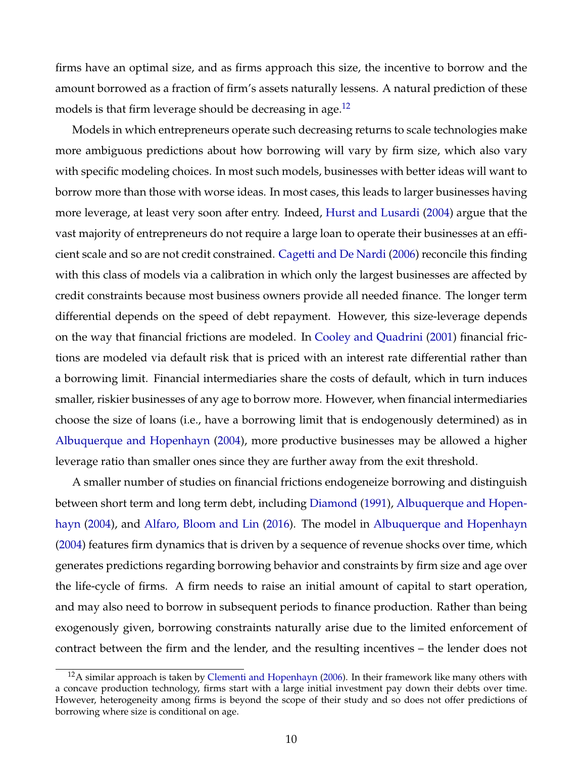firms have an optimal size, and as firms approach this size, the incentive to borrow and the amount borrowed as a fraction of firm's assets naturally lessens. A natural prediction of these models is that firm leverage should be decreasing in age.[12]

Models in which entrepreneurs operate such decreasing returns to scale technologies make more ambiguous predictions about how borrowing will vary by firm size, which also vary with specific modeling choices. In most such models, businesses with better ideas will want to borrow more than those with worse ideas. In most cases, this leads to larger businesses having more leverage, at least very soon after entry. Indeed, Hurst and Lusardi (2004) argue that the vast majority of entrepreneurs do not require a large loan to operate their businesses at an efficient scale and so are not credit constrained. Cagetti and De Nardi (2006) reconcile this finding with this class of models via a calibration in which only the largest businesses are affected by credit constraints because most business owners provide all needed finance. The longer term differential depends on the speed of debt repayment. However, this size-leverage depends on the way that financial frictions are modeled. In Cooley and Quadrini (2001) financial frictions are modeled via default risk that is priced with an interest rate differential rather than a borrowing limit. Financial intermediaries share the costs of default, which in turn induces smaller, riskier businesses of any age to borrow more. However, when financial intermediaries choose the size of loans (i.e., have a borrowing limit that is endogenously determined) as in Albuquerque and Hopenhayn (2004), more productive businesses may be allowed a higher leverage ratio than smaller ones since they are further away from the exit threshold.

A smaller number of studies on financial frictions endogeneize borrowing and distinguish between short term and long term debt, including Diamond (1991), Albuquerque and Hopenhayn (2004), and Alfaro, Bloom and Lin (2016). The model in Albuquerque and Hopenhayn (2004) features firm dynamics that is driven by a sequence of revenue shocks over time, which generates predictions regarding borrowing behavior and constraints by firm size and age over the life-cycle of firms. A firm needs to raise an initial amount of capital to start operation, and may also need to borrow in subsequent periods to finance production. Rather than being exogenously given, borrowing constraints naturally arise due to the limited enforcement of contract between the firm and the lender, and the resulting incentives – the lender does not

[12] A similar approach is taken by Clementi and Hopenhayn (2006). In their framework like many others with a concave production technology, firms start with a large initial investment pay down their debts over time. However, heterogeneity among firms is beyond the scope of their study and so does not offer predictions of borrowing where size is conditional on age.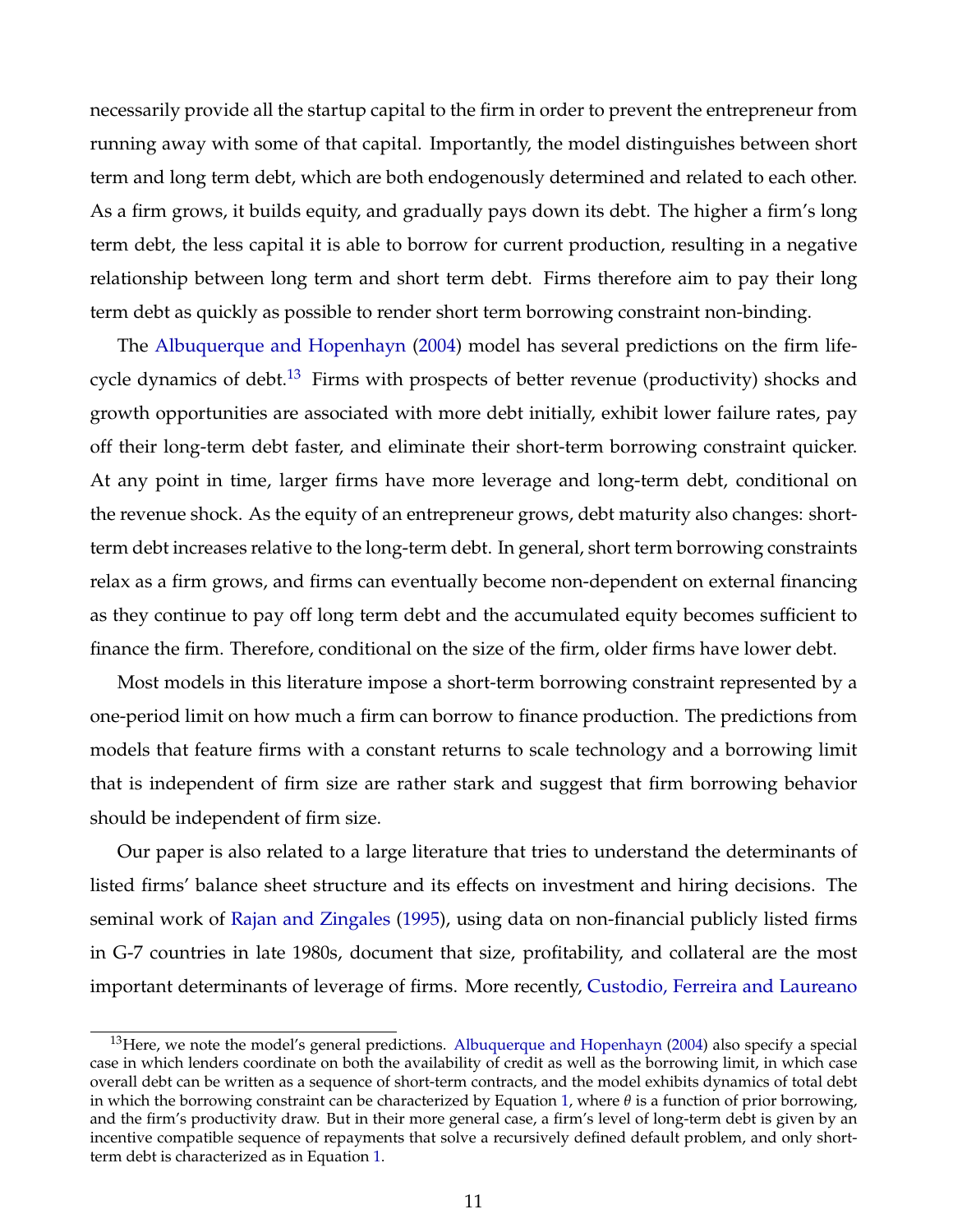necessarily provide all the startup capital to the firm in order to prevent the entrepreneur from running away with some of that capital. Importantly, the model distinguishes between short term and long term debt, which are both endogenously determined and related to each other. As a firm grows, it builds equity, and gradually pays down its debt. The higher a firm's long term debt, the less capital it is able to borrow for current production, resulting in a negative relationship between long term and short term debt. Firms therefore aim to pay their long term debt as quickly as possible to render short term borrowing constraint non-binding.

The Albuquerque and Hopenhayn (2004) model has several predictions on the firm life-cycle dynamics of debt.[13] Firms with prospects of better revenue (productivity) shocks and growth opportunities are associated with more debt initially, exhibit lower failure rates, pay off their long-term debt faster, and eliminate their short-term borrowing constraint quicker. At any point in time, larger firms have more leverage and long-term debt, conditional on the revenue shock. As the equity of an entrepreneur grows, debt maturity also changes: short-term debt increases relative to the long-term debt. In general, short term borrowing constraints relax as a firm grows, and firms can eventually become non-dependent on external financing as they continue to pay off long term debt and the accumulated equity becomes sufficient to finance the firm. Therefore, conditional on the size of the firm, older firms have lower debt.

Most models in this literature impose a short-term borrowing constraint represented by a one-period limit on how much a firm can borrow to finance production. The predictions from models that feature firms with a constant returns to scale technology and a borrowing limit that is independent of firm size are rather stark and suggest that firm borrowing behavior should be independent of firm size.

Our paper is also related to a large literature that tries to understand the determinants of listed firms' balance sheet structure and its effects on investment and hiring decisions. The seminal work of Rajan and Zingales (1995), using data on non-financial publicly listed firms in G-7 countries in late 1980s, document that size, profitability, and collateral are the most important determinants of leverage of firms. More recently, Custodio, Ferreira and Laureano

[13] Here, we note the model's general predictions. Albuquerque and Hopenhayn (2004) also specify a special case in which lenders coordinate on both the availability of credit as well as the borrowing limit, in which case overall debt can be written as a sequence of short-term contracts, and the model exhibits dynamics of total debt in which the borrowing constraint can be characterized by Equation 1, where $\theta$ is a function of prior borrowing, and the firm's productivity draw. But in their more general case, a firm's level of long-term debt is given by an incentive compatible sequence of repayments that solve a recursively defined default problem, and only short-term debt is characterized as in Equation 1.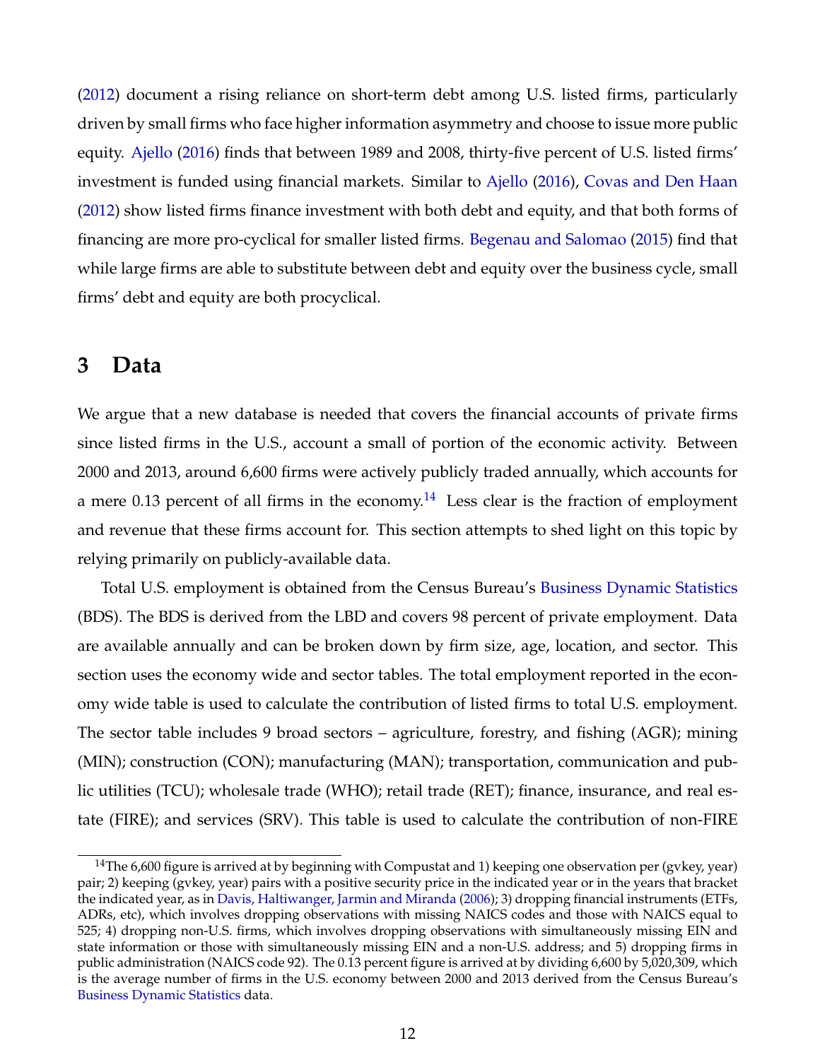(2012) document a rising reliance on short-term debt among U.S. listed firms, particularly driven by small firms who face higher information asymmetry and choose to issue more public equity. Ajello (2016) finds that between 1989 and 2008, thirty-five percent of U.S. listed firms' investment is funded using financial markets. Similar to Ajello (2016), Covas and Den Haan (2012) show listed firms finance investment with both debt and equity, and that both forms of financing are more pro-cyclical for smaller listed firms. Begenau and Salomao (2015) find that while large firms are able to substitute between debt and equity over the business cycle, small firms' debt and equity are both procyclical.

# 3 Data

We argue that a new database is needed that covers the financial accounts of private firms since listed firms in the U.S., account a small of portion of the economic activity. Between 2000 and 2013, around 6,600 firms were actively publicly traded annually, which accounts for a mere 0.13 percent of all firms in the economy.[14] Less clear is the fraction of employment and revenue that these firms account for. This section attempts to shed light on this topic by relying primarily on publicly-available data.

Total U.S. employment is obtained from the Census Bureau's Business Dynamic Statistics (BDS). The BDS is derived from the LBD and covers 98 percent of private employment. Data are available annually and can be broken down by firm size, age, location, and sector. This section uses the economy wide and sector tables. The total employment reported in the economy wide table is used to calculate the contribution of listed firms to total U.S. employment. The sector table includes 9 broad sectors – agriculture, forestry, and fishing (AGR); mining (MIN); construction (CON); manufacturing (MAN); transportation, communication and public utilities (TCU); wholesale trade (WHO); retail trade (RET); finance, insurance, and real estate (FIRE); and services (SRV). This table is used to calculate the contribution of non-FIRE

[14] The 6,600 figure is arrived at by beginning with Compustat and 1) keeping one observation per (gvkey, year) pair; 2) keeping (gvkey, year) pairs with a positive security price in the indicated year or in the years that bracket the indicated year, as in Davis, Haltiwanger, Jarmin and Miranda (2006); 3) dropping financial instruments (ETFs, ADRs, etc), which involves dropping observations with missing NAICS codes and those with NAICS equal to 525; 4) dropping non-U.S. firms, which involves dropping observations with simultaneously missing EIN and state information or those with simultaneously missing EIN and a non-U.S. address; and 5) dropping firms in public administration (NAICS code 92). The 0.13 percent figure is arrived at by dividing 6,600 by 5,020,309, which is the average number of firms in the U.S. economy between 2000 and 2013 derived from the Census Bureau's Business Dynamic Statistics data.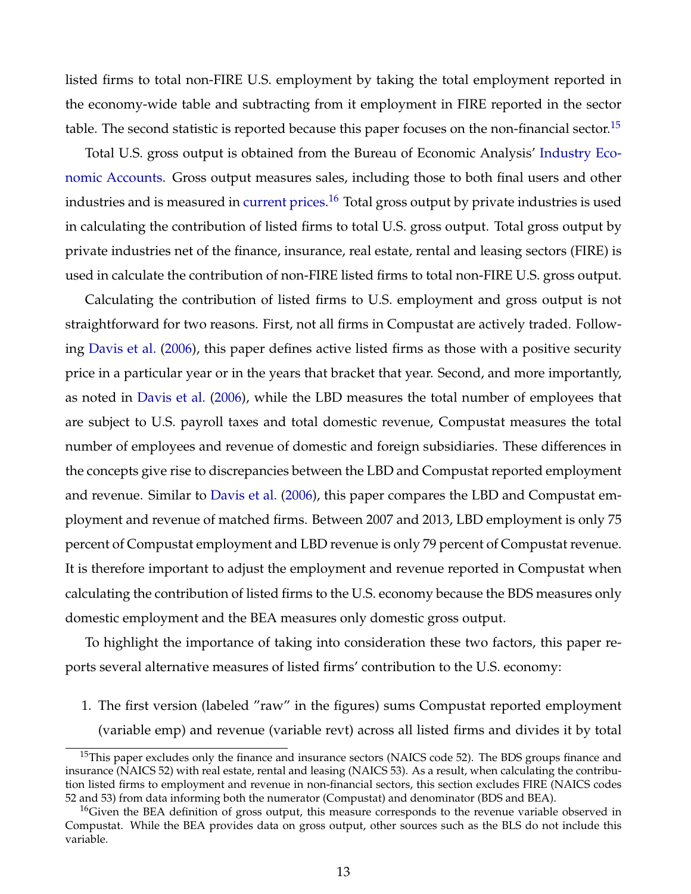listed firms to total non-FIRE U.S. employment by taking the total employment reported in the economy-wide table and subtracting from it employment in FIRE reported in the sector table. The second statistic is reported because this paper focuses on the non-financial sector.[15]

Total U.S. gross output is obtained from the Bureau of Economic Analysis' Industry Economic Accounts. Gross output measures sales, including those to both final users and other industries and is measured in current prices.[16] Total gross output by private industries is used in calculating the contribution of listed firms to total U.S. gross output. Total gross output by private industries net of the finance, insurance, real estate, rental and leasing sectors (FIRE) is used in calculate the contribution of non-FIRE listed firms to total non-FIRE U.S. gross output.

Calculating the contribution of listed firms to U.S. employment and gross output is not straightforward for two reasons. First, not all firms in Compustat are actively traded. Following Davis et al. (2006), this paper defines active listed firms as those with a positive security price in a particular year or in the years that bracket that year. Second, and more importantly, as noted in Davis et al. (2006), while the LBD measures the total number of employees that are subject to U.S. payroll taxes and total domestic revenue, Compustat measures the total number of employees and revenue of domestic and foreign subsidiaries. These differences in the concepts give rise to discrepancies between the LBD and Compustat reported employment and revenue. Similar to Davis et al. (2006), this paper compares the LBD and Compustat employment and revenue of matched firms. Between 2007 and 2013, LBD employment is only 75 percent of Compustat employment and LBD revenue is only 79 percent of Compustat revenue. It is therefore important to adjust the employment and revenue reported in Compustat when calculating the contribution of listed firms to the U.S. economy because the BDS measures only domestic employment and the BEA measures only domestic gross output.

To highlight the importance of taking into consideration these two factors, this paper reports several alternative measures of listed firms' contribution to the U.S. economy:

1. The first version (labeled "raw" in the figures) sums Compustat reported employment (variable emp) and revenue (variable revt) across all listed firms and divides it by total

---

[15] This paper excludes only the finance and insurance sectors (NAICS code 52). The BDS groups finance and insurance (NAICS 52) with real estate, rental and leasing (NAICS 53). As a result, when calculating the contribution listed firms to employment and revenue in non-financial sectors, this section excludes FIRE (NAICS codes 52 and 53) from data informing both the numerator (Compustat) and denominator (BDS and BEA).

[16] Given the BEA definition of gross output, this measure corresponds to the revenue variable observed in Compustat. While the BEA provides data on gross output, other sources such as the BLS do not include this variable.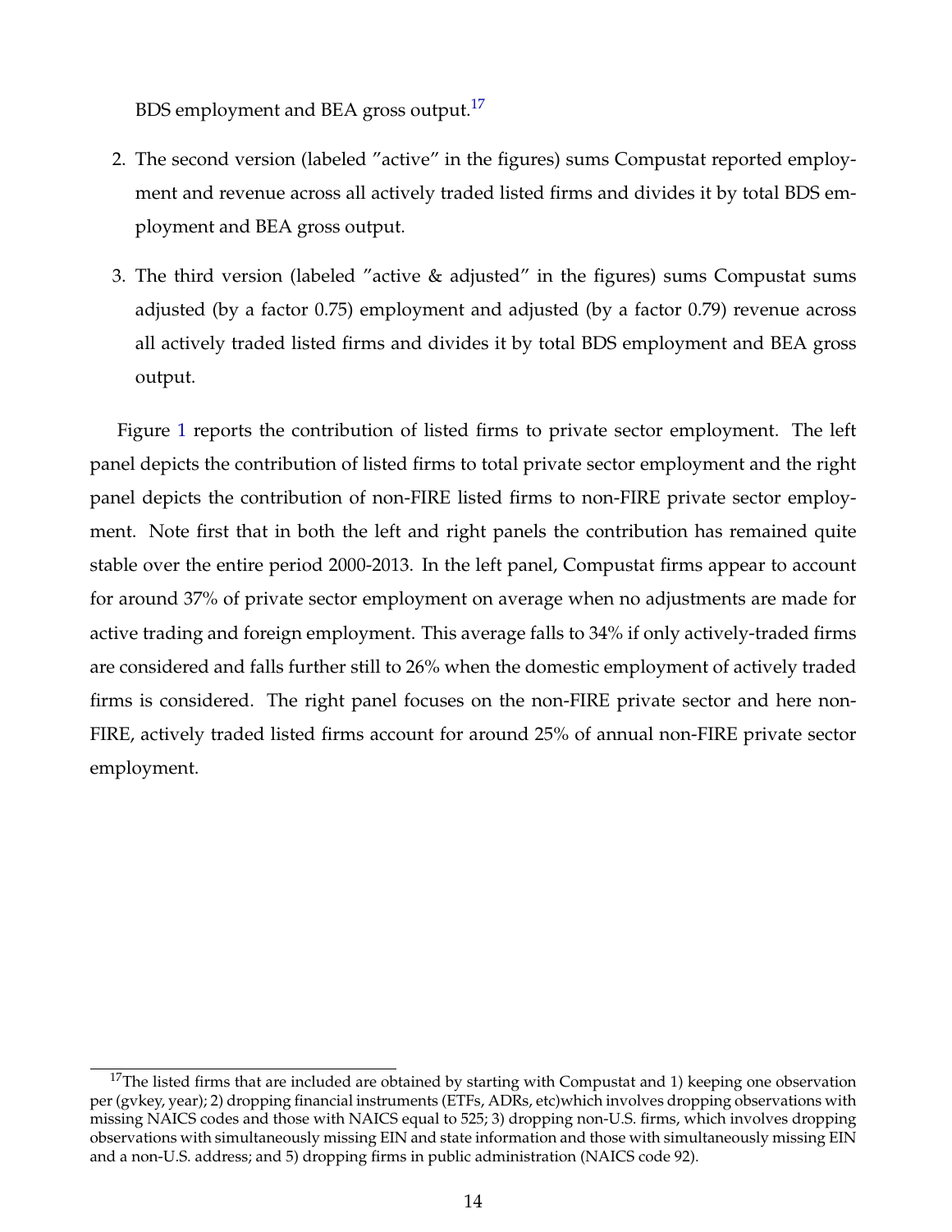BDS employment and BEA gross output.[17]

2. The second version (labeled "active" in the figures) sums Compustat reported employment and revenue across all actively traded listed firms and divides it by total BDS employment and BEA gross output.

3. The third version (labeled "active & adjusted" in the figures) sums Compustat sums adjusted (by a factor 0.75) employment and adjusted (by a factor 0.79) revenue across all actively traded listed firms and divides it by total BDS employment and BEA gross output.

Figure 1 reports the contribution of listed firms to private sector employment. The left panel depicts the contribution of listed firms to total private sector employment and the right panel depicts the contribution of non-FIRE listed firms to non-FIRE private sector employment. Note first that in both the left and right panels the contribution has remained quite stable over the entire period 2000-2013. In the left panel, Compustat firms appear to account for around 37% of private sector employment on average when no adjustments are made for active trading and foreign employment. This average falls to 34% if only actively-traded firms are considered and falls further still to 26% when the domestic employment of actively traded firms is considered. The right panel focuses on the non-FIRE private sector and here non-FIRE, actively traded listed firms account for around 25% of annual non-FIRE private sector employment.

[17] The listed firms that are included are obtained by starting with Compustat and 1) keeping one observation per (gvkey, year); 2) dropping financial instruments (ETFs, ADRs, etc)which involves dropping observations with missing NAICS codes and those with NAICS equal to 525; 3) dropping non-U.S. firms, which involves dropping observations with simultaneously missing EIN and state information and those with simultaneously missing EIN and a non-U.S. address; and 5) dropping firms in public administration (NAICS code 92).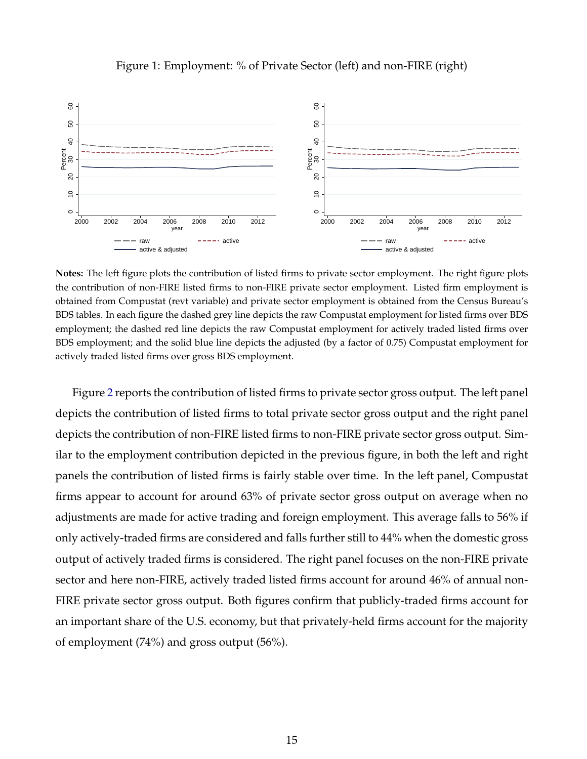Figure 1: Employment: % of Private Sector (left) and non-FIRE (right)

**Notes:** The left figure plots the contribution of listed firms to private sector employment. The right figure plots the contribution of non-FIRE listed firms to non-FIRE private sector employment. Listed firm employment is obtained from Compustat (revt variable) and private sector employment is obtained from the Census Bureau's BDS tables. In each figure the dashed grey line depicts the raw Compustat employment for listed firms over BDS employment; the dashed red line depicts the raw Compustat employment for actively traded listed firms over BDS employment; and the solid blue line depicts the adjusted (by a factor of 0.75) Compustat employment for actively traded listed firms over gross BDS employment.

Figure 2 reports the contribution of listed firms to private sector gross output. The left panel depicts the contribution of listed firms to total private sector gross output and the right panel depicts the contribution of non-FIRE listed firms to non-FIRE private sector gross output. Similar to the employment contribution depicted in the previous figure, in both the left and right panels the contribution of listed firms is fairly stable over time. In the left panel, Compustat firms appear to account for around 63% of private sector gross output on average when no adjustments are made for active trading and foreign employment. This average falls to 56% if only actively-traded firms are considered and falls further still to 44% when the domestic gross output of actively traded firms is considered. The right panel focuses on the non-FIRE private sector and here non-FIRE, actively traded listed firms account for around 46% of annual non-FIRE private sector gross output. Both figures confirm that publicly-traded firms account for an important share of the U.S. economy, but that privately-held firms account for the majority of employment (74%) and gross output (56%).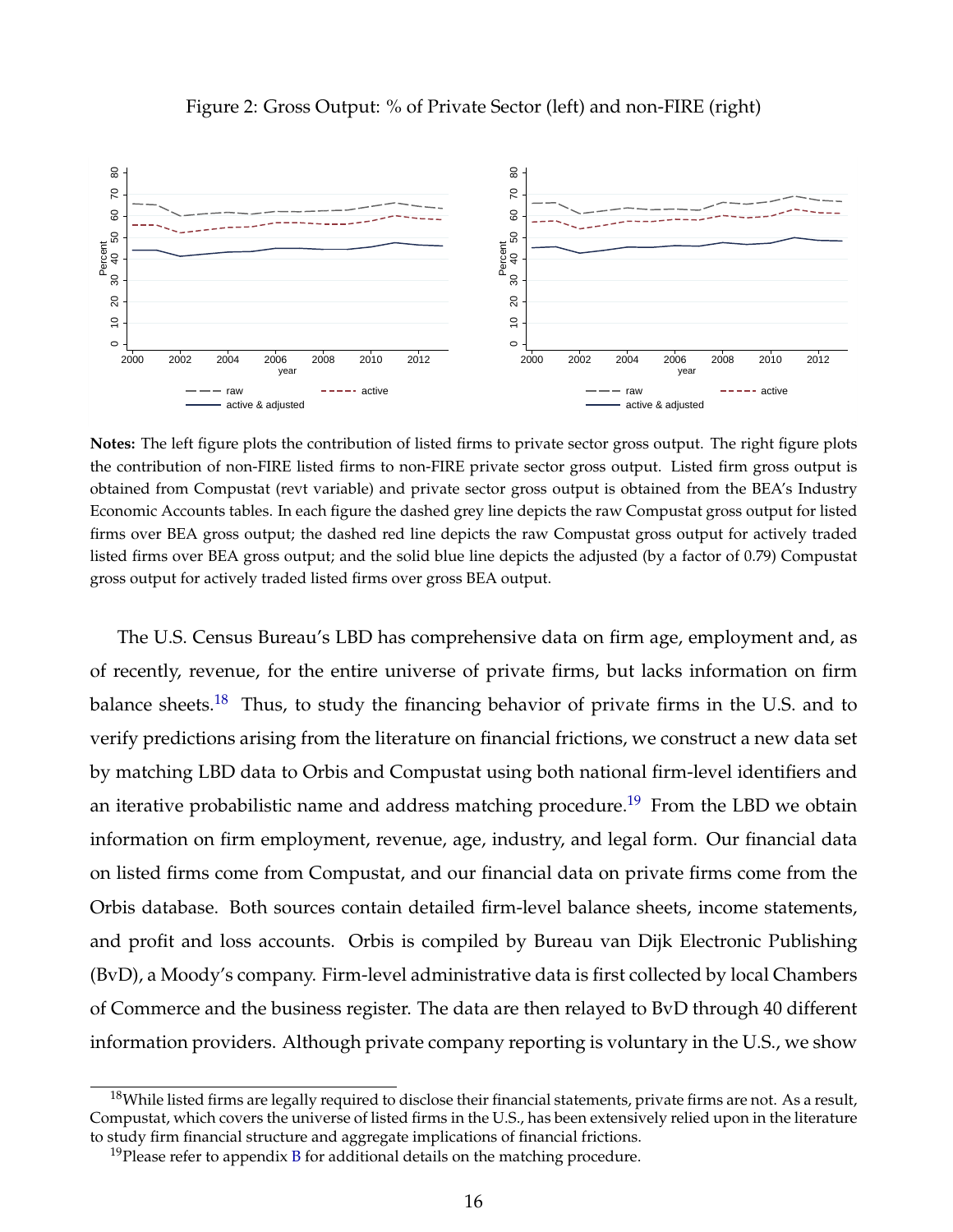Figure 2: Gross Output: % of Private Sector (left) and non-FIRE (right)

**Notes:** The left figure plots the contribution of listed firms to private sector gross output. The right figure plots the contribution of non-FIRE listed firms to non-FIRE private sector gross output. Listed firm gross output is obtained from Compustat (revt variable) and private sector gross output is obtained from the BEA's Industry Economic Accounts tables. In each figure the dashed grey line depicts the raw Compustat gross output for listed firms over BEA gross output; the dashed red line depicts the raw Compustat gross output for actively traded listed firms over BEA gross output; and the solid blue line depicts the adjusted (by a factor of 0.79) Compustat gross output for actively traded listed firms over gross BEA output.

The U.S. Census Bureau's LBD has comprehensive data on firm age, employment and, as of recently, revenue, for the entire universe of private firms, but lacks information on firm balance sheets.[18] Thus, to study the financing behavior of private firms in the U.S. and to verify predictions arising from the literature on financial frictions, we construct a new data set by matching LBD data to Orbis and Compustat using both national firm-level identifiers and an iterative probabilistic name and address matching procedure.[19] From the LBD we obtain information on firm employment, revenue, age, industry, and legal form. Our financial data on listed firms come from Compustat, and our financial data on private firms come from the Orbis database. Both sources contain detailed firm-level balance sheets, income statements, and profit and loss accounts. Orbis is compiled by Bureau van Dijk Electronic Publishing (BvD), a Moody's company. Firm-level administrative data is first collected by local Chambers of Commerce and the business register. The data are then relayed to BvD through 40 different information providers. Although private company reporting is voluntary in the U.S., we show

[18] While listed firms are legally required to disclose their financial statements, private firms are not. As a result, Compustat, which covers the universe of listed firms in the U.S., has been extensively relied upon in the literature to study firm financial structure and aggregate implications of financial frictions.

[19] Please refer to appendix B for additional details on the matching procedure.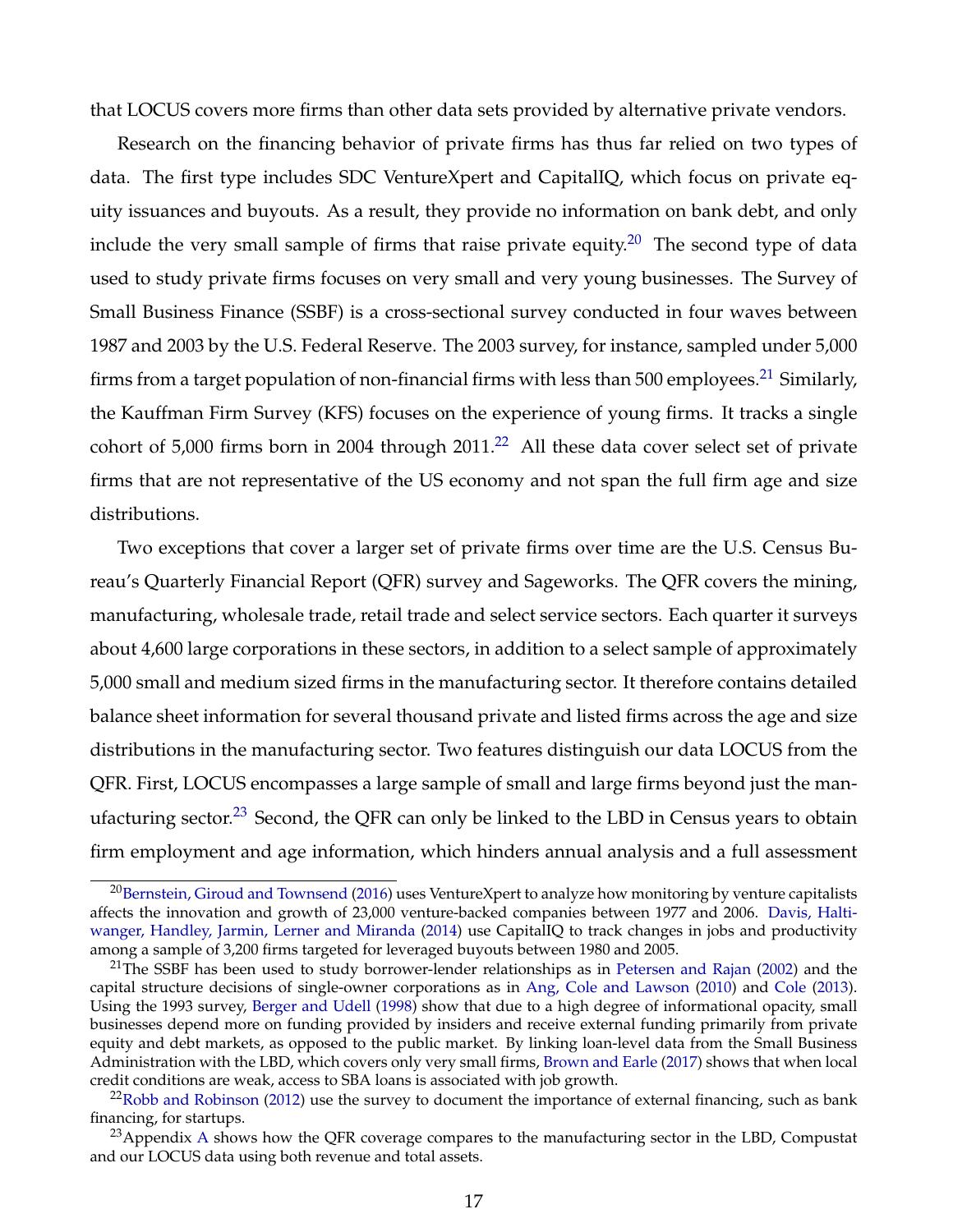that LOCUS covers more firms than other data sets provided by alternative private vendors.

Research on the financing behavior of private firms has thus far relied on two types of data. The first type includes SDC VentureXpert and CapitalIQ, which focus on private equity issuances and buyouts. As a result, they provide no information on bank debt, and only include the very small sample of firms that raise private equity.[20] The second type of data used to study private firms focuses on very small and very young businesses. The Survey of Small Business Finance (SSBF) is a cross-sectional survey conducted in four waves between 1987 and 2003 by the U.S. Federal Reserve. The 2003 survey, for instance, sampled under 5,000 firms from a target population of non-financial firms with less than 500 employees.[21] Similarly, the Kauffman Firm Survey (KFS) focuses on the experience of young firms. It tracks a single cohort of 5,000 firms born in 2004 through 2011.[22] All these data cover select set of private firms that are not representative of the US economy and not span the full firm age and size distributions.

Two exceptions that cover a larger set of private firms over time are the U.S. Census Bureau's Quarterly Financial Report (QFR) survey and Sageworks. The QFR covers the mining, manufacturing, wholesale trade, retail trade and select service sectors. Each quarter it surveys about 4,600 large corporations in these sectors, in addition to a select sample of approximately 5,000 small and medium sized firms in the manufacturing sector. It therefore contains detailed balance sheet information for several thousand private and listed firms across the age and size distributions in the manufacturing sector. Two features distinguish our data LOCUS from the QFR. First, LOCUS encompasses a large sample of small and large firms beyond just the manufacturing sector.[23] Second, the QFR can only be linked to the LBD in Census years to obtain firm employment and age information, which hinders annual analysis and a full assessment

[20] Bernstein, Giroud and Townsend (2016) uses VentureXpert to analyze how monitoring by venture capitalists affects the innovation and growth of 23,000 venture-backed companies between 1977 and 2006. Davis, Haltiwanger, Handley, Jarmin, Lerner and Miranda (2014) use CapitalIQ to track changes in jobs and productivity among a sample of 3,200 firms targeted for leveraged buyouts between 1980 and 2005.

[21] The SSBF has been used to study borrower-lender relationships as in Petersen and Rajan (2002) and the capital structure decisions of single-owner corporations as in Ang, Cole and Lawson (2010) and Cole (2013). Using the 1993 survey, Berger and Udell (1998) show that due to a high degree of informational opacity, small businesses depend more on funding provided by insiders and receive external funding primarily from private equity and debt markets, as opposed to the public market. By linking loan-level data from the Small Business Administration with the LBD, which covers only very small firms, Brown and Earle (2017) shows that when local credit conditions are weak, access to SBA loans is associated with job growth.

[22] Robb and Robinson (2012) use the survey to document the importance of external financing, such as bank financing, for startups.

[23] Appendix A shows how the QFR coverage compares to the manufacturing sector in the LBD, Compustat and our LOCUS data using both revenue and total assets.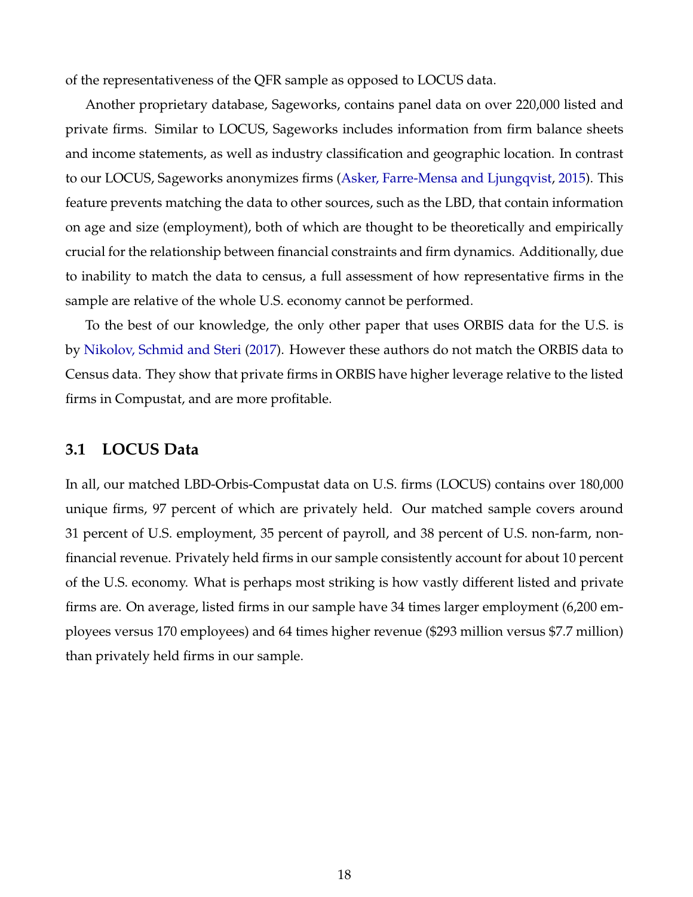of the representativeness of the QFR sample as opposed to LOCUS data.

Another proprietary database, Sageworks, contains panel data on over 220,000 listed and private firms. Similar to LOCUS, Sageworks includes information from firm balance sheets and income statements, as well as industry classification and geographic location. In contrast to our LOCUS, Sageworks anonymizes firms (Asker, Farre-Mensa and Ljungqvist, 2015). This feature prevents matching the data to other sources, such as the LBD, that contain information on age and size (employment), both of which are thought to be theoretically and empirically crucial for the relationship between financial constraints and firm dynamics. Additionally, due to inability to match the data to census, a full assessment of how representative firms in the sample are relative of the whole U.S. economy cannot be performed.

To the best of our knowledge, the only other paper that uses ORBIS data for the U.S. is by Nikolov, Schmid and Steri (2017). However these authors do not match the ORBIS data to Census data. They show that private firms in ORBIS have higher leverage relative to the listed firms in Compustat, and are more profitable.

### 3.1 LOCUS Data

In all, our matched LBD-Orbis-Compustat data on U.S. firms (LOCUS) contains over 180,000 unique firms, 97 percent of which are privately held. Our matched sample covers around 31 percent of U.S. employment, 35 percent of payroll, and 38 percent of U.S. non-farm, non-financial revenue. Privately held firms in our sample consistently account for about 10 percent of the U.S. economy. What is perhaps most striking is how vastly different listed and private firms are. On average, listed firms in our sample have 34 times larger employment (6,200 employees versus 170 employees) and 64 times higher revenue ($293 million versus $7.7 million) than privately held firms in our sample.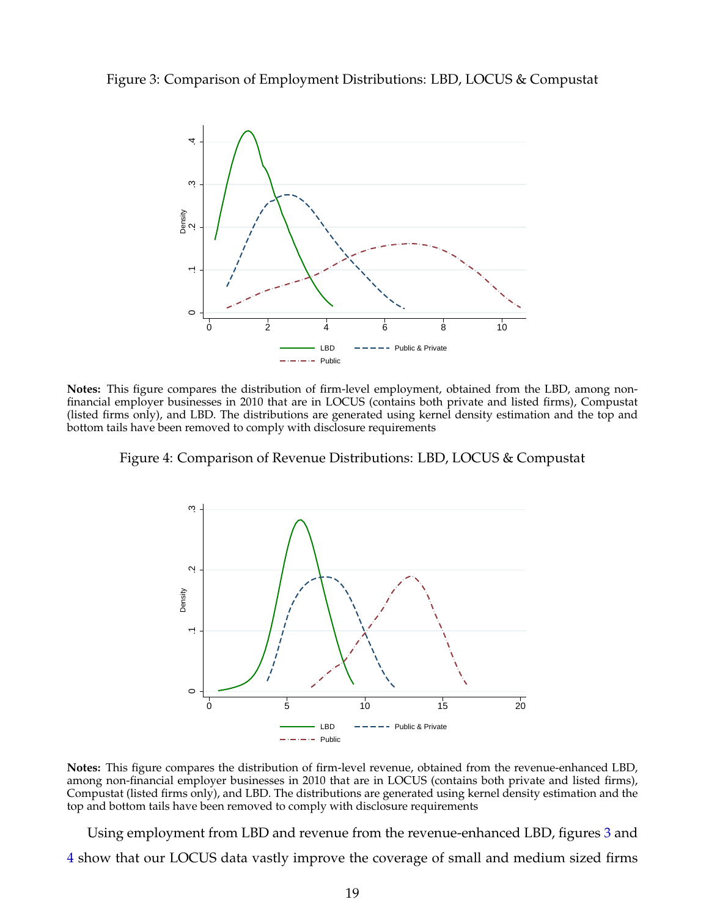Figure 3: Comparison of Employment Distributions: LBD, LOCUS & Compustat

**Notes:** This figure compares the distribution of firm-level employment, obtained from the LBD, among non-financial employer businesses in 2010 that are in LOCUS (contains both private and listed firms), Compustat (listed firms only), and LBD. The distributions are generated using kernel density estimation and the top and bottom tails have been removed to comply with disclosure requirements

Figure 4: Comparison of Revenue Distributions: LBD, LOCUS & Compustat

**Notes:** This figure compares the distribution of firm-level revenue, obtained from the revenue-enhanced LBD, among non-financial employer businesses in 2010 that are in LOCUS (contains both private and listed firms), Compustat (listed firms only), and LBD. The distributions are generated using kernel density estimation and the top and bottom tails have been removed to comply with disclosure requirements

Using employment from LBD and revenue from the revenue-enhanced LBD, figures 3 and 4 show that our LOCUS data vastly improve the coverage of small and medium sized firms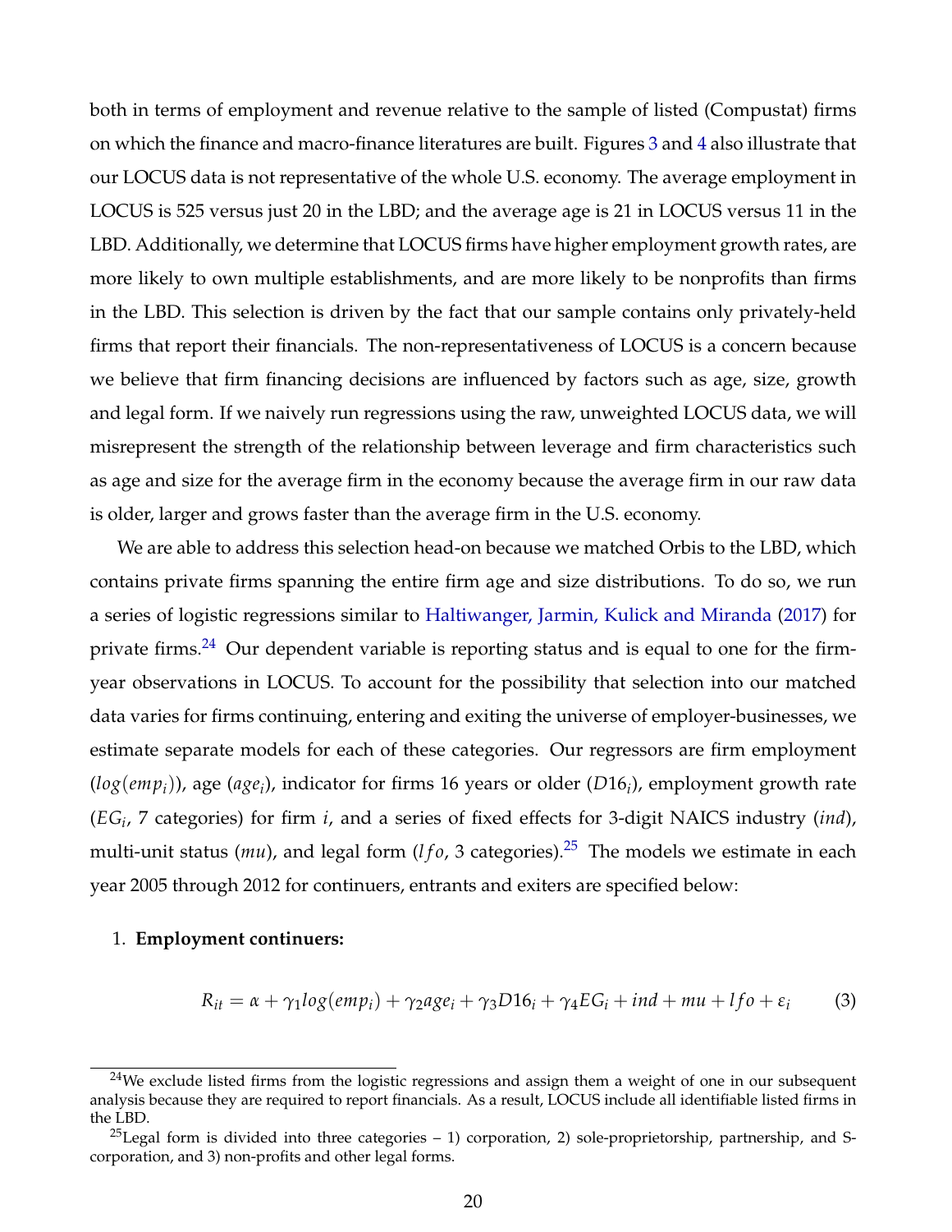both in terms of employment and revenue relative to the sample of listed (Compustat) firms on which the finance and macro-finance literatures are built. Figures 3 and 4 also illustrate that our LOCUS data is not representative of the whole U.S. economy. The average employment in LOCUS is 525 versus just 20 in the LBD; and the average age is 21 in LOCUS versus 11 in the LBD. Additionally, we determine that LOCUS firms have higher employment growth rates, are more likely to own multiple establishments, and are more likely to be nonprofits than firms in the LBD. This selection is driven by the fact that our sample contains only privately-held firms that report their financials. The non-representativeness of LOCUS is a concern because we believe that firm financing decisions are influenced by factors such as age, size, growth and legal form. If we naively run regressions using the raw, unweighted LOCUS data, we will misrepresent the strength of the relationship between leverage and firm characteristics such as age and size for the average firm in the economy because the average firm in our raw data is older, larger and grows faster than the average firm in the U.S. economy.

We are able to address this selection head-on because we matched Orbis to the LBD, which contains private firms spanning the entire firm age and size distributions. To do so, we run a series of logistic regressions similar to Haltiwanger, Jarmin, Kulick and Miranda (2017) for private firms.[24] Our dependent variable is reporting status and is equal to one for the firm-year observations in LOCUS. To account for the possibility that selection into our matched data varies for firms continuing, entering and exiting the universe of employer-businesses, we estimate separate models for each of these categories. Our regressors are firm employment ($log(emp_i)$), age ($age_i$), indicator for firms 16 years or older ($D16_i$), employment growth rate ($EG_i$, 7 categories) for firm $i$, and a series of fixed effects for 3-digit NAICS industry ($ind$), multi-unit status ($mu$), and legal form ($lfo$, 3 categories).[25] The models we estimate in each year 2005 through 2012 for continuers, entrants and exiters are specified below:

1. **Employment continuers:**

$$R_{it} = \alpha + \gamma_1 log(emp_i) + \gamma_2 age_i + \gamma_3 D16_i + \gamma_4 EG_i + ind + mu + lfo + \varepsilon_i \tag{3}$$

[24] We exclude listed firms from the logistic regressions and assign them a weight of one in our subsequent analysis because they are required to report financials. As a result, LOCUS include all identifiable listed firms in the LBD.

[25] Legal form is divided into three categories – 1) corporation, 2) sole-proprietorship, partnership, and S-corporation, and 3) non-profits and other legal forms.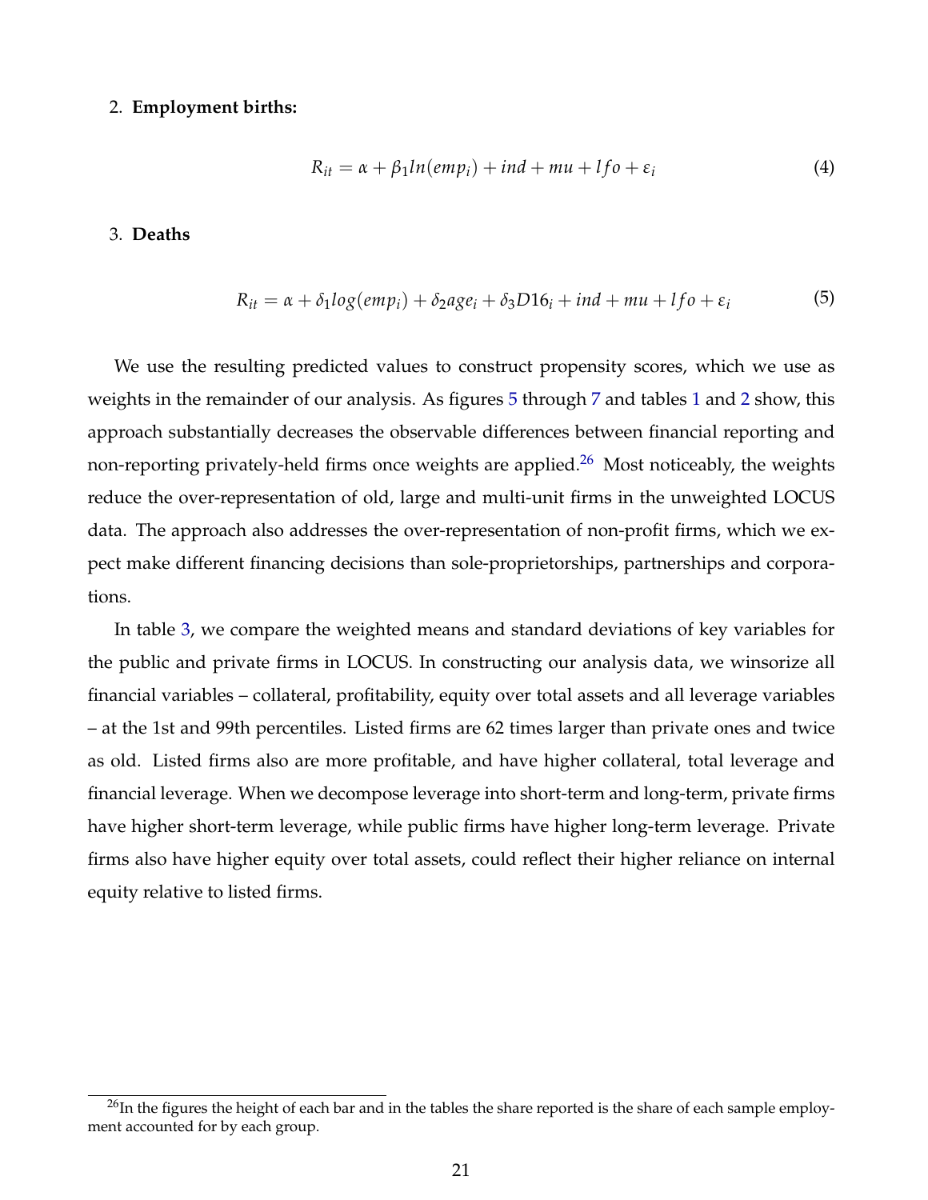2. **Employment births:**

$$R_{it} = \alpha + \beta_1 ln(emp_i) + ind + mu + lfo + \varepsilon_i \tag{4}$$

3. **Deaths**

$$R_{it} = \alpha + \delta_1 log(emp_i) + \delta_2 age_i + \delta_3 D16_i + ind + mu + lfo + \varepsilon_i \tag{5}$$

We use the resulting predicted values to construct propensity scores, which we use as weights in the remainder of our analysis. As figures 5 through 7 and tables 1 and 2 show, this approach substantially decreases the observable differences between financial reporting and non-reporting privately-held firms once weights are applied.[26] Most noticeably, the weights reduce the over-representation of old, large and multi-unit firms in the unweighted LOCUS data. The approach also addresses the over-representation of non-profit firms, which we expect make different financing decisions than sole-proprietorships, partnerships and corporations.

In table 3, we compare the weighted means and standard deviations of key variables for the public and private firms in LOCUS. In constructing our analysis data, we winsorize all financial variables – collateral, profitability, equity over total assets and all leverage variables – at the 1st and 99th percentiles. Listed firms are 62 times larger than private ones and twice as old. Listed firms also are more profitable, and have higher collateral, total leverage and financial leverage. When we decompose leverage into short-term and long-term, private firms have higher short-term leverage, while public firms have higher long-term leverage. Private firms also have higher equity over total assets, could reflect their higher reliance on internal equity relative to listed firms.

[26] In the figures the height of each bar and in the tables the share reported is the share of each sample employment accounted for by each group.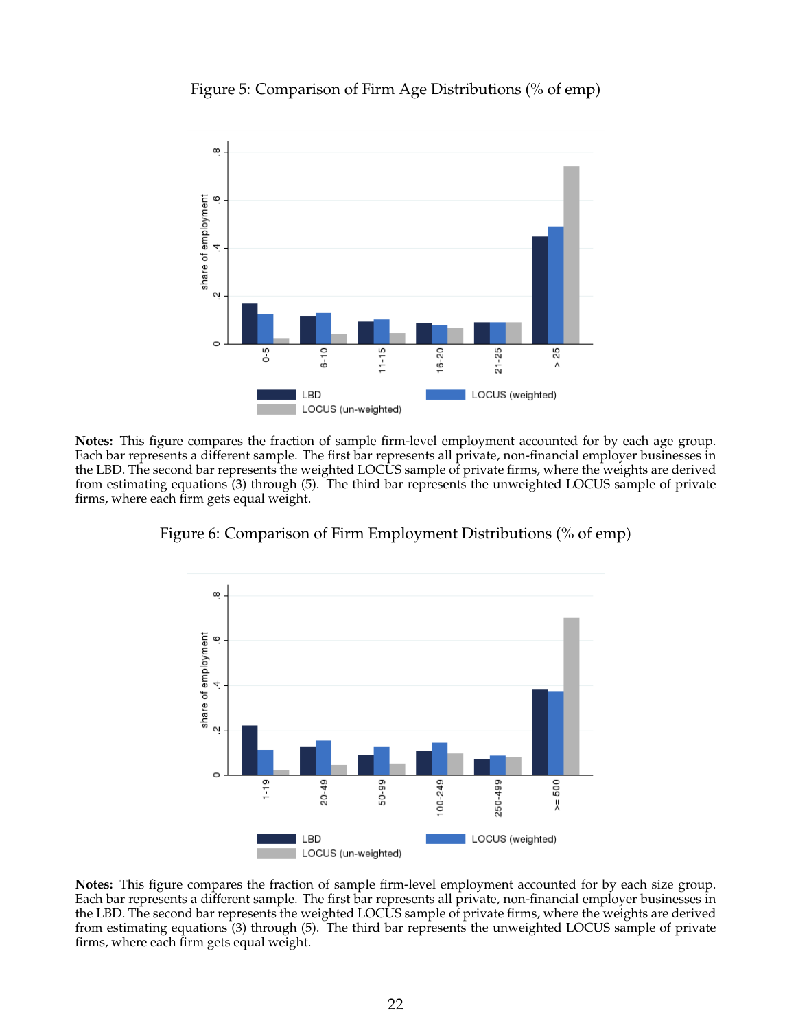Figure 5: Comparison of Firm Age Distributions (% of emp)

**Notes:** This figure compares the fraction of sample firm-level employment accounted for by each age group. Each bar represents a different sample. The first bar represents all private, non-financial employer businesses in the LBD. The second bar represents the weighted LOCUS sample of private firms, where the weights are derived from estimating equations (3) through (5). The third bar represents the unweighted LOCUS sample of private firms, where each firm gets equal weight.

Figure 6: Comparison of Firm Employment Distributions (% of emp)

**Notes:** This figure compares the fraction of sample firm-level employment accounted for by each size group. Each bar represents a different sample. The first bar represents all private, non-financial employer businesses in the LBD. The second bar represents the weighted LOCUS sample of private firms, where the weights are derived from estimating equations (3) through (5). The third bar represents the unweighted LOCUS sample of private firms, where each firm gets equal weight.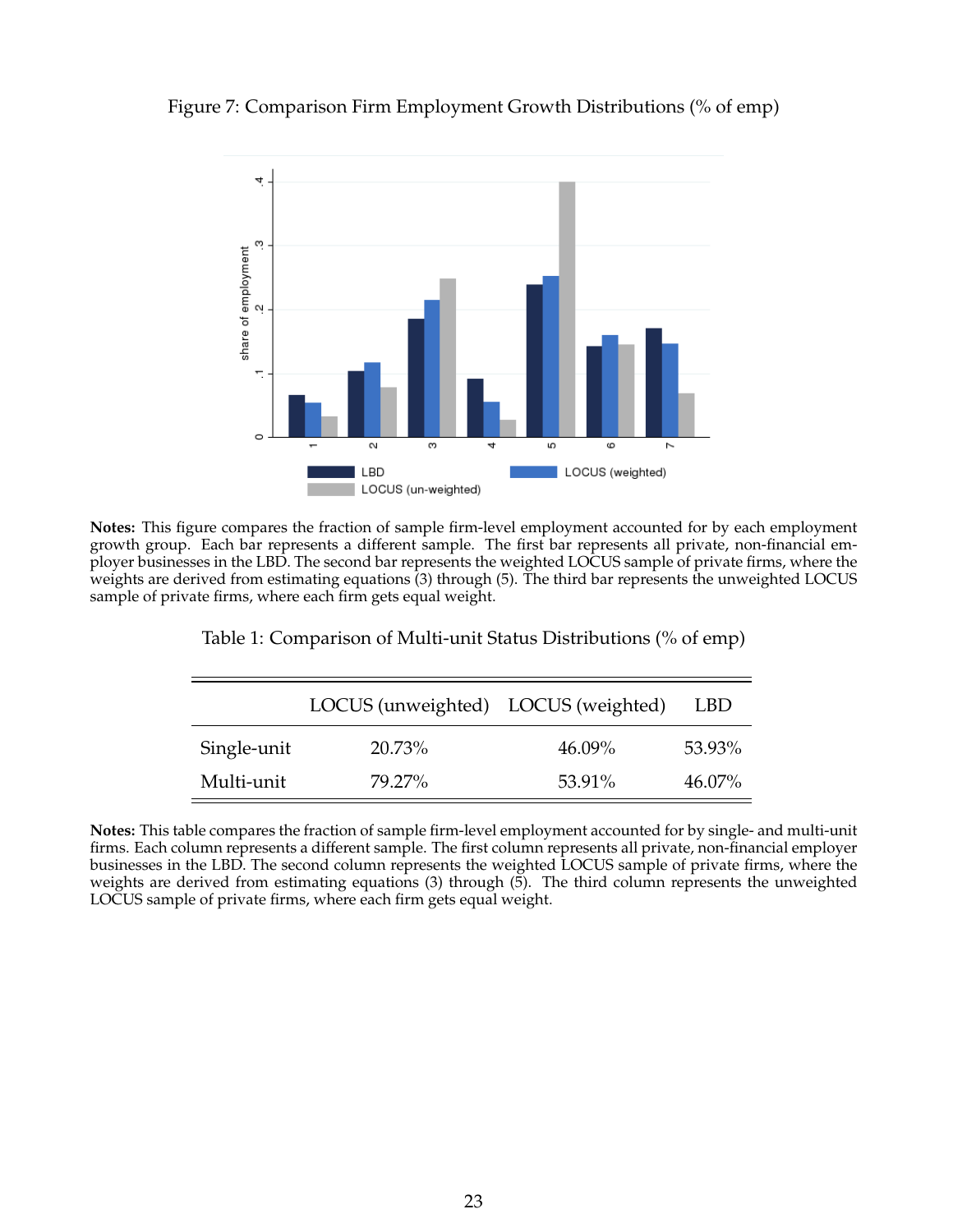Figure 7: Comparison Firm Employment Growth Distributions (% of emp)

**Notes:** This figure compares the fraction of sample firm-level employment accounted for by each employment growth group. Each bar represents a different sample. The first bar represents all private, non-financial employer businesses in the LBD. The second bar represents the weighted LOCUS sample of private firms, where the weights are derived from estimating equations (3) through (5). The third bar represents the unweighted LOCUS sample of private firms, where each firm gets equal weight.

Table 1: Comparison of Multi-unit Status Distributions (% of emp)

| | LOCUS (unweighted) | LOCUS (weighted) | LBD |
|---|---|---|---|
| Single-unit | 20.73% | 46.09% | 53.93% |
| Multi-unit | 79.27% | 53.91% | 46.07% |

**Notes:** This table compares the fraction of sample firm-level employment accounted for by single- and multi-unit firms. Each column represents a different sample. The first column represents all private, non-financial employer businesses in the LBD. The second column represents the weighted LOCUS sample of private firms, where the weights are derived from estimating equations (3) through (5). The third column represents the unweighted LOCUS sample of private firms, where each firm gets equal weight.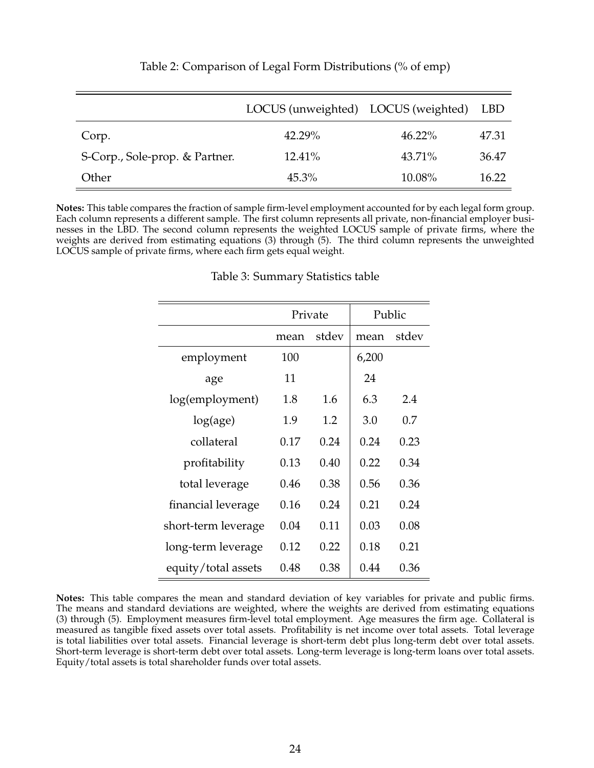Table 2: Comparison of Legal Form Distributions (% of emp)

| | LOCUS (unweighted) | LOCUS (weighted) | LBD |
|---|---|---|---|
| Corp. | 42.29% | 46.22% | 47.31 |
| S-Corp., Sole-prop. & Partner. | 12.41% | 43.71% | 36.47 |
| Other | 45.3% | 10.08% | 16.22 |

**Notes:** This table compares the fraction of sample firm-level employment accounted for by each legal form group. Each column represents a different sample. The first column represents all private, non-financial employer businesses in the LBD. The second column represents the weighted LOCUS sample of private firms, where the weights are derived from estimating equations (3) through (5). The third column represents the unweighted LOCUS sample of private firms, where each firm gets equal weight.

Table 3: Summary Statistics table

| | Private | | Public | |
|---|---|---|---|---|
| | mean | stdev | mean | stdev |
| employment | 100 | | 6,200 | |
| age | 11 | | 24 | |
| log(employment) | 1.8 | 1.6 | 6.3 | 2.4 |
| log(age) | 1.9 | 1.2 | 3.0 | 0.7 |
| collateral | 0.17 | 0.24 | 0.24 | 0.23 |
| profitability | 0.13 | 0.40 | 0.22 | 0.34 |
| total leverage | 0.46 | 0.38 | 0.56 | 0.36 |
| financial leverage | 0.16 | 0.24 | 0.21 | 0.24 |
| short-term leverage | 0.04 | 0.11 | 0.03 | 0.08 |
| long-term leverage | 0.12 | 0.22 | 0.18 | 0.21 |
| equity/total assets | 0.48 | 0.38 | 0.44 | 0.36 |

**Notes:** This table compares the mean and standard deviation of key variables for private and public firms. The means and standard deviations are weighted, where the weights are derived from estimating equations (3) through (5). Employment measures firm-level total employment. Age measures the firm age. Collateral is measured as tangible fixed assets over total assets. Profitability is net income over total assets. Total leverage is total liabilities over total assets. Financial leverage is short-term debt plus long-term debt over total assets. Short-term leverage is short-term debt over total assets. Long-term leverage is long-term loans over total assets. Equity/total assets is total shareholder funds over total assets.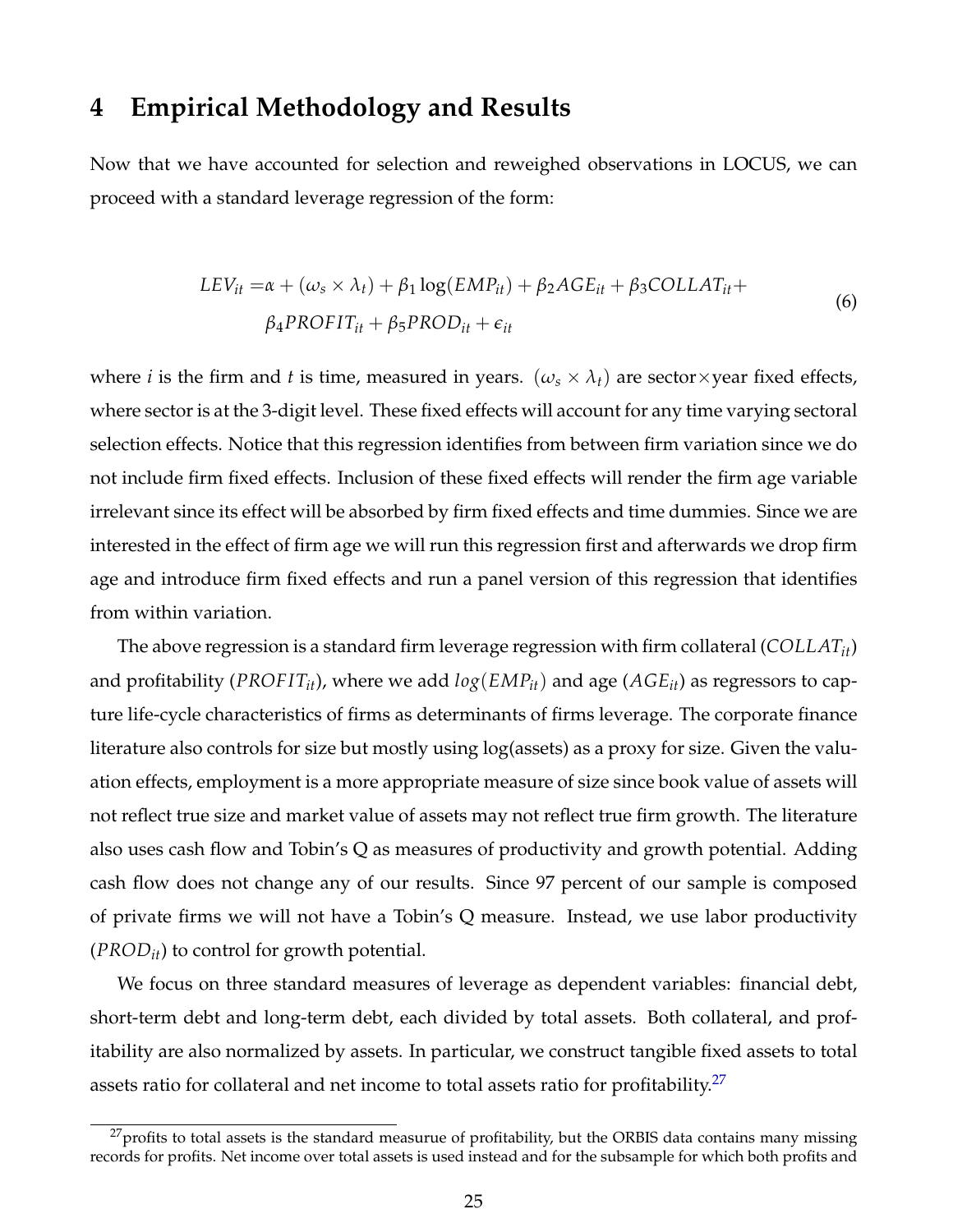# 4 Empirical Methodology and Results

Now that we have accounted for selection and reweighed observations in LOCUS, we can proceed with a standard leverage regression of the form:

$$
\begin{aligned}
LEV_{it} =& \alpha + (\omega_s \times \lambda_t) + \beta_1 \log(EMP_{it}) + \beta_2 AGE_{it} + \beta_3 COLLAT_{it} + \\
& \beta_4 PROFIT_{it} + \beta_5 PROD_{it} + \epsilon_{it}
\end{aligned} \tag{6}
$$

where $i$ is the firm and $t$ is time, measured in years. $(\omega_s \times \lambda_t)$ are sector×year fixed effects, where sector is at the 3-digit level. These fixed effects will account for any time varying sectoral selection effects. Notice that this regression identifies from between firm variation since we do not include firm fixed effects. Inclusion of these fixed effects will render the firm age variable irrelevant since its effect will be absorbed by firm fixed effects and time dummies. Since we are interested in the effect of firm age we will run this regression first and afterwards we drop firm age and introduce firm fixed effects and run a panel version of this regression that identifies from within variation.

The above regression is a standard firm leverage regression with firm collateral ($COLLAT_{it}$) and profitability ($PROFIT_{it}$), where we add $log(EMP_{it})$ and age ($AGE_{it}$) as regressors to capture life-cycle characteristics of firms as determinants of firms leverage. The corporate finance literature also controls for size but mostly using log(assets) as a proxy for size. Given the valuation effects, employment is a more appropriate measure of size since book value of assets will not reflect true size and market value of assets may not reflect true firm growth. The literature also uses cash flow and Tobin's Q as measures of productivity and growth potential. Adding cash flow does not change any of our results. Since 97 percent of our sample is composed of private firms we will not have a Tobin's Q measure. Instead, we use labor productivity ($PROD_{it}$) to control for growth potential.

We focus on three standard measures of leverage as dependent variables: financial debt, short-term debt and long-term debt, each divided by total assets. Both collateral, and profitability are also normalized by assets. In particular, we construct tangible fixed assets to total assets ratio for collateral and net income to total assets ratio for profitability.[27]

[27] profits to total assets is the standard measurue of profitability, but the ORBIS data contains many missing records for profits. Net income over total assets is used instead and for the subsample for which both profits and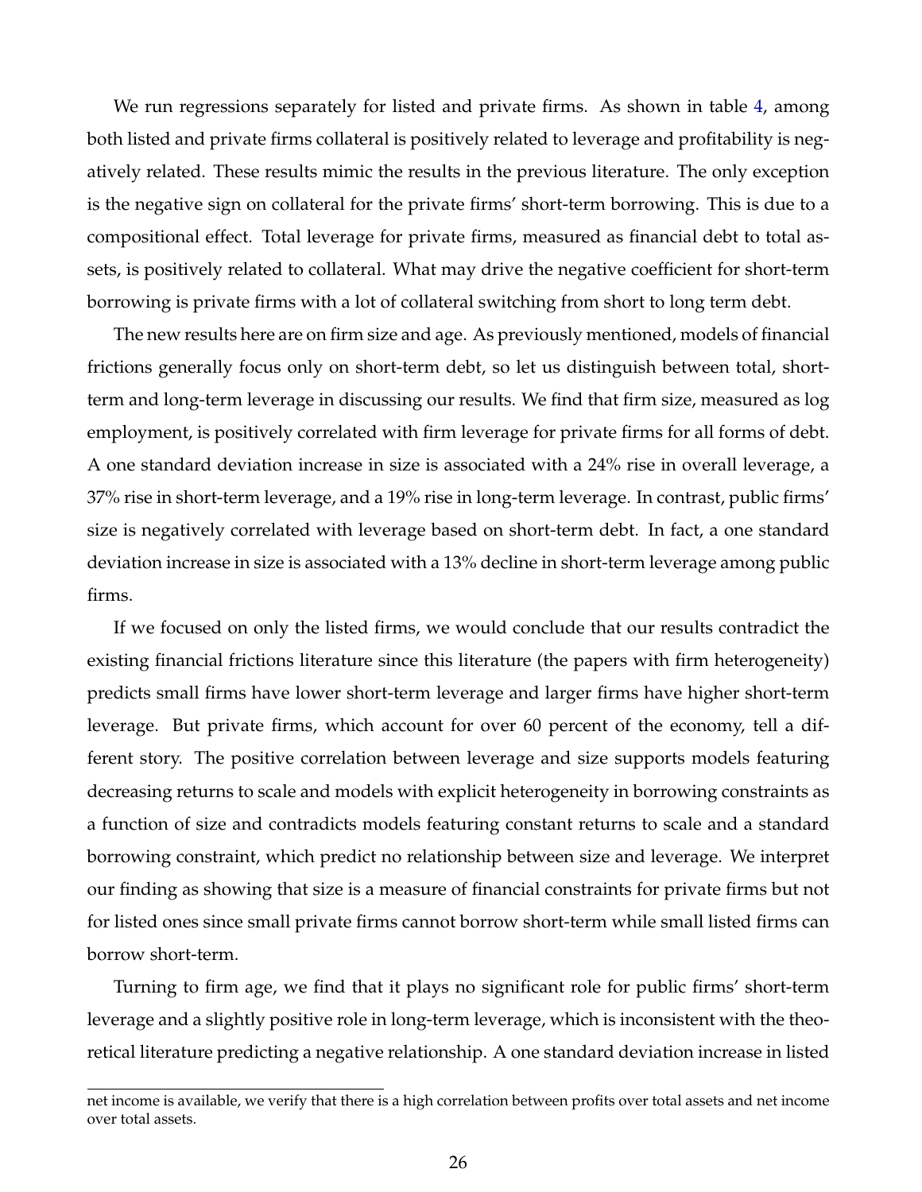We run regressions separately for listed and private firms. As shown in table 4, among both listed and private firms collateral is positively related to leverage and profitability is negatively related. These results mimic the results in the previous literature. The only exception is the negative sign on collateral for the private firms' short-term borrowing. This is due to a compositional effect. Total leverage for private firms, measured as financial debt to total assets, is positively related to collateral. What may drive the negative coefficient for short-term borrowing is private firms with a lot of collateral switching from short to long term debt.

The new results here are on firm size and age. As previously mentioned, models of financial frictions generally focus only on short-term debt, so let us distinguish between total, short-term and long-term leverage in discussing our results. We find that firm size, measured as log employment, is positively correlated with firm leverage for private firms for all forms of debt. A one standard deviation increase in size is associated with a 24% rise in overall leverage, a 37% rise in short-term leverage, and a 19% rise in long-term leverage. In contrast, public firms' size is negatively correlated with leverage based on short-term debt. In fact, a one standard deviation increase in size is associated with a 13% decline in short-term leverage among public firms.

If we focused on only the listed firms, we would conclude that our results contradict the existing financial frictions literature since this literature (the papers with firm heterogeneity) predicts small firms have lower short-term leverage and larger firms have higher short-term leverage. But private firms, which account for over 60 percent of the economy, tell a different story. The positive correlation between leverage and size supports models featuring decreasing returns to scale and models with explicit heterogeneity in borrowing constraints as a function of size and contradicts models featuring constant returns to scale and a standard borrowing constraint, which predict no relationship between size and leverage. We interpret our finding as showing that size is a measure of financial constraints for private firms but not for listed ones since small private firms cannot borrow short-term while small listed firms can borrow short-term.

Turning to firm age, we find that it plays no significant role for public firms' short-term leverage and a slightly positive role in long-term leverage, which is inconsistent with the theoretical literature predicting a negative relationship. A one standard deviation increase in listed

net income is available, we verify that there is a high correlation between profits over total assets and net income over total assets.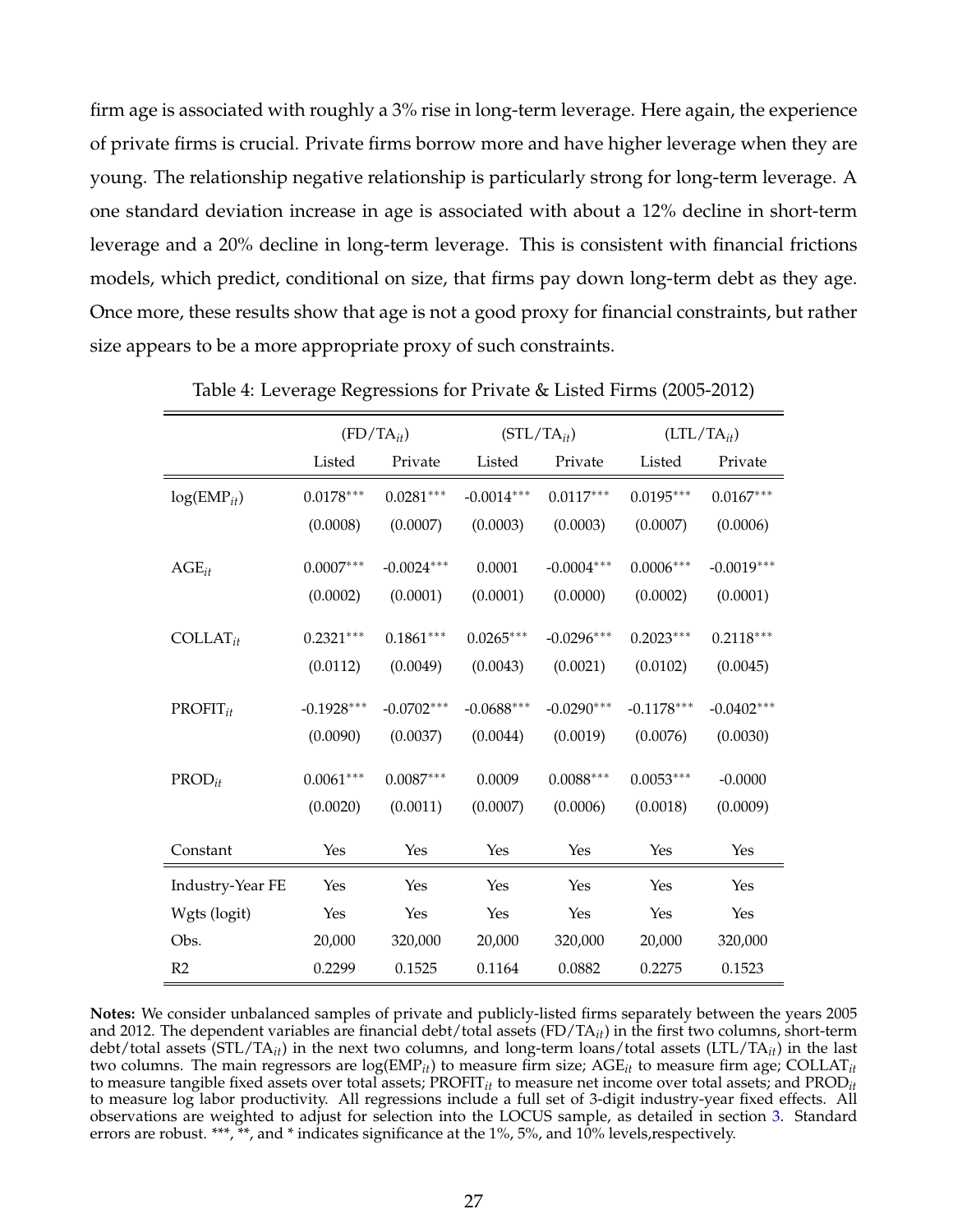firm age is associated with roughly a 3% rise in long-term leverage. Here again, the experience of private firms is crucial. Private firms borrow more and have higher leverage when they are young. The relationship negative relationship is particularly strong for long-term leverage. A one standard deviation increase in age is associated with about a 12% decline in short-term leverage and a 20% decline in long-term leverage. This is consistent with financial frictions models, which predict, conditional on size, that firms pay down long-term debt as they age. Once more, these results show that age is not a good proxy for financial constraints, but rather size appears to be a more appropriate proxy of such constraints.

Table 4: Leverage Regressions for Private & Listed Firms (2005-2012)

| | $(FD/TA_{it})$ | | $(STL/TA_{it})$ | | $(LTL/TA_{it})$ | |
|---|---|---|---|---|---|---|
| | Listed | Private | Listed | Private | Listed | Private |
| $\log(EMP_{it})$ | 0.0178*** | 0.0281*** | -0.0014*** | 0.0117*** | 0.0195*** | 0.0167*** |
| | (0.0008) | (0.0007) | (0.0003) | (0.0003) | (0.0007) | (0.0006) |
| $AGE_{it}$ | 0.0007*** | -0.0024*** | 0.0001 | -0.0004*** | 0.0006*** | -0.0019*** |
| | (0.0002) | (0.0001) | (0.0001) | (0.0000) | (0.0002) | (0.0001) |
| $COLLAT_{it}$ | 0.2321*** | 0.1861*** | 0.0265*** | -0.0296*** | 0.2023*** | 0.2118*** |
| | (0.0112) | (0.0049) | (0.0043) | (0.0021) | (0.0102) | (0.0045) |
| $PROFIT_{it}$ | -0.1928*** | -0.0702*** | -0.0688*** | -0.0290*** | -0.1178*** | -0.0402*** |
| | (0.0090) | (0.0037) | (0.0044) | (0.0019) | (0.0076) | (0.0030) |
| $PROD_{it}$ | 0.0061*** | 0.0087*** | 0.0009 | 0.0088*** | 0.0053*** | -0.0000 |
| | (0.0020) | (0.0011) | (0.0007) | (0.0006) | (0.0018) | (0.0009) |
| Constant | Yes | Yes | Yes | Yes | Yes | Yes |
| Industry-Year FE | Yes | Yes | Yes | Yes | Yes | Yes |
| Wgts (logit) | Yes | Yes | Yes | Yes | Yes | Yes |
| Obs. | 20,000 | 320,000 | 20,000 | 320,000 | 20,000 | 320,000 |
| R2 | 0.2299 | 0.1525 | 0.1164 | 0.0882 | 0.2275 | 0.1523 |

**Notes:** We consider unbalanced samples of private and publicly-listed firms separately between the years 2005 and 2012. The dependent variables are financial debt/total assets $(FD/TA_{it})$ in the first two columns, short-term debt/total assets $(STL/TA_{it})$ in the next two columns, and long-term loans/total assets $(LTL/TA_{it})$ in the last two columns. The main regressors are $\log(EMP_{it})$ to measure firm size; $AGE_{it}$ to measure firm age; $COLLAT_{it}$ to measure tangible fixed assets over total assets; $PROFIT_{it}$ to measure net income over total assets; and $PROD_{it}$ to measure log labor productivity. All regressions include a full set of 3-digit industry-year fixed effects. All observations are weighted to adjust for selection into the LOCUS sample, as detailed in section 3. Standard errors are robust. ***, **, and * indicates significance at the 1%, 5%, and 10% levels,respectively.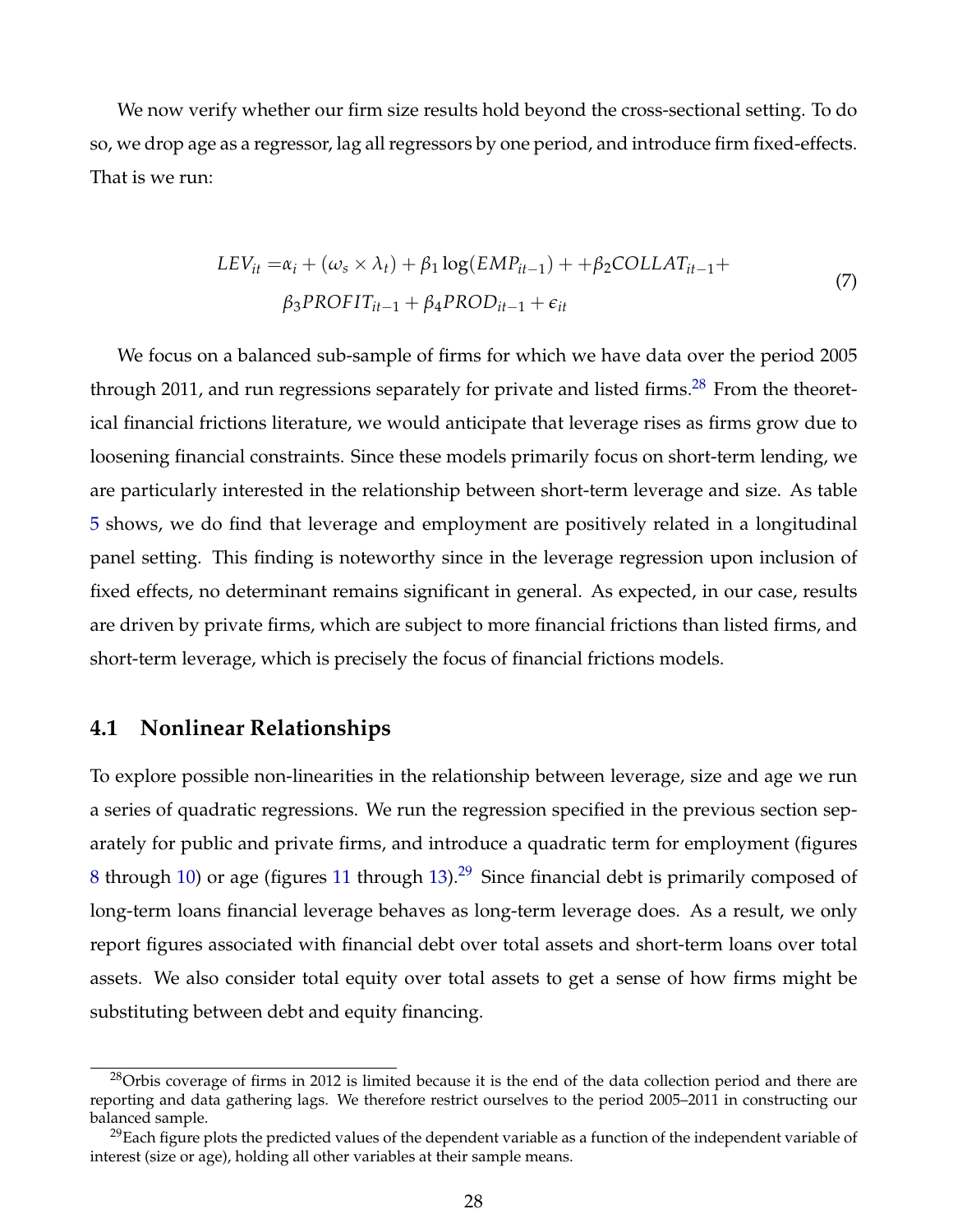We now verify whether our firm size results hold beyond the cross-sectional setting. To do so, we drop age as a regressor, lag all regressors by one period, and introduce firm fixed-effects. That is we run:

$$
\begin{aligned}
LEV_{it} =& \alpha_i + (\omega_s \times \lambda_t) + \beta_1 \log(EMP_{it-1}) + +\beta_2 COLLAT_{it-1} + \\
& \beta_3 PROFIT_{it-1} + \beta_4 PROD_{it-1} + \epsilon_{it}
\end{aligned}
\tag{7}
$$

We focus on a balanced sub-sample of firms for which we have data over the period 2005 through 2011, and run regressions separately for private and listed firms.[28] From the theoretical financial frictions literature, we would anticipate that leverage rises as firms grow due to loosening financial constraints. Since these models primarily focus on short-term lending, we are particularly interested in the relationship between short-term leverage and size. As table 5 shows, we do find that leverage and employment are positively related in a longitudinal panel setting. This finding is noteworthy since in the leverage regression upon inclusion of fixed effects, no determinant remains significant in general. As expected, in our case, results are driven by private firms, which are subject to more financial frictions than listed firms, and short-term leverage, which is precisely the focus of financial frictions models.

## 4.1 Nonlinear Relationships

To explore possible non-linearities in the relationship between leverage, size and age we run a series of quadratic regressions. We run the regression specified in the previous section separately for public and private firms, and introduce a quadratic term for employment (figures 8 through 10) or age (figures 11 through 13).[29] Since financial debt is primarily composed of long-term loans financial leverage behaves as long-term leverage does. As a result, we only report figures associated with financial debt over total assets and short-term loans over total assets. We also consider total equity over total assets to get a sense of how firms might be substituting between debt and equity financing.

---

[28] Orbis coverage of firms in 2012 is limited because it is the end of the data collection period and there are reporting and data gathering lags. We therefore restrict ourselves to the period 2005–2011 in constructing our balanced sample.

[29] Each figure plots the predicted values of the dependent variable as a function of the independent variable of interest (size or age), holding all other variables at their sample means.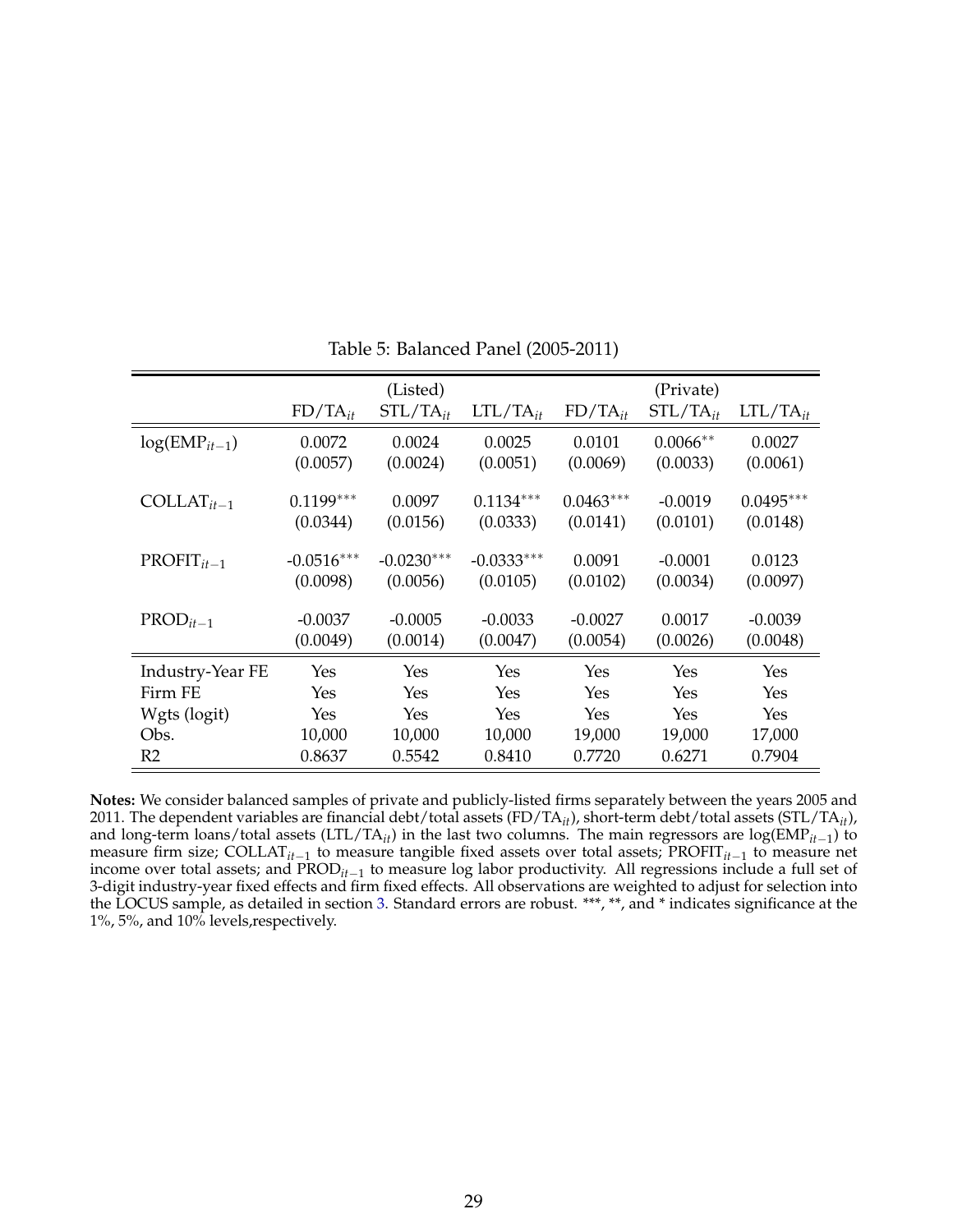Table 5: Balanced Panel (2005-2011)

| | (Listed) | | | (Private) | | |
|---|---|---|---|---|---|---|
| | $FD/TA_{it}$ | $STL/TA_{it}$ | $LTL/TA_{it}$ | $FD/TA_{it}$ | $STL/TA_{it}$ | $LTL/TA_{it}$ |
| $\log(EMP_{it-1})$ | 0.0072 | 0.0024 | 0.0025 | 0.0101 | $0.0066^{**}$ | 0.0027 |
| | (0.0057) | (0.0024) | (0.0051) | (0.0069) | (0.0033) | (0.0061) |
| $COLLAT_{it-1}$ | $0.1199^{***}$ | 0.0097 | $0.1134^{***}$ | $0.0463^{***}$ | -0.0019 | $0.0495^{***}$ |
| | (0.0344) | (0.0156) | (0.0333) | (0.0141) | (0.0101) | (0.0148) |
| $PROFIT_{it-1}$ | $-0.0516^{***}$ | $-0.0230^{***}$ | $-0.0333^{***}$ | 0.0091 | -0.0001 | 0.0123 |
| | (0.0098) | (0.0056) | (0.0105) | (0.0102) | (0.0034) | (0.0097) |
| $PROD_{it-1}$ | -0.0037 | -0.0005 | -0.0033 | -0.0027 | 0.0017 | -0.0039 |
| | (0.0049) | (0.0014) | (0.0047) | (0.0054) | (0.0026) | (0.0048) |
| Industry-Year FE | Yes | Yes | Yes | Yes | Yes | Yes |
| Firm FE | Yes | Yes | Yes | Yes | Yes | Yes |
| Wgts (logit) | Yes | Yes | Yes | Yes | Yes | Yes |
| Obs. | 10,000 | 10,000 | 10,000 | 19,000 | 19,000 | 17,000 |
| R2 | 0.8637 | 0.5542 | 0.8410 | 0.7720 | 0.6271 | 0.7904 |

**Notes:** We consider balanced samples of private and publicly-listed firms separately between the years 2005 and 2011. The dependent variables are financial debt/total assets ($FD/TA_{it}$), short-term debt/total assets ($STL/TA_{it}$), and long-term loans/total assets ($LTL/TA_{it}$) in the last two columns. The main regressors are $\log(EMP_{it-1})$ to measure firm size; $COLLAT_{it-1}$ to measure tangible fixed assets over total assets; $PROFIT_{it-1}$ to measure net income over total assets; and $PROD_{it-1}$ to measure log labor productivity. All regressions include a full set of 3-digit industry-year fixed effects and firm fixed effects. All observations are weighted to adjust for selection into the LOCUS sample, as detailed in section 3. Standard errors are robust. \*\*\*, \*\*, and \* indicates significance at the 1%, 5%, and 10% levels,respectively.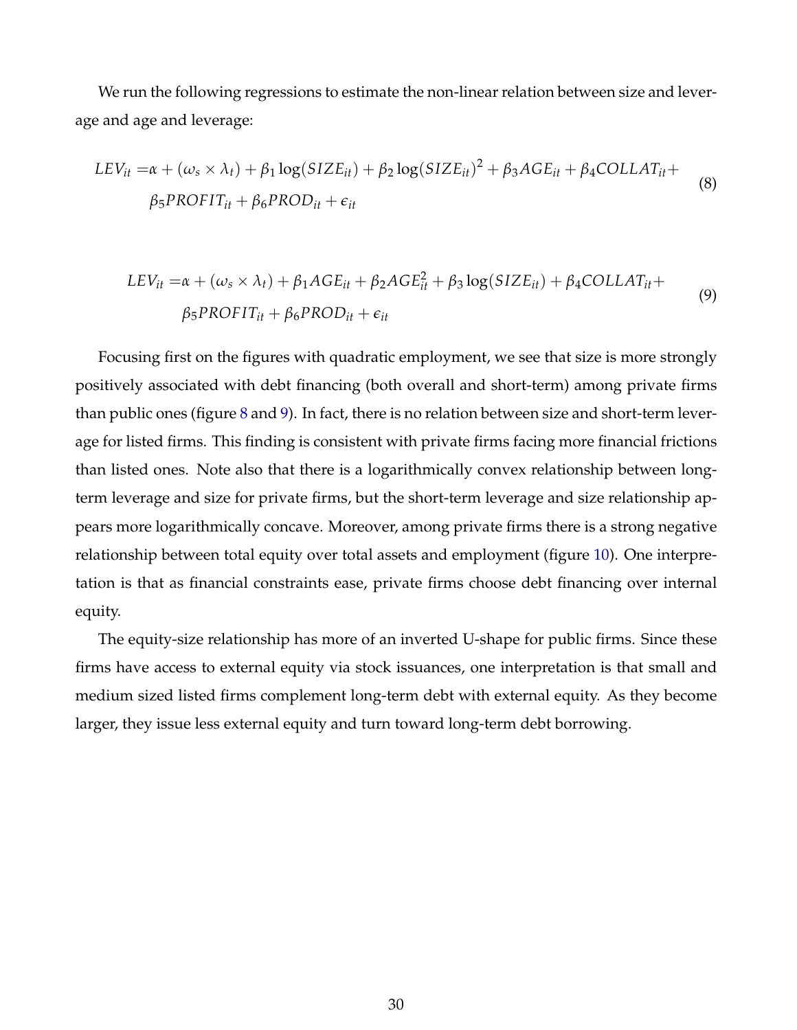We run the following regressions to estimate the non-linear relation between size and leverage and age and leverage:

$$
\begin{aligned}
LEV_{it} =& \alpha + (\omega_s \times \lambda_t) + \beta_1 \log(SIZE_{it}) + \beta_2 \log(SIZE_{it})^2 + \beta_3 AGE_{it} + \beta_4 COLLAT_{it} + \\
& \beta_5 PROFIT_{it} + \beta_6 PROD_{it} + \epsilon_{it}
\end{aligned}
\tag{8}
$$

$$
\begin{aligned}
LEV_{it} =& \alpha + (\omega_s \times \lambda_t) + \beta_1 AGE_{it} + \beta_2 AGE_{it}^2 + \beta_3 \log(SIZE_{it}) + \beta_4 COLLAT_{it} + \\
& \beta_5 PROFIT_{it} + \beta_6 PROD_{it} + \epsilon_{it}
\end{aligned}
\tag{9}
$$

Focusing first on the figures with quadratic employment, we see that size is more strongly positively associated with debt financing (both overall and short-term) among private firms than public ones (figure 8 and 9). In fact, there is no relation between size and short-term leverage for listed firms. This finding is consistent with private firms facing more financial frictions than listed ones. Note also that there is a logarithmically convex relationship between long-term leverage and size for private firms, but the short-term leverage and size relationship appears more logarithmically concave. Moreover, among private firms there is a strong negative relationship between total equity over total assets and employment (figure 10). One interpretation is that as financial constraints ease, private firms choose debt financing over internal equity.

The equity-size relationship has more of an inverted U-shape for public firms. Since these firms have access to external equity via stock issuances, one interpretation is that small and medium sized listed firms complement long-term debt with external equity. As they become larger, they issue less external equity and turn toward long-term debt borrowing.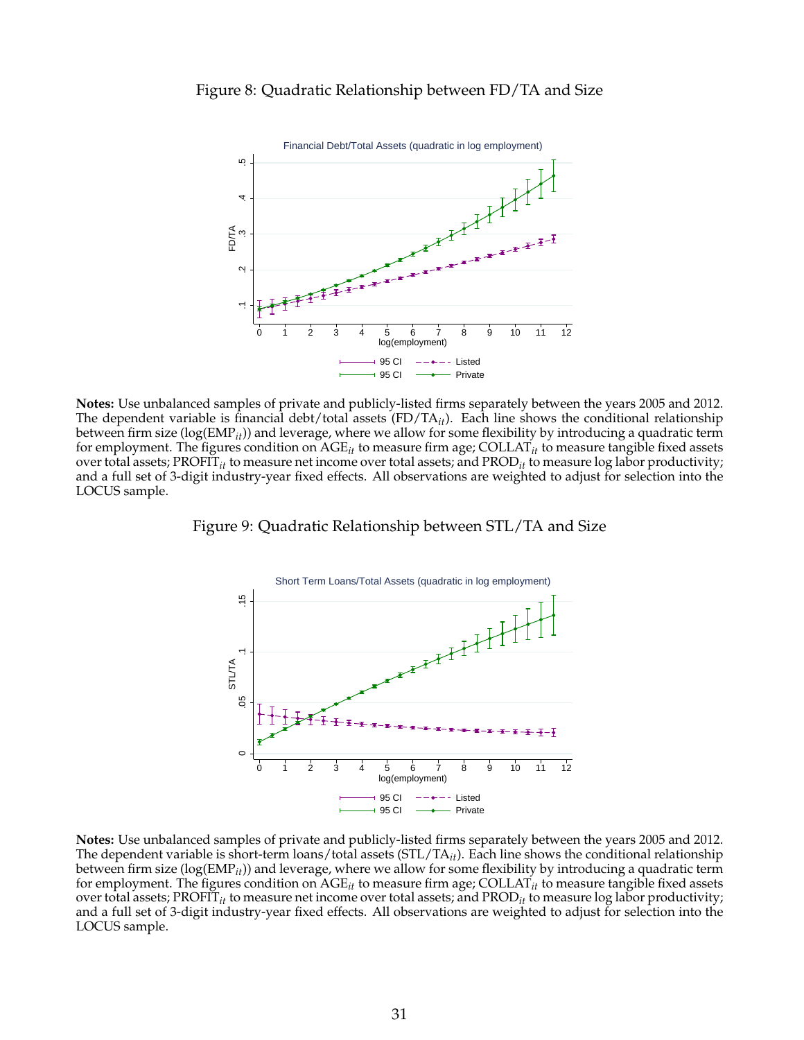Figure 8: Quadratic Relationship between FD/TA and Size

**Notes:** Use unbalanced samples of private and publicly-listed firms separately between the years 2005 and 2012. The dependent variable is financial debt/total assets ($FD/TA_{it}$). Each line shows the conditional relationship between firm size ($\log(EMP_{it})$) and leverage, where we allow for some flexibility by introducing a quadratic term for employment. The figures condition on $AGE_{it}$ to measure firm age; $COLLAT_{it}$ to measure tangible fixed assets over total assets; $PROFIT_{it}$ to measure net income over total assets; and $PROD_{it}$ to measure log labor productivity; and a full set of 3-digit industry-year fixed effects. All observations are weighted to adjust for selection into the LOCUS sample.

Figure 9: Quadratic Relationship between STL/TA and Size

**Notes:** Use unbalanced samples of private and publicly-listed firms separately between the years 2005 and 2012. The dependent variable is short-term loans/total assets ($STL/TA_{it}$). Each line shows the conditional relationship between firm size ($\log(EMP_{it})$) and leverage, where we allow for some flexibility by introducing a quadratic term for employment. The figures condition on $AGE_{it}$ to measure firm age; $COLLAT_{it}$ to measure tangible fixed assets over total assets; $PROFIT_{it}$ to measure net income over total assets; and $PROD_{it}$ to measure log labor productivity; and a full set of 3-digit industry-year fixed effects. All observations are weighted to adjust for selection into the LOCUS sample.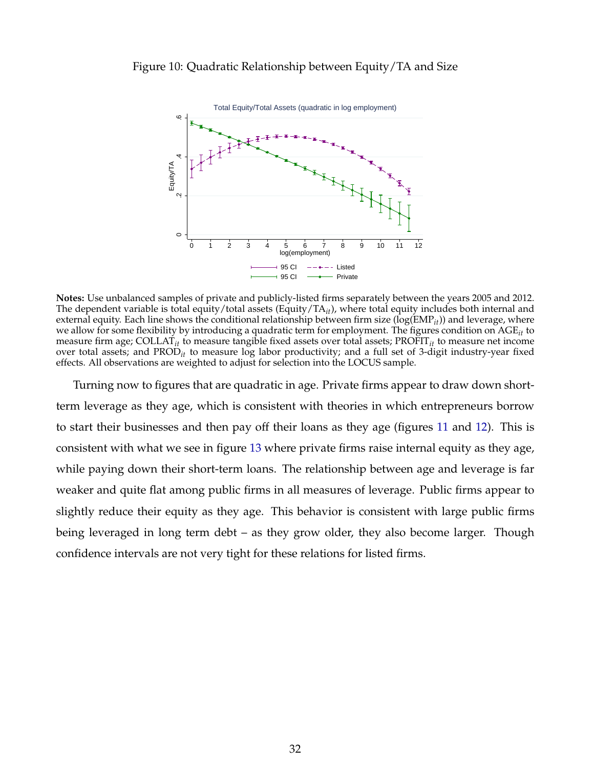Figure 10: Quadratic Relationship between Equity/TA and Size

**Notes:** Use unbalanced samples of private and publicly-listed firms separately between the years 2005 and 2012. The dependent variable is total equity/total assets ($\text{Equity}/\text{TA}_{it}$), where total equity includes both internal and external equity. Each line shows the conditional relationship between firm size ($\log(\text{EMP}_{it})$) and leverage, where we allow for some flexibility by introducing a quadratic term for employment. The figures condition on $\text{AGE}_{it}$ to measure firm age; $\text{COLLAT}_{it}$ to measure tangible fixed assets over total assets; $\text{PROFIT}_{it}$ to measure net income over total assets; and $\text{PROD}_{it}$ to measure log labor productivity; and a full set of 3-digit industry-year fixed effects. All observations are weighted to adjust for selection into the LOCUS sample.

Turning now to figures that are quadratic in age. Private firms appear to draw down short-term leverage as they age, which is consistent with theories in which entrepreneurs borrow to start their businesses and then pay off their loans as they age (figures 11 and 12). This is consistent with what we see in figure 13 where private firms raise internal equity as they age, while paying down their short-term loans. The relationship between age and leverage is far weaker and quite flat among public firms in all measures of leverage. Public firms appear to slightly reduce their equity as they age. This behavior is consistent with large public firms being leveraged in long term debt – as they grow older, they also become larger. Though confidence intervals are not very tight for these relations for listed firms.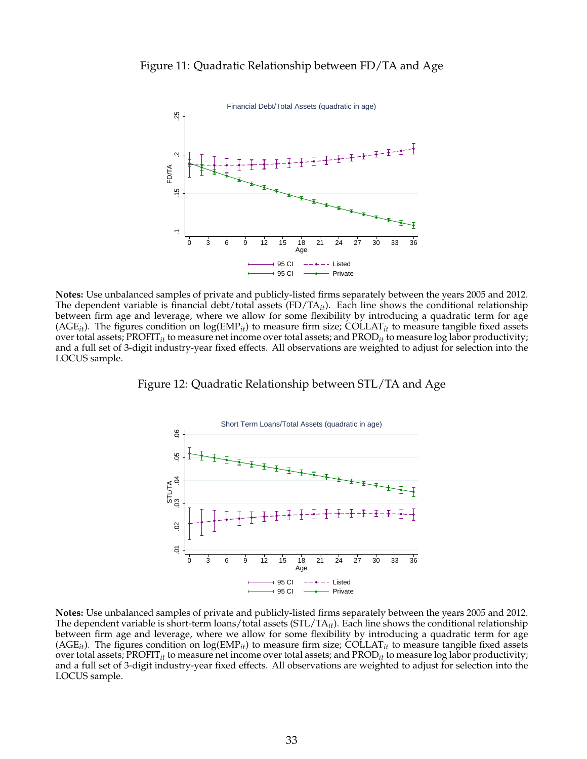Figure 11: Quadratic Relationship between FD/TA and Age

**Notes:** Use unbalanced samples of private and publicly-listed firms separately between the years 2005 and 2012. The dependent variable is financial debt/total assets ($FD/TA_{it}$). Each line shows the conditional relationship between firm age and leverage, where we allow for some flexibility by introducing a quadratic term for age ($AGE_{it}$). The figures condition on $\log(EMP_{it})$ to measure firm size; $COLLAT_{it}$ to measure tangible fixed assets over total assets; $PROFIT_{it}$ to measure net income over total assets; and $PROD_{it}$ to measure log labor productivity; and a full set of 3-digit industry-year fixed effects. All observations are weighted to adjust for selection into the LOCUS sample.

Figure 12: Quadratic Relationship between STL/TA and Age

**Notes:** Use unbalanced samples of private and publicly-listed firms separately between the years 2005 and 2012. The dependent variable is short-term loans/total assets ($STL/TA_{it}$). Each line shows the conditional relationship between firm age and leverage, where we allow for some flexibility by introducing a quadratic term for age ($AGE_{it}$). The figures condition on $\log(EMP_{it})$ to measure firm size; $COLLAT_{it}$ to measure tangible fixed assets over total assets; $PROFIT_{it}$ to measure net income over total assets; and $PROD_{it}$ to measure log labor productivity; and a full set of 3-digit industry-year fixed effects. All observations are weighted to adjust for selection into the LOCUS sample.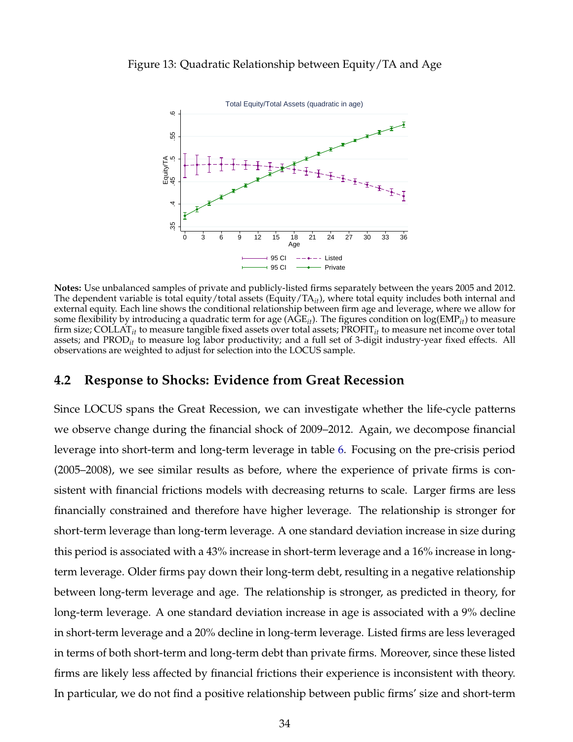Figure 13: Quadratic Relationship between Equity/TA and Age

**Notes:** Use unbalanced samples of private and publicly-listed firms separately between the years 2005 and 2012. The dependent variable is total equity/total assets ($\text{Equity/TA}_{it}$), where total equity includes both internal and external equity. Each line shows the conditional relationship between firm age and leverage, where we allow for some flexibility by introducing a quadratic term for age ($\text{AGE}_{it}$). The figures condition on $\log(\text{EMP}_{it})$ to measure firm size; $\text{COLLAT}_{it}$ to measure tangible fixed assets over total assets; $\text{PROFIT}_{it}$ to measure net income over total assets; and $\text{PROD}_{it}$ to measure log labor productivity; and a full set of 3-digit industry-year fixed effects. All observations are weighted to adjust for selection into the LOCUS sample.

## 4.2 Response to Shocks: Evidence from Great Recession

Since LOCUS spans the Great Recession, we can investigate whether the life-cycle patterns we observe change during the financial shock of 2009–2012. Again, we decompose financial leverage into short-term and long-term leverage in table 6. Focusing on the pre-crisis period (2005–2008), we see similar results as before, where the experience of private firms is consistent with financial frictions models with decreasing returns to scale. Larger firms are less financially constrained and therefore have higher leverage. The relationship is stronger for short-term leverage than long-term leverage. A one standard deviation increase in size during this period is associated with a 43% increase in short-term leverage and a 16% increase in long-term leverage. Older firms pay down their long-term debt, resulting in a negative relationship between long-term leverage and age. The relationship is stronger, as predicted in theory, for long-term leverage. A one standard deviation increase in age is associated with a 9% decline in short-term leverage and a 20% decline in long-term leverage. Listed firms are less leveraged in terms of both short-term and long-term debt than private firms. Moreover, since these listed firms are likely less affected by financial frictions their experience is inconsistent with theory. In particular, we do not find a positive relationship between public firms' size and short-term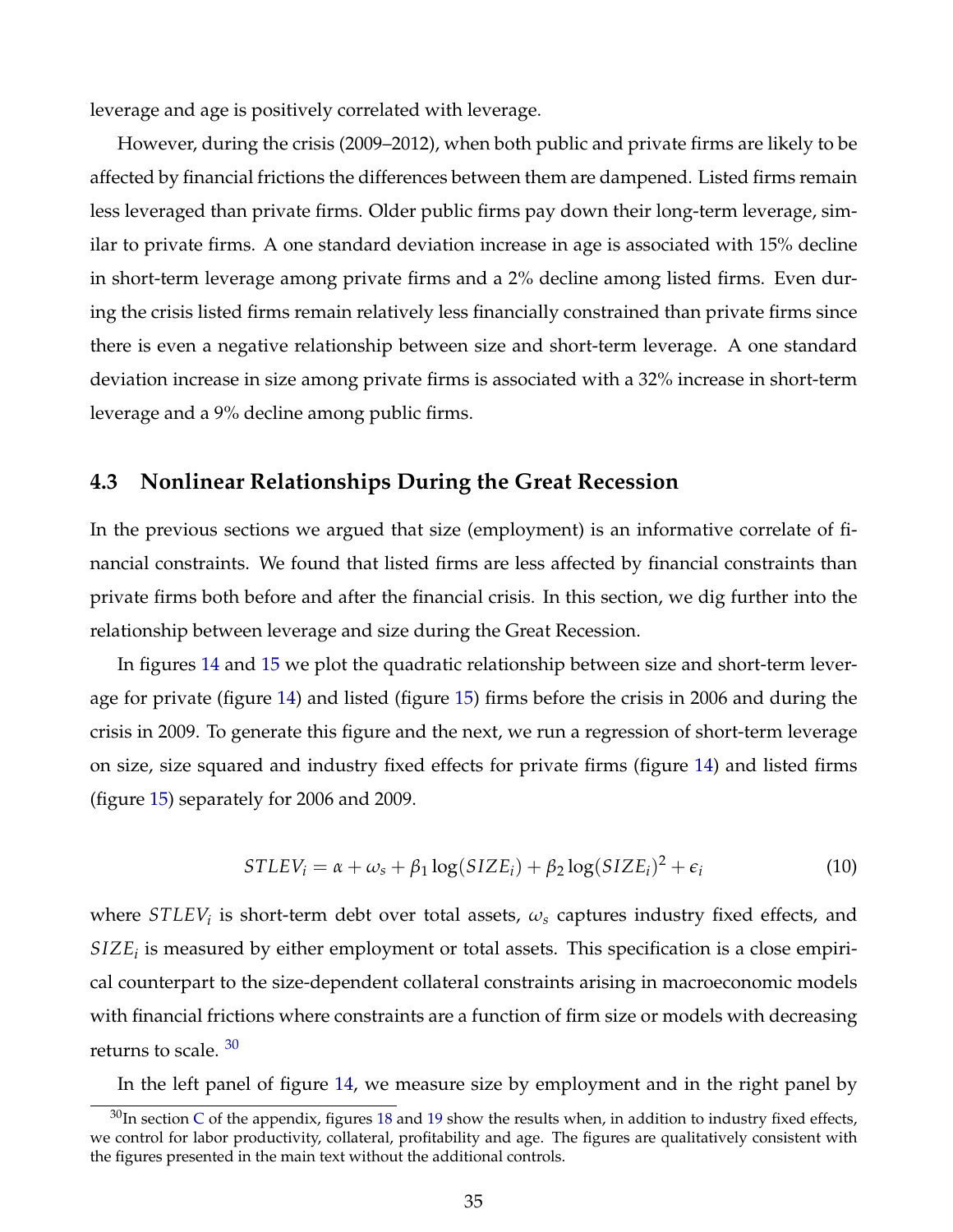leverage and age is positively correlated with leverage.

However, during the crisis (2009–2012), when both public and private firms are likely to be affected by financial frictions the differences between them are dampened. Listed firms remain less leveraged than private firms. Older public firms pay down their long-term leverage, similar to private firms. A one standard deviation increase in age is associated with 15% decline in short-term leverage among private firms and a 2% decline among listed firms. Even during the crisis listed firms remain relatively less financially constrained than private firms since there is even a negative relationship between size and short-term leverage. A one standard deviation increase in size among private firms is associated with a 32% increase in short-term leverage and a 9% decline among public firms.

## 4.3 Nonlinear Relationships During the Great Recession

In the previous sections we argued that size (employment) is an informative correlate of financial constraints. We found that listed firms are less affected by financial constraints than private firms both before and after the financial crisis. In this section, we dig further into the relationship between leverage and size during the Great Recession.

In figures 14 and 15 we plot the quadratic relationship between size and short-term leverage for private (figure 14) and listed (figure 15) firms before the crisis in 2006 and during the crisis in 2009. To generate this figure and the next, we run a regression of short-term leverage on size, size squared and industry fixed effects for private firms (figure 14) and listed firms (figure 15) separately for 2006 and 2009.

$$STLEV_i = \alpha + \omega_s + \beta_1 \log(SIZE_i) + \beta_2 \log(SIZE_i)^2 + \epsilon_i \tag{10}$$

where $STLEV_i$ is short-term debt over total assets, $\omega_s$ captures industry fixed effects, and $SIZE_i$ is measured by either employment or total assets. This specification is a close empirical counterpart to the size-dependent collateral constraints arising in macroeconomic models with financial frictions where constraints are a function of firm size or models with decreasing returns to scale. [30]

In the left panel of figure 14, we measure size by employment and in the right panel by

[30] In section C of the appendix, figures 18 and 19 show the results when, in addition to industry fixed effects, we control for labor productivity, collateral, profitability and age. The figures are qualitatively consistent with the figures presented in the main text without the additional controls.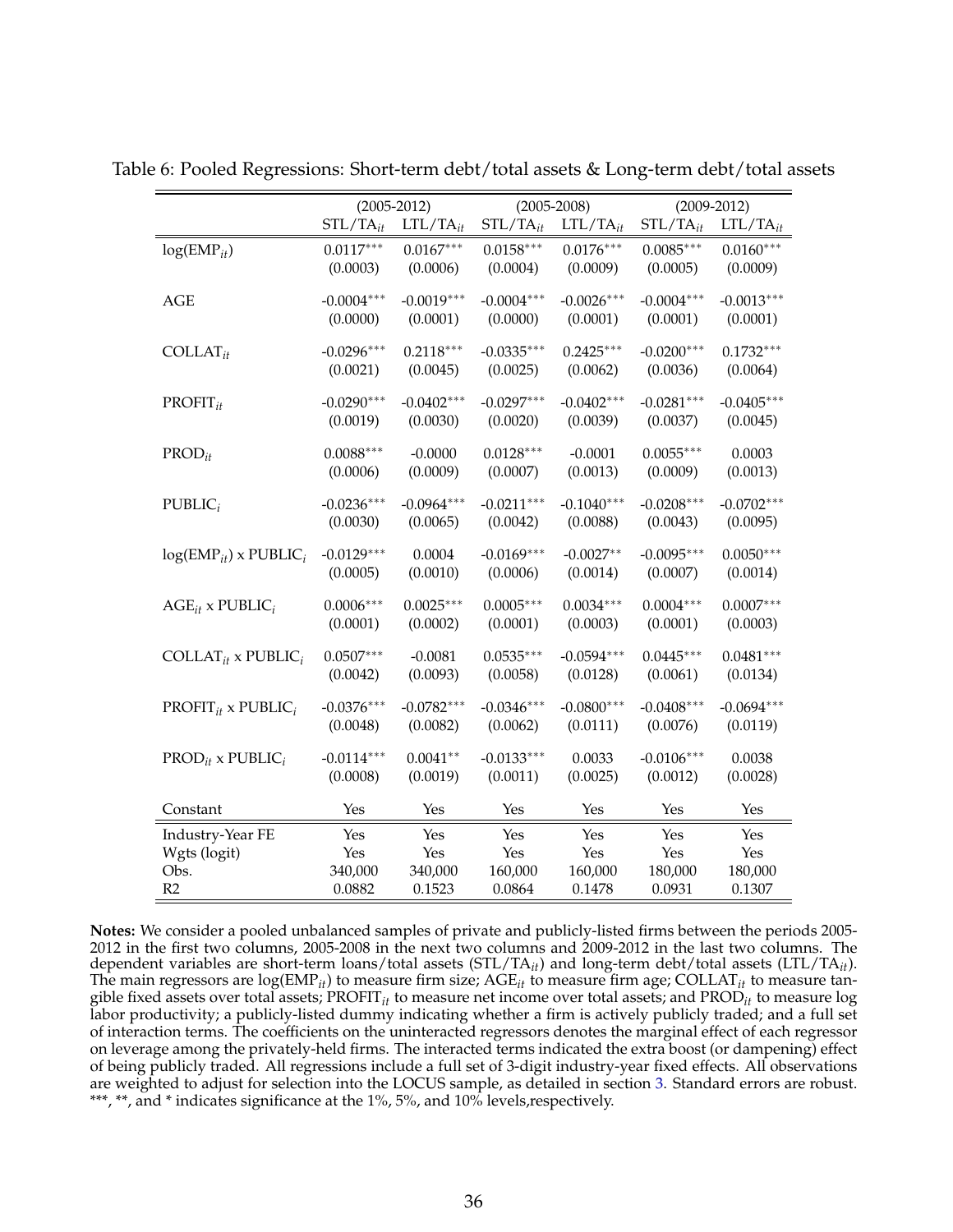Table 6: Pooled Regressions: Short-term debt/total assets & Long-term debt/total assets

| | (2005-2012) | | (2005-2008) | | (2009-2012) | |
|---|---|---|---|---|---|---|
| | $STL/TA_{it}$ | $LTL/TA_{it}$ | $STL/TA_{it}$ | $LTL/TA_{it}$ | $STL/TA_{it}$ | $LTL/TA_{it}$ |
| $\log(EMP_{it})$ | 0.0117*** | 0.0167*** | 0.0158*** | 0.0176*** | 0.0085*** | 0.0160*** |
| | (0.0003) | (0.0006) | (0.0004) | (0.0009) | (0.0005) | (0.0009) |
| AGE | -0.0004*** | -0.0019*** | -0.0004*** | -0.0026*** | -0.0004*** | -0.0013*** |
| | (0.0000) | (0.0001) | (0.0000) | (0.0001) | (0.0001) | (0.0001) |
| $COLLAT_{it}$ | -0.0296*** | 0.2118*** | -0.0335*** | 0.2425*** | -0.0200*** | 0.1732*** |
| | (0.0021) | (0.0045) | (0.0025) | (0.0062) | (0.0036) | (0.0064) |
| $PROFIT_{it}$ | -0.0290*** | -0.0402*** | -0.0297*** | -0.0402*** | -0.0281*** | -0.0405*** |
| | (0.0019) | (0.0030) | (0.0020) | (0.0039) | (0.0037) | (0.0045) |
| $PROD_{it}$ | 0.0088*** | -0.0000 | 0.0128*** | -0.0001 | 0.0055*** | 0.0003 |
| | (0.0006) | (0.0009) | (0.0007) | (0.0013) | (0.0009) | (0.0013) |
| $PUBLIC_i$ | -0.0236*** | -0.0964*** | -0.0211*** | -0.1040*** | -0.0208*** | -0.0702*** |
| | (0.0030) | (0.0065) | (0.0042) | (0.0088) | (0.0043) | (0.0095) |
| $\log(EMP_{it})$ x $PUBLIC_i$ | -0.0129*** | 0.0004 | -0.0169*** | -0.0027** | -0.0095*** | 0.0050*** |
| | (0.0005) | (0.0010) | (0.0006) | (0.0014) | (0.0007) | (0.0014) |
| $AGE_{it}$ x $PUBLIC_i$ | 0.0006*** | 0.0025*** | 0.0005*** | 0.0034*** | 0.0004*** | 0.0007*** |
| | (0.0001) | (0.0002) | (0.0001) | (0.0003) | (0.0001) | (0.0003) |
| $COLLAT_{it}$ x $PUBLIC_i$ | 0.0507*** | -0.0081 | 0.0535*** | -0.0594*** | 0.0445*** | 0.0481*** |
| | (0.0042) | (0.0093) | (0.0058) | (0.0128) | (0.0061) | (0.0134) |
| $PROFIT_{it}$ x $PUBLIC_i$ | -0.0376*** | -0.0782*** | -0.0346*** | -0.0800*** | -0.0408*** | -0.0694*** |
| | (0.0048) | (0.0082) | (0.0062) | (0.0111) | (0.0076) | (0.0119) |
| $PROD_{it}$ x $PUBLIC_i$ | -0.0114*** | 0.0041** | -0.0133*** | 0.0033 | -0.0106*** | 0.0038 |
| | (0.0008) | (0.0019) | (0.0011) | (0.0025) | (0.0012) | (0.0028) |
| Constant | Yes | Yes | Yes | Yes | Yes | Yes |
| Industry-Year FE | Yes | Yes | Yes | Yes | Yes | Yes |
| Wgts (logit) | Yes | Yes | Yes | Yes | Yes | Yes |
| Obs. | 340,000 | 340,000 | 160,000 | 160,000 | 180,000 | 180,000 |
| R2 | 0.0882 | 0.1523 | 0.0864 | 0.1478 | 0.0931 | 0.1307 |

**Notes:** We consider a pooled unbalanced samples of private and publicly-listed firms between the periods 2005-2012 in the first two columns, 2005-2008 in the next two columns and 2009-2012 in the last two columns. The dependent variables are short-term loans/total assets ($STL/TA_{it}$) and long-term debt/total assets ($LTL/TA_{it}$). The main regressors are $\log(EMP_{it})$ to measure firm size; $AGE_{it}$ to measure firm age; $COLLAT_{it}$ to measure tangible fixed assets over total assets; $PROFIT_{it}$ to measure net income over total assets; and $PROD_{it}$ to measure log labor productivity; a publicly-listed dummy indicating whether a firm is actively publicly traded; and a full set of interaction terms. The coefficients on the uninteracted regressors denotes the marginal effect of each regressor on leverage among the privately-held firms. The interacted terms indicated the extra boost (or dampening) effect of being publicly traded. All regressions include a full set of 3-digit industry-year fixed effects. All observations are weighted to adjust for selection into the LOCUS sample, as detailed in section 3. Standard errors are robust. ***, **, and * indicates significance at the 1%, 5%, and 10% levels,respectively.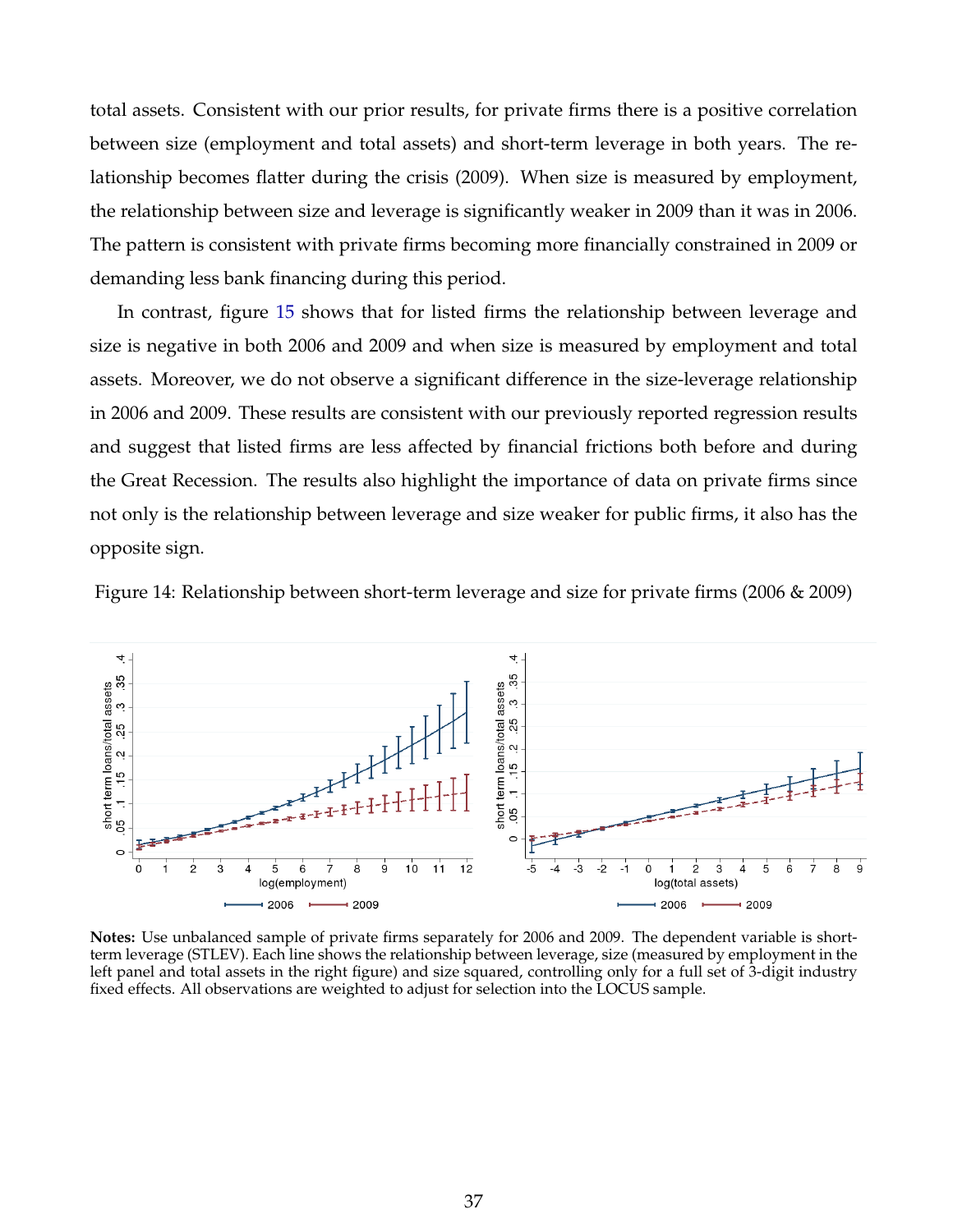total assets. Consistent with our prior results, for private firms there is a positive correlation between size (employment and total assets) and short-term leverage in both years. The relationship becomes flatter during the crisis (2009). When size is measured by employment, the relationship between size and leverage is significantly weaker in 2009 than it was in 2006. The pattern is consistent with private firms becoming more financially constrained in 2009 or demanding less bank financing during this period.

In contrast, figure 15 shows that for listed firms the relationship between leverage and size is negative in both 2006 and 2009 and when size is measured by employment and total assets. Moreover, we do not observe a significant difference in the size-leverage relationship in 2006 and 2009. These results are consistent with our previously reported regression results and suggest that listed firms are less affected by financial frictions both before and during the Great Recession. The results also highlight the importance of data on private firms since not only is the relationship between leverage and size weaker for public firms, it also has the opposite sign.

Figure 14: Relationship between short-term leverage and size for private firms (2006 & 2009)

**Notes:** Use unbalanced sample of private firms separately for 2006 and 2009. The dependent variable is short-term leverage (STLEV). Each line shows the relationship between leverage, size (measured by employment in the left panel and total assets in the right figure) and size squared, controlling only for a full set of 3-digit industry fixed effects. All observations are weighted to adjust for selection into the LOCUS sample.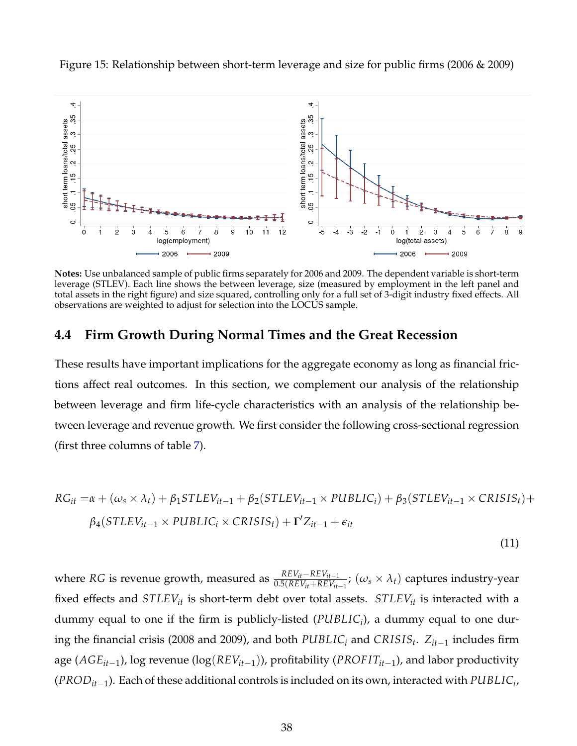Figure 15: Relationship between short-term leverage and size for public firms (2006 & 2009)

**Notes:** Use unbalanced sample of public firms separately for 2006 and 2009. The dependent variable is short-term leverage (STLEV). Each line shows the between leverage, size (measured by employment in the left panel and total assets in the right figure) and size squared, controlling only for a full set of 3-digit industry fixed effects. All observations are weighted to adjust for selection into the LOCUS sample.

## 4.4 Firm Growth During Normal Times and the Great Recession

These results have important implications for the aggregate economy as long as financial frictions affect real outcomes. In this section, we complement our analysis of the relationship between leverage and firm life-cycle characteristics with an analysis of the relationship between leverage and revenue growth. We first consider the following cross-sectional regression (first three columns of table 7).

$$
\begin{aligned}
RG_{it} =& \alpha + (\omega_s \times \lambda_t) + \beta_1 STLEV_{it-1} + \beta_2 (STLEV_{it-1} \times PUBLIC_i) + \beta_3 (STLEV_{it-1} \times CRISIS_t) + \\
& \beta_4 (STLEV_{it-1} \times PUBLIC_i \times CRISIS_t) + \mathbf{\Gamma}' Z_{it-1} + \epsilon_{it}
\end{aligned}
\tag{11}
$$

where $RG$ is revenue growth, measured as $\frac{REV_{it} - REV_{it-1}}{0.5(REV_{it} + REV_{it-1})}$; $(\omega_s \times \lambda_t)$ captures industry-year fixed effects and $STLEV_{it}$ is short-term debt over total assets. $STLEV_{it}$ is interacted with a dummy equal to one if the firm is publicly-listed ($PUBLIC_i$), a dummy equal to one during the financial crisis (2008 and 2009), and both $PUBLIC_i$ and $CRISIS_t$. $Z_{it-1}$ includes firm age ($AGE_{it-1}$), log revenue ($\log(REV_{it-1})$), profitability ($PROFIT_{it-1}$), and labor productivity ($PROD_{it-1}$). Each of these additional controls is included on its own, interacted with $PUBLIC_i$,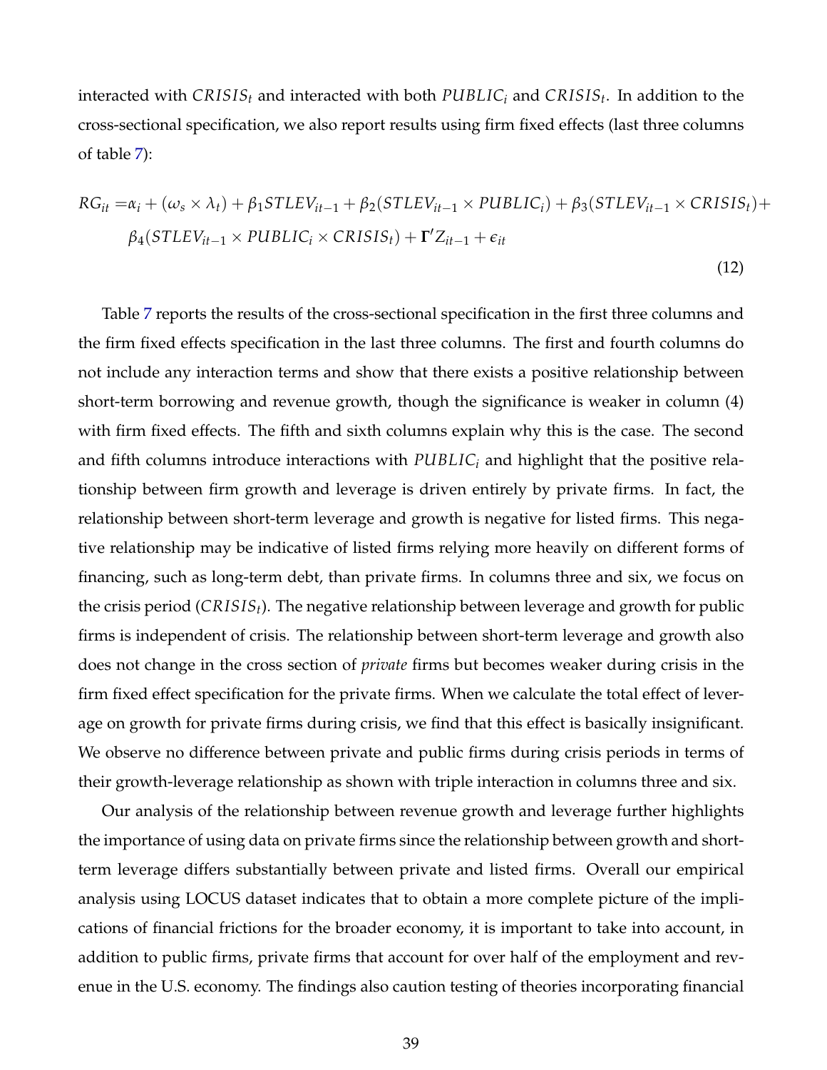interacted with $CRISIS_t$ and interacted with both $PUBLIC_i$ and $CRISIS_t$. In addition to the cross-sectional specification, we also report results using firm fixed effects (last three columns of table 7):

$$RG_{it} = \alpha_i + (\omega_s \times \lambda_t) + \beta_1 STLEV_{it-1} + \beta_2 (STLEV_{it-1} \times PUBLIC_i) + \beta_3 (STLEV_{it-1} \times CRISIS_t) + \beta_4 (STLEV_{it-1} \times PUBLIC_i \times CRISIS_t) + \Gamma' Z_{it-1} + \epsilon_{it} \tag{12}$$

Table 7 reports the results of the cross-sectional specification in the first three columns and the firm fixed effects specification in the last three columns. The first and fourth columns do not include any interaction terms and show that there exists a positive relationship between short-term borrowing and revenue growth, though the significance is weaker in column (4) with firm fixed effects. The fifth and sixth columns explain why this is the case. The second and fifth columns introduce interactions with $PUBLIC_i$ and highlight that the positive relationship between firm growth and leverage is driven entirely by private firms. In fact, the relationship between short-term leverage and growth is negative for listed firms. This negative relationship may be indicative of listed firms relying more heavily on different forms of financing, such as long-term debt, than private firms. In columns three and six, we focus on the crisis period ($CRISIS_t$). The negative relationship between leverage and growth for public firms is independent of crisis. The relationship between short-term leverage and growth also does not change in the cross section of *private* firms but becomes weaker during crisis in the firm fixed effect specification for the private firms. When we calculate the total effect of leverage on growth for private firms during crisis, we find that this effect is basically insignificant. We observe no difference between private and public firms during crisis periods in terms of their growth-leverage relationship as shown with triple interaction in columns three and six.

Our analysis of the relationship between revenue growth and leverage further highlights the importance of using data on private firms since the relationship between growth and short-term leverage differs substantially between private and listed firms. Overall our empirical analysis using LOCUS dataset indicates that to obtain a more complete picture of the implications of financial frictions for the broader economy, it is important to take into account, in addition to public firms, private firms that account for over half of the employment and revenue in the U.S. economy. The findings also caution testing of theories incorporating financial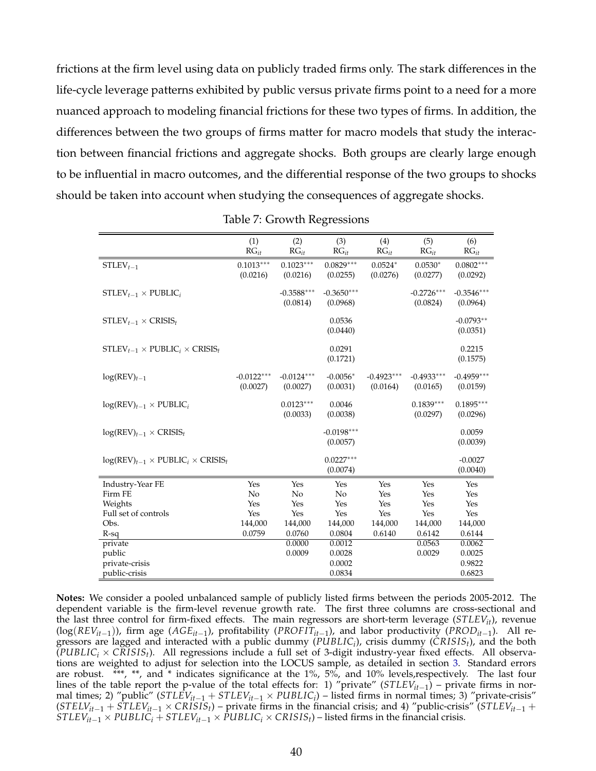frictions at the firm level using data on publicly traded firms only. The stark differences in the life-cycle leverage patterns exhibited by public versus private firms point to a need for a more nuanced approach to modeling financial frictions for these two types of firms. In addition, the differences between the two groups of firms matter for macro models that study the interaction between financial frictions and aggregate shocks. Both groups are clearly large enough to be influential in macro outcomes, and the differential response of the two groups to shocks should be taken into account when studying the consequences of aggregate shocks.

Table 7: Growth Regressions

| | (1) $RG_{it}$ | (2) $RG_{it}$ | (3) $RG_{it}$ | (4) $RG_{it}$ | (5) $RG_{it}$ | (6) $RG_{it}$ |
|---|---|---|---|---|---|---|
| $STLEV_{t-1}$ | 0.1013*** | 0.1023*** | 0.0829*** | 0.0524* | 0.0530* | 0.0802*** |
| | (0.0216) | (0.0216) | (0.0255) | (0.0276) | (0.0277) | (0.0292) |
| $STLEV_{t-1} \times PUBLIC_i$ | | -0.3588*** | -0.3650*** | | -0.2726*** | -0.3546*** |
| | | (0.0814) | (0.0968) | | (0.0824) | (0.0964) |
| $STLEV_{t-1} \times CRISIS_t$ | | | 0.0536 | | | -0.0793** |
| | | | (0.0440) | | | (0.0351) |
| $STLEV_{t-1} \times PUBLIC_i \times CRISIS_t$ | | | 0.0291 | | | 0.2215 |
| | | | (0.1721) | | | (0.1575) |
| $\log(REV)_{t-1}$ | -0.0122*** | -0.0124*** | -0.0056* | -0.4923*** | -0.4933*** | -0.4959*** |
| | (0.0027) | (0.0027) | (0.0031) | (0.0164) | (0.0165) | (0.0159) |
| $\log(REV)_{t-1} \times PUBLIC_i$ | | 0.0123*** | 0.0046 | | 0.1839*** | 0.1895*** |
| | | (0.0033) | (0.0038) | | (0.0297) | (0.0296) |
| $\log(REV)_{t-1} \times CRISIS_t$ | | | -0.0198*** | | | 0.0059 |
| | | | (0.0057) | | | (0.0039) |
| $\log(REV)_{t-1} \times PUBLIC_i \times CRISIS_t$ | | | 0.0227*** | | | -0.0027 |
| | | | (0.0074) | | | (0.0040) |
| Industry-Year FE | Yes | Yes | Yes | Yes | Yes | Yes |
| Firm FE | No | No | No | Yes | Yes | Yes |
| Weights | Yes | Yes | Yes | Yes | Yes | Yes |
| Full set of controls | Yes | Yes | Yes | Yes | Yes | Yes |
| Obs. | 144,000 | 144,000 | 144,000 | 144,000 | 144,000 | 144,000 |
| R-sq | 0.0759 | 0.0760 | 0.0804 | 0.6140 | 0.6142 | 0.6144 |
| private | | 0.0000 | 0.0012 | | 0.0563 | 0.0062 |
| public | | 0.0009 | 0.0028 | | 0.0029 | 0.0025 |
| private-crisis | | | 0.0002 | | | 0.9822 |
| public-crisis | | | 0.0834 | | | 0.6823 |

**Notes:** We consider a pooled unbalanced sample of publicly listed firms between the periods 2005-2012. The dependent variable is the firm-level revenue growth rate. The first three columns are cross-sectional and the last three control for firm-fixed effects. The main regressors are short-term leverage ($STLEV_{it}$), revenue ($\log(REV_{it-1})$), firm age ($AGE_{it-1}$), profitability ($PROFIT_{it-1}$), and labor productivity ($PROD_{it-1}$). All regressors are lagged and interacted with a public dummy ($PUBLIC_i$), crisis dummy ($CRISIS_t$), and the both ($PUBLIC_i \times CRISIS_t$). All regressions include a full set of 3-digit industry-year fixed effects. All observations are weighted to adjust for selection into the LOCUS sample, as detailed in section 3. Standard errors are robust. ***, **, and * indicates significance at the 1%, 5%, and 10% levels,respectively. The last four lines of the table report the p-value of the total effects for: 1) "private" ($STLEV_{it-1}$) – private firms in normal times; 2) "public" ($STLEV_{it-1} + STLEV_{it-1} \times PUBLIC_i$) – listed firms in normal times; 3) "private-crisis" ($STELV_{it-1} + STLEV_{it-1} \times CRISIS_t$) – private firms in the financial crisis; and 4) "public-crisis" ($STLEV_{it-1} + STLEV_{it-1} \times PUBLIC_i + STLEV_{it-1} \times PUBLIC_i \times CRISIS_t$) – listed firms in the financial crisis.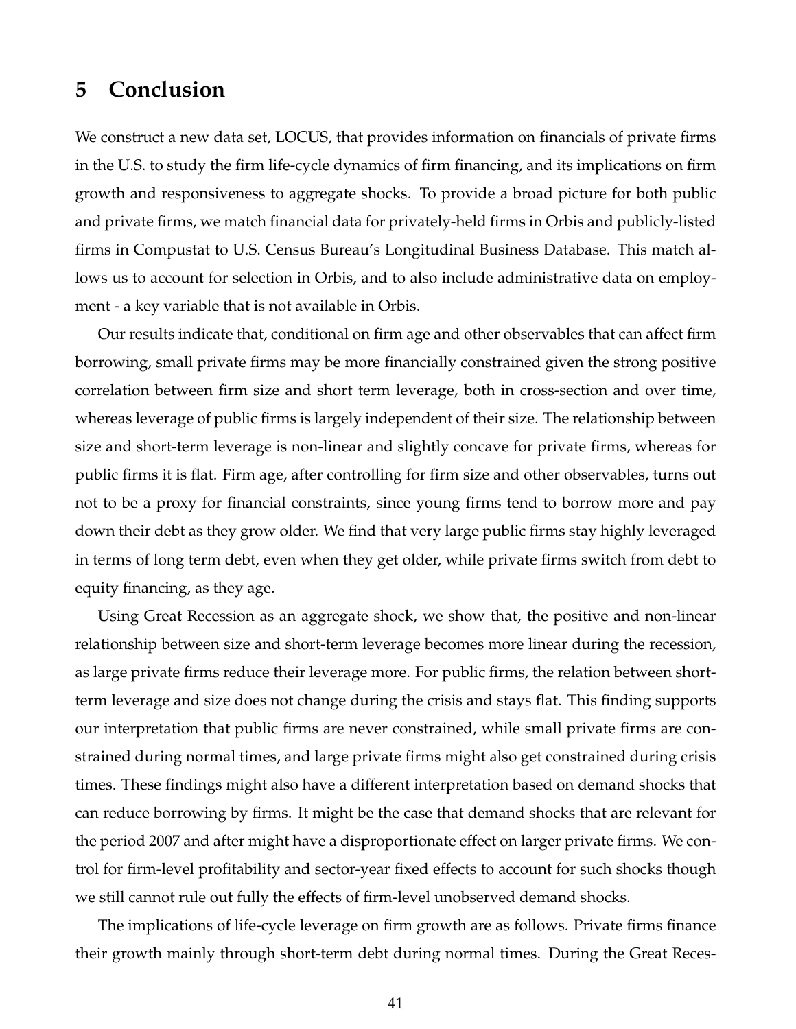# 5 Conclusion

We construct a new data set, LOCUS, that provides information on financials of private firms in the U.S. to study the firm life-cycle dynamics of firm financing, and its implications on firm growth and responsiveness to aggregate shocks. To provide a broad picture for both public and private firms, we match financial data for privately-held firms in Orbis and publicly-listed firms in Compustat to U.S. Census Bureau's Longitudinal Business Database. This match allows us to account for selection in Orbis, and to also include administrative data on employment - a key variable that is not available in Orbis.

Our results indicate that, conditional on firm age and other observables that can affect firm borrowing, small private firms may be more financially constrained given the strong positive correlation between firm size and short term leverage, both in cross-section and over time, whereas leverage of public firms is largely independent of their size. The relationship between size and short-term leverage is non-linear and slightly concave for private firms, whereas for public firms it is flat. Firm age, after controlling for firm size and other observables, turns out not to be a proxy for financial constraints, since young firms tend to borrow more and pay down their debt as they grow older. We find that very large public firms stay highly leveraged in terms of long term debt, even when they get older, while private firms switch from debt to equity financing, as they age.

Using Great Recession as an aggregate shock, we show that, the positive and non-linear relationship between size and short-term leverage becomes more linear during the recession, as large private firms reduce their leverage more. For public firms, the relation between short-term leverage and size does not change during the crisis and stays flat. This finding supports our interpretation that public firms are never constrained, while small private firms are constrained during normal times, and large private firms might also get constrained during crisis times. These findings might also have a different interpretation based on demand shocks that can reduce borrowing by firms. It might be the case that demand shocks that are relevant for the period 2007 and after might have a disproportionate effect on larger private firms. We control for firm-level profitability and sector-year fixed effects to account for such shocks though we still cannot rule out fully the effects of firm-level unobserved demand shocks.

The implications of life-cycle leverage on firm growth are as follows. Private firms finance their growth mainly through short-term debt during normal times. During the Great Reces-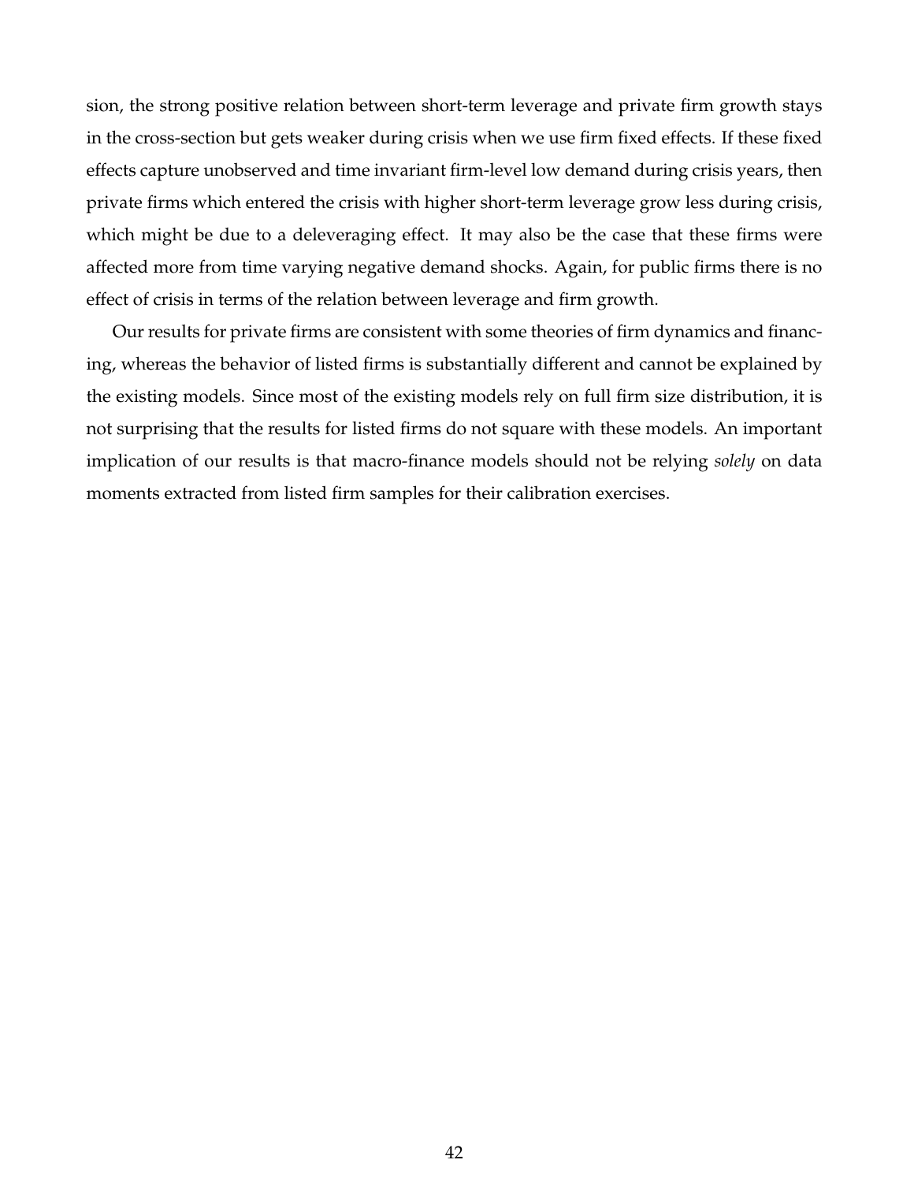sion, the strong positive relation between short-term leverage and private firm growth stays in the cross-section but gets weaker during crisis when we use firm fixed effects. If these fixed effects capture unobserved and time invariant firm-level low demand during crisis years, then private firms which entered the crisis with higher short-term leverage grow less during crisis, which might be due to a deleveraging effect. It may also be the case that these firms were affected more from time varying negative demand shocks. Again, for public firms there is no effect of crisis in terms of the relation between leverage and firm growth.

Our results for private firms are consistent with some theories of firm dynamics and financing, whereas the behavior of listed firms is substantially different and cannot be explained by the existing models. Since most of the existing models rely on full firm size distribution, it is not surprising that the results for listed firms do not square with these models. An important implication of our results is that macro-finance models should not be relying *solely* on data moments extracted from listed firm samples for their calibration exercises.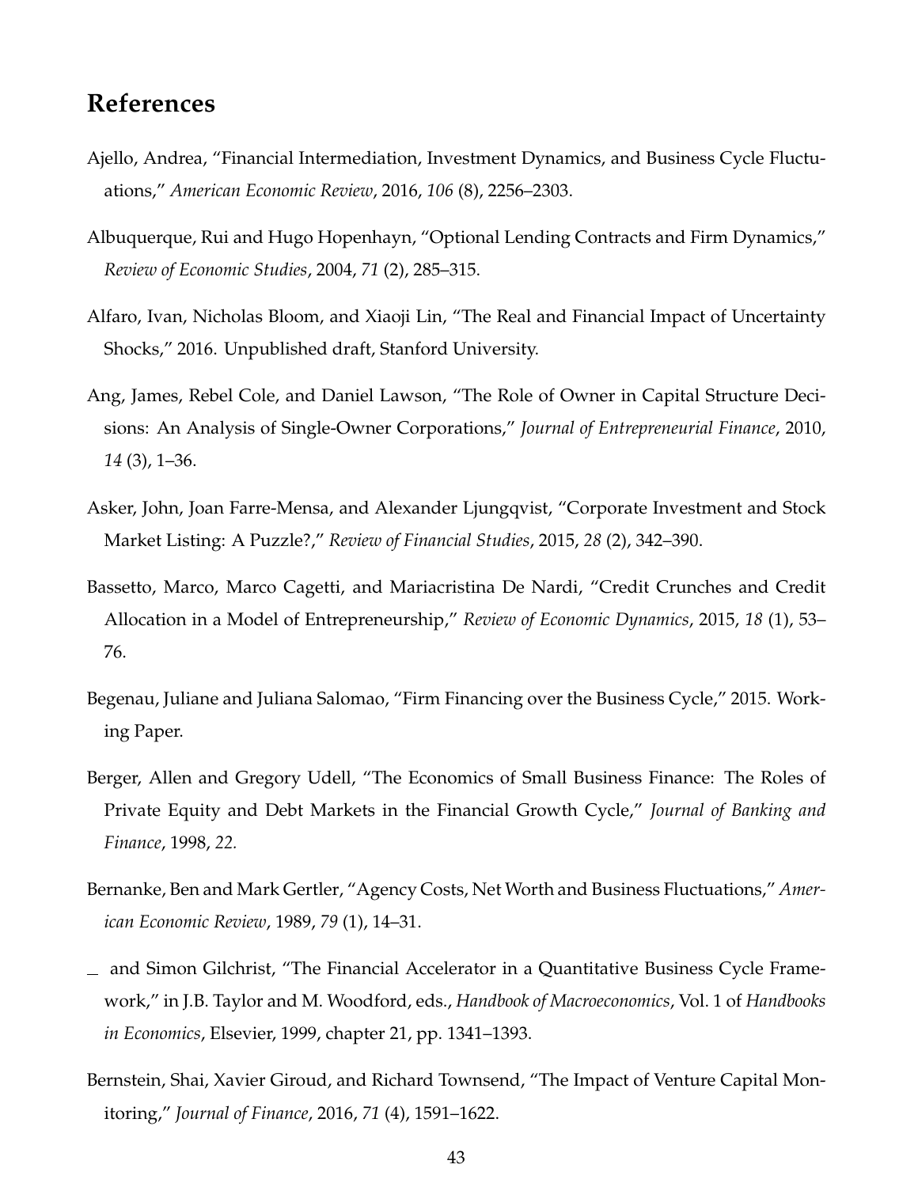# References

Ajello, Andrea, "Financial Intermediation, Investment Dynamics, and Business Cycle Fluctuations," *American Economic Review*, 2016, *106* (8), 2256–2303.

Albuquerque, Rui and Hugo Hopenhayn, "Optional Lending Contracts and Firm Dynamics," *Review of Economic Studies*, 2004, *71* (2), 285–315.

Alfaro, Ivan, Nicholas Bloom, and Xiaoji Lin, "The Real and Financial Impact of Uncertainty Shocks," 2016. Unpublished draft, Stanford University.

Ang, James, Rebel Cole, and Daniel Lawson, "The Role of Owner in Capital Structure Decisions: An Analysis of Single-Owner Corporations," *Journal of Entrepreneurial Finance*, 2010, *14* (3), 1–36.

Asker, John, Joan Farre-Mensa, and Alexander Ljungqvist, "Corporate Investment and Stock Market Listing: A Puzzle?," *Review of Financial Studies*, 2015, *28* (2), 342–390.

Bassetto, Marco, Marco Cagetti, and Mariacristina De Nardi, "Credit Crunches and Credit Allocation in a Model of Entrepreneurship," *Review of Economic Dynamics*, 2015, *18* (1), 53–76.

Begenau, Juliane and Juliana Salomao, "Firm Financing over the Business Cycle," 2015. Working Paper.

Berger, Allen and Gregory Udell, "The Economics of Small Business Finance: The Roles of Private Equity and Debt Markets in the Financial Growth Cycle," *Journal of Banking and Finance*, 1998, *22.*

Bernanke, Ben and Mark Gertler, "Agency Costs, Net Worth and Business Fluctuations," *American Economic Review*, 1989, *79* (1), 14–31.

_ and Simon Gilchrist, "The Financial Accelerator in a Quantitative Business Cycle Framework," in J.B. Taylor and M. Woodford, eds., *Handbook of Macroeconomics*, Vol. 1 of *Handbooks in Economics*, Elsevier, 1999, chapter 21, pp. 1341–1393.

Bernstein, Shai, Xavier Giroud, and Richard Townsend, "The Impact of Venture Capital Monitoring," *Journal of Finance*, 2016, *71* (4), 1591–1622.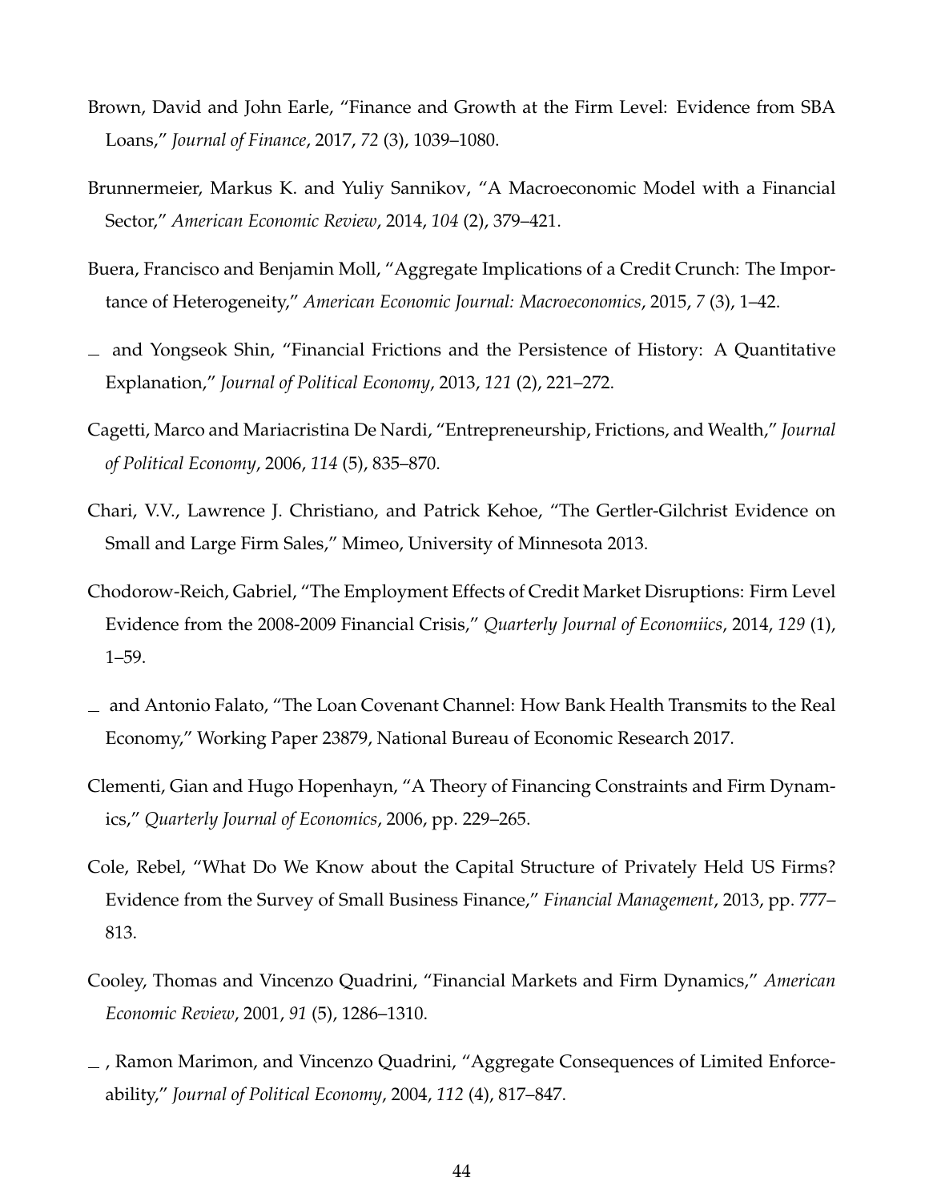Brown, David and John Earle, "Finance and Growth at the Firm Level: Evidence from SBA Loans," *Journal of Finance*, 2017, *72* (3), 1039–1080.

Brunnermeier, Markus K. and Yuliy Sannikov, "A Macroeconomic Model with a Financial Sector," *American Economic Review*, 2014, *104* (2), 379–421.

Buera, Francisco and Benjamin Moll, "Aggregate Implications of a Credit Crunch: The Importance of Heterogeneity," *American Economic Journal: Macroeconomics*, 2015, *7* (3), 1–42.

_ and Yongseok Shin, "Financial Frictions and the Persistence of History: A Quantitative Explanation," *Journal of Political Economy*, 2013, *121* (2), 221–272.

Cagetti, Marco and Mariacristina De Nardi, "Entrepreneurship, Frictions, and Wealth," *Journal of Political Economy*, 2006, *114* (5), 835–870.

Chari, V.V., Lawrence J. Christiano, and Patrick Kehoe, "The Gertler-Gilchrist Evidence on Small and Large Firm Sales," Mimeo, University of Minnesota 2013.

Chodorow-Reich, Gabriel, "The Employment Effects of Credit Market Disruptions: Firm Level Evidence from the 2008-2009 Financial Crisis," *Quarterly Journal of Economiics*, 2014, *129* (1), 1–59.

_ and Antonio Falato, "The Loan Covenant Channel: How Bank Health Transmits to the Real Economy," Working Paper 23879, National Bureau of Economic Research 2017.

Clementi, Gian and Hugo Hopenhayn, "A Theory of Financing Constraints and Firm Dynamics," *Quarterly Journal of Economics*, 2006, pp. 229–265.

Cole, Rebel, "What Do We Know about the Capital Structure of Privately Held US Firms? Evidence from the Survey of Small Business Finance," *Financial Management*, 2013, pp. 777–813.

Cooley, Thomas and Vincenzo Quadrini, "Financial Markets and Firm Dynamics," *American Economic Review*, 2001, *91* (5), 1286–1310.

_ , Ramon Marimon, and Vincenzo Quadrini, "Aggregate Consequences of Limited Enforceability," *Journal of Political Economy*, 2004, *112* (4), 817–847.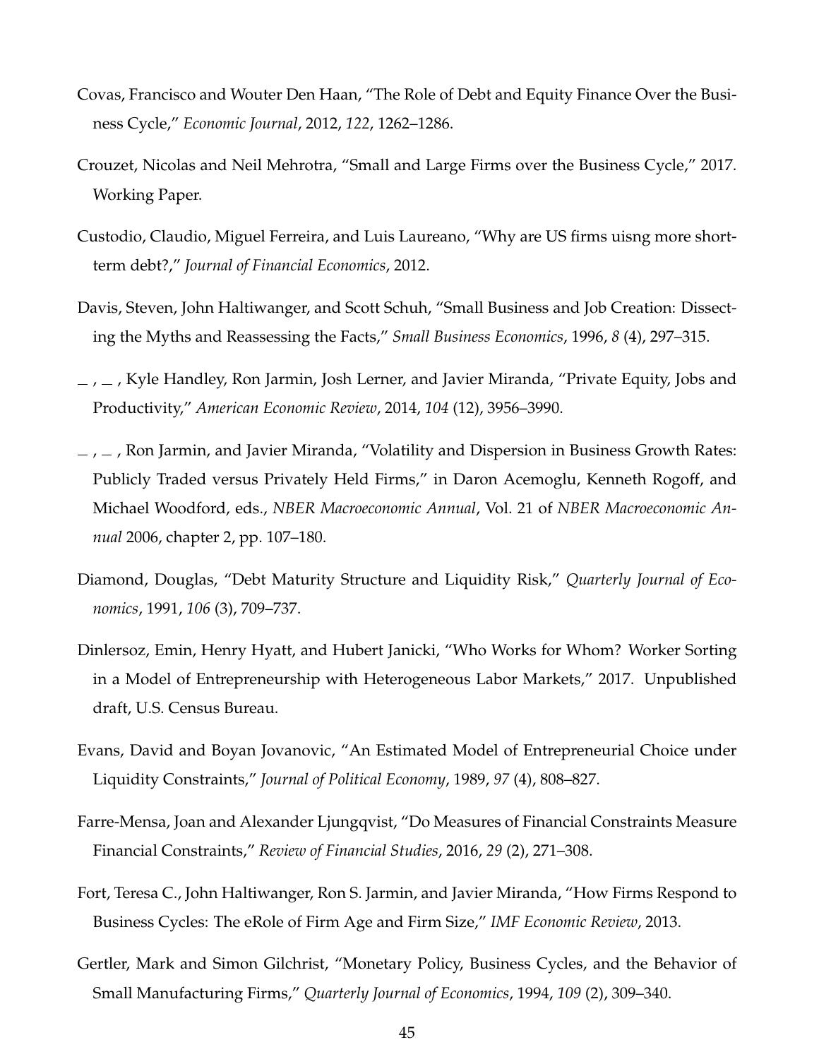Covas, Francisco and Wouter Den Haan, "The Role of Debt and Equity Finance Over the Business Cycle," *Economic Journal*, 2012, *122*, 1262–1286.

Crouzet, Nicolas and Neil Mehrotra, "Small and Large Firms over the Business Cycle," 2017. Working Paper.

Custodio, Claudio, Miguel Ferreira, and Luis Laureano, "Why are US firms uisng more short-term debt?," *Journal of Financial Economics*, 2012.

Davis, Steven, John Haltiwanger, and Scott Schuh, "Small Business and Job Creation: Dissecting the Myths and Reassessing the Facts," *Small Business Economics*, 1996, *8* (4), 297–315.

_ , _ , Kyle Handley, Ron Jarmin, Josh Lerner, and Javier Miranda, "Private Equity, Jobs and Productivity," *American Economic Review*, 2014, *104* (12), 3956–3990.

_ , _ , Ron Jarmin, and Javier Miranda, "Volatility and Dispersion in Business Growth Rates: Publicly Traded versus Privately Held Firms," in Daron Acemoglu, Kenneth Rogoff, and Michael Woodford, eds., *NBER Macroeconomic Annual*, Vol. 21 of *NBER Macroeconomic Annual* 2006, chapter 2, pp. 107–180.

Diamond, Douglas, "Debt Maturity Structure and Liquidity Risk," *Quarterly Journal of Economics*, 1991, *106* (3), 709–737.

Dinlersoz, Emin, Henry Hyatt, and Hubert Janicki, "Who Works for Whom? Worker Sorting in a Model of Entrepreneurship with Heterogeneous Labor Markets," 2017. Unpublished draft, U.S. Census Bureau.

Evans, David and Boyan Jovanovic, "An Estimated Model of Entrepreneurial Choice under Liquidity Constraints," *Journal of Political Economy*, 1989, *97* (4), 808–827.

Farre-Mensa, Joan and Alexander Ljungqvist, "Do Measures of Financial Constraints Measure Financial Constraints," *Review of Financial Studies*, 2016, *29* (2), 271–308.

Fort, Teresa C., John Haltiwanger, Ron S. Jarmin, and Javier Miranda, "How Firms Respond to Business Cycles: The eRole of Firm Age and Firm Size," *IMF Economic Review*, 2013.

Gertler, Mark and Simon Gilchrist, "Monetary Policy, Business Cycles, and the Behavior of Small Manufacturing Firms," *Quarterly Journal of Economics*, 1994, *109* (2), 309–340.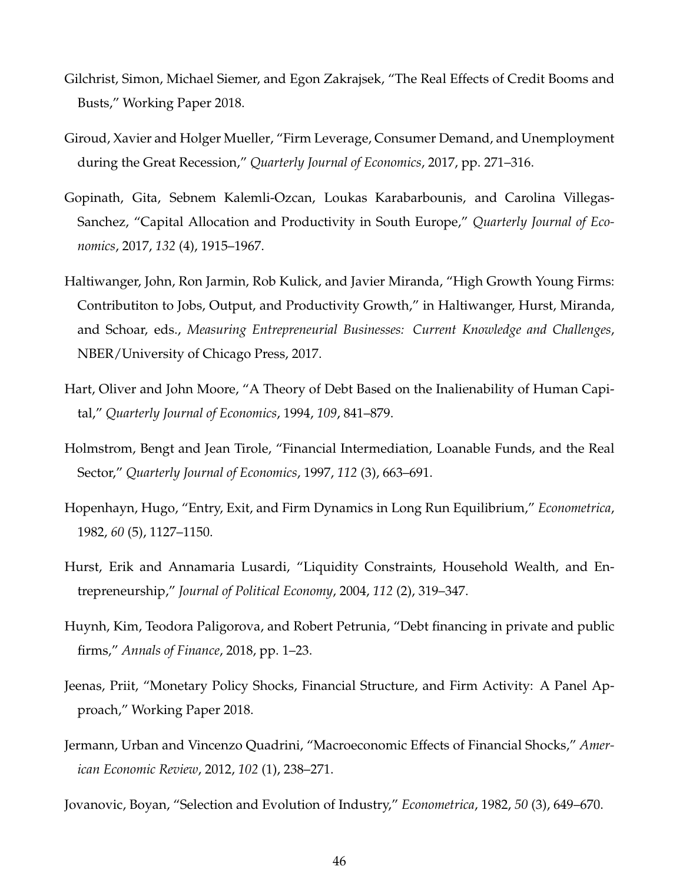Gilchrist, Simon, Michael Siemer, and Egon Zakrajsek, "The Real Effects of Credit Booms and Busts," Working Paper 2018.

Giroud, Xavier and Holger Mueller, "Firm Leverage, Consumer Demand, and Unemployment during the Great Recession," *Quarterly Journal of Economics*, 2017, pp. 271–316.

Gopinath, Gita, Sebnem Kalemli-Ozcan, Loukas Karabarbounis, and Carolina Villegas-Sanchez, "Capital Allocation and Productivity in South Europe," *Quarterly Journal of Economics*, 2017, *132* (4), 1915–1967.

Haltiwanger, John, Ron Jarmin, Rob Kulick, and Javier Miranda, "High Growth Young Firms: Contributiton to Jobs, Output, and Productivity Growth," in Haltiwanger, Hurst, Miranda, and Schoar, eds., *Measuring Entrepreneurial Businesses: Current Knowledge and Challenges*, NBER/University of Chicago Press, 2017.

Hart, Oliver and John Moore, "A Theory of Debt Based on the Inalienability of Human Capital," *Quarterly Journal of Economics*, 1994, *109*, 841–879.

Holmstrom, Bengt and Jean Tirole, "Financial Intermediation, Loanable Funds, and the Real Sector," *Quarterly Journal of Economics*, 1997, *112* (3), 663–691.

Hopenhayn, Hugo, "Entry, Exit, and Firm Dynamics in Long Run Equilibrium," *Econometrica*, 1982, *60* (5), 1127–1150.

Hurst, Erik and Annamaria Lusardi, "Liquidity Constraints, Household Wealth, and Entrepreneurship," *Journal of Political Economy*, 2004, *112* (2), 319–347.

Huynh, Kim, Teodora Paligorova, and Robert Petrunia, "Debt financing in private and public firms," *Annals of Finance*, 2018, pp. 1–23.

Jeenas, Priit, "Monetary Policy Shocks, Financial Structure, and Firm Activity: A Panel Approach," Working Paper 2018.

Jermann, Urban and Vincenzo Quadrini, "Macroeconomic Effects of Financial Shocks," *American Economic Review*, 2012, *102* (1), 238–271.

Jovanovic, Boyan, "Selection and Evolution of Industry," *Econometrica*, 1982, *50* (3), 649–670.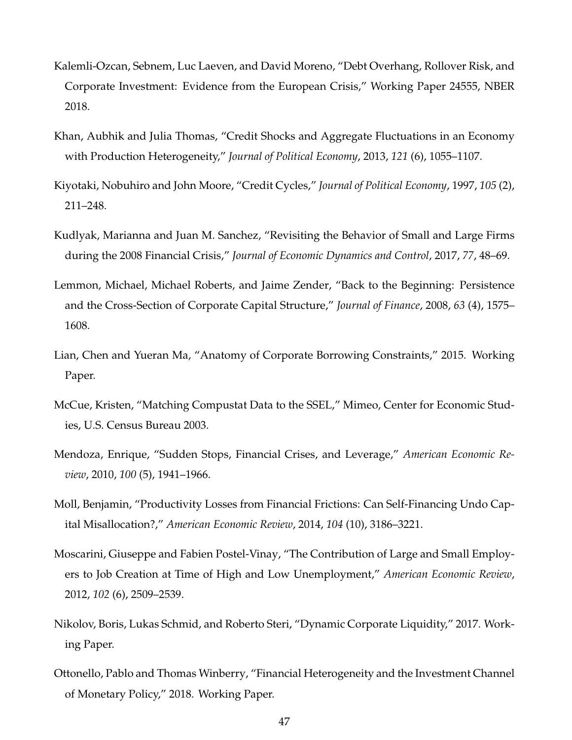Kalemli-Ozcan, Sebnem, Luc Laeven, and David Moreno, "Debt Overhang, Rollover Risk, and Corporate Investment: Evidence from the European Crisis," Working Paper 24555, NBER 2018.

Khan, Aubhik and Julia Thomas, "Credit Shocks and Aggregate Fluctuations in an Economy with Production Heterogeneity," *Journal of Political Economy*, 2013, *121* (6), 1055–1107.

Kiyotaki, Nobuhiro and John Moore, "Credit Cycles," *Journal of Political Economy*, 1997, *105* (2), 211–248.

Kudlyak, Marianna and Juan M. Sanchez, "Revisiting the Behavior of Small and Large Firms during the 2008 Financial Crisis," *Journal of Economic Dynamics and Control*, 2017, *77*, 48–69.

Lemmon, Michael, Michael Roberts, and Jaime Zender, "Back to the Beginning: Persistence and the Cross-Section of Corporate Capital Structure," *Journal of Finance*, 2008, *63* (4), 1575–1608.

Lian, Chen and Yueran Ma, "Anatomy of Corporate Borrowing Constraints," 2015. Working Paper.

McCue, Kristen, "Matching Compustat Data to the SSEL," Mimeo, Center for Economic Studies, U.S. Census Bureau 2003.

Mendoza, Enrique, "Sudden Stops, Financial Crises, and Leverage," *American Economic Review*, 2010, *100* (5), 1941–1966.

Moll, Benjamin, "Productivity Losses from Financial Frictions: Can Self-Financing Undo Capital Misallocation?," *American Economic Review*, 2014, *104* (10), 3186–3221.

Moscarini, Giuseppe and Fabien Postel-Vinay, "The Contribution of Large and Small Employers to Job Creation at Time of High and Low Unemployment," *American Economic Review*, 2012, *102* (6), 2509–2539.

Nikolov, Boris, Lukas Schmid, and Roberto Steri, "Dynamic Corporate Liquidity," 2017. Working Paper.

Ottonello, Pablo and Thomas Winberry, "Financial Heterogeneity and the Investment Channel of Monetary Policy," 2018. Working Paper.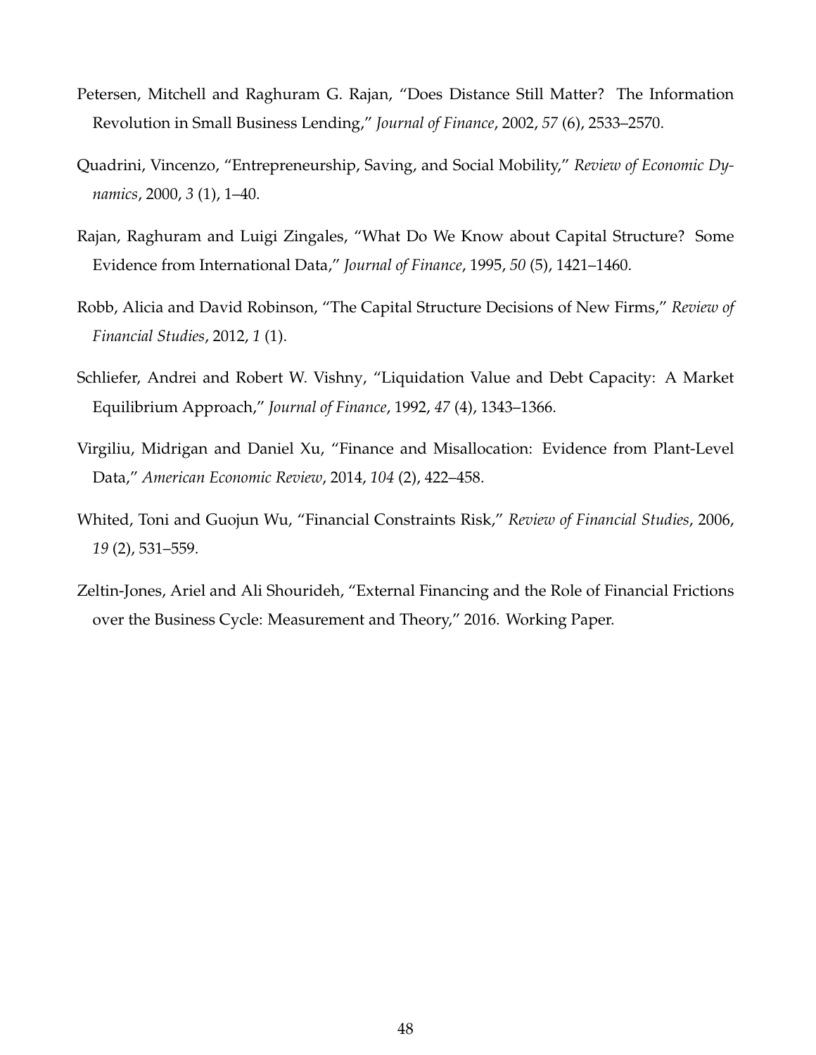Petersen, Mitchell and Raghuram G. Rajan, "Does Distance Still Matter? The Information Revolution in Small Business Lending," *Journal of Finance*, 2002, *57* (6), 2533–2570.

Quadrini, Vincenzo, "Entrepreneurship, Saving, and Social Mobility," *Review of Economic Dynamics*, 2000, *3* (1), 1–40.

Rajan, Raghuram and Luigi Zingales, "What Do We Know about Capital Structure? Some Evidence from International Data," *Journal of Finance*, 1995, *50* (5), 1421–1460.

Robb, Alicia and David Robinson, "The Capital Structure Decisions of New Firms," *Review of Financial Studies*, 2012, *1* (1).

Schliefer, Andrei and Robert W. Vishny, "Liquidation Value and Debt Capacity: A Market Equilibrium Approach," *Journal of Finance*, 1992, *47* (4), 1343–1366.

Virgiliu, Midrigan and Daniel Xu, "Finance and Misallocation: Evidence from Plant-Level Data," *American Economic Review*, 2014, *104* (2), 422–458.

Whited, Toni and Guojun Wu, "Financial Constraints Risk," *Review of Financial Studies*, 2006, *19* (2), 531–559.

Zeltin-Jones, Ariel and Ali Shourideh, "External Financing and the Role of Financial Frictions over the Business Cycle: Measurement and Theory," 2016. Working Paper.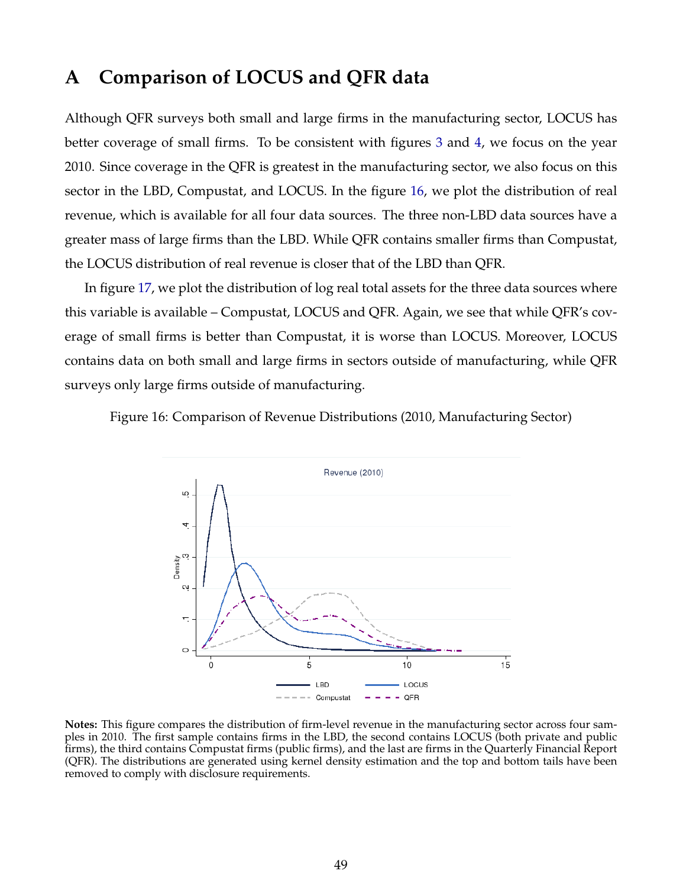# A Comparison of LOCUS and QFR data

Although QFR surveys both small and large firms in the manufacturing sector, LOCUS has better coverage of small firms. To be consistent with figures 3 and 4, we focus on the year 2010. Since coverage in the QFR is greatest in the manufacturing sector, we also focus on this sector in the LBD, Compustat, and LOCUS. In the figure 16, we plot the distribution of real revenue, which is available for all four data sources. The three non-LBD data sources have a greater mass of large firms than the LBD. While QFR contains smaller firms than Compustat, the LOCUS distribution of real revenue is closer that of the LBD than QFR.

In figure 17, we plot the distribution of log real total assets for the three data sources where this variable is available – Compustat, LOCUS and QFR. Again, we see that while QFR's coverage of small firms is better than Compustat, it is worse than LOCUS. Moreover, LOCUS contains data on both small and large firms in sectors outside of manufacturing, while QFR surveys only large firms outside of manufacturing.

Figure 16: Comparison of Revenue Distributions (2010, Manufacturing Sector)

**Notes:** This figure compares the distribution of firm-level revenue in the manufacturing sector across four samples in 2010. The first sample contains firms in the LBD, the second contains LOCUS (both private and public firms), the third contains Compustat firms (public firms), and the last are firms in the Quarterly Financial Report (QFR). The distributions are generated using kernel density estimation and the top and bottom tails have been removed to comply with disclosure requirements.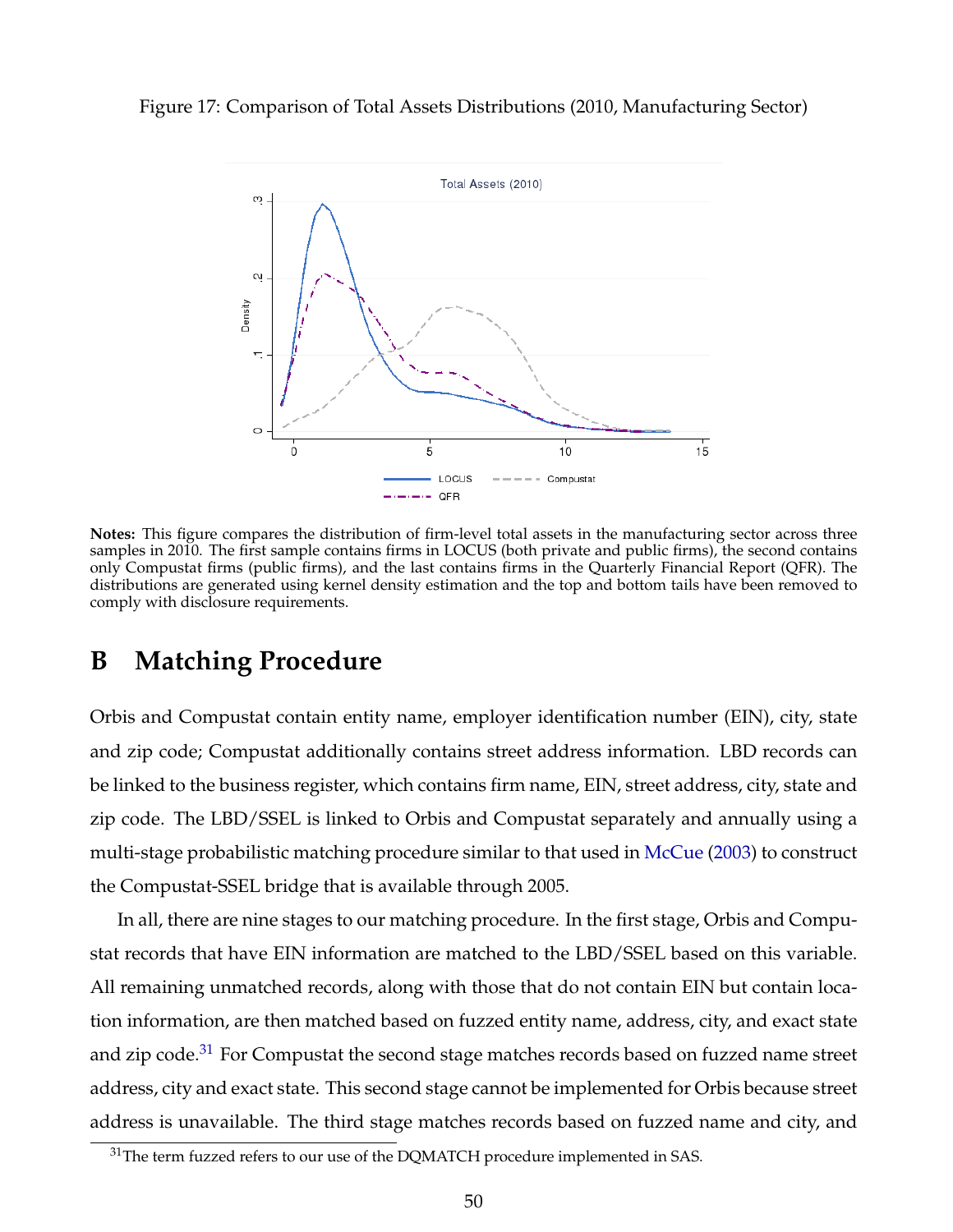Figure 17: Comparison of Total Assets Distributions (2010, Manufacturing Sector)

**Notes:** This figure compares the distribution of firm-level total assets in the manufacturing sector across three samples in 2010. The first sample contains firms in LOCUS (both private and public firms), the second contains only Compustat firms (public firms), and the last contains firms in the Quarterly Financial Report (QFR). The distributions are generated using kernel density estimation and the top and bottom tails have been removed to comply with disclosure requirements.

# B Matching Procedure

Orbis and Compustat contain entity name, employer identification number (EIN), city, state and zip code; Compustat additionally contains street address information. LBD records can be linked to the business register, which contains firm name, EIN, street address, city, state and zip code. The LBD/SSEL is linked to Orbis and Compustat separately and annually using a multi-stage probabilistic matching procedure similar to that used in McCue (2003) to construct the Compustat-SSEL bridge that is available through 2005.

In all, there are nine stages to our matching procedure. In the first stage, Orbis and Compustat records that have EIN information are matched to the LBD/SSEL based on this variable. All remaining unmatched records, along with those that do not contain EIN but contain location information, are then matched based on fuzzed entity name, address, city, and exact state and zip code.[31] For Compustat the second stage matches records based on fuzzed name street address, city and exact state. This second stage cannot be implemented for Orbis because street address is unavailable. The third stage matches records based on fuzzed name and city, and

[31] The term fuzzed refers to our use of the DQMATCH procedure implemented in SAS.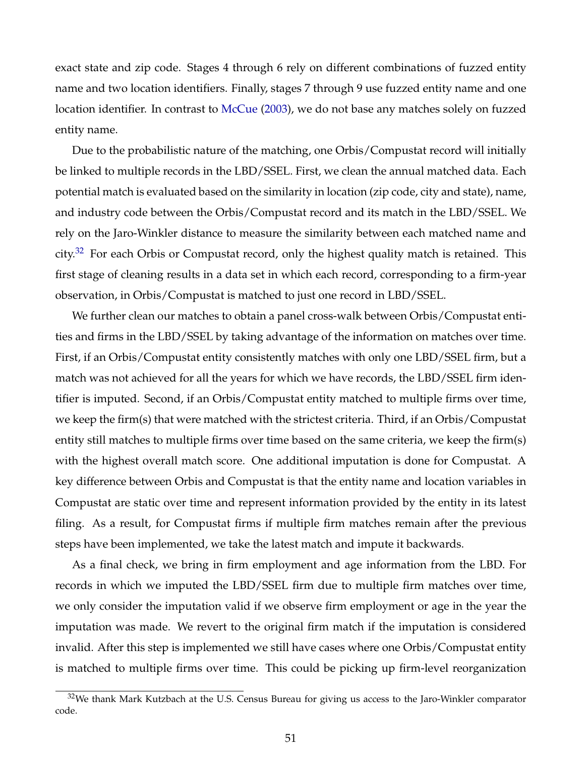exact state and zip code. Stages 4 through 6 rely on different combinations of fuzzed entity name and two location identifiers. Finally, stages 7 through 9 use fuzzed entity name and one location identifier. In contrast to McCue (2003), we do not base any matches solely on fuzzed entity name.

Due to the probabilistic nature of the matching, one Orbis/Compustat record will initially be linked to multiple records in the LBD/SSEL. First, we clean the annual matched data. Each potential match is evaluated based on the similarity in location (zip code, city and state), name, and industry code between the Orbis/Compustat record and its match in the LBD/SSEL. We rely on the Jaro-Winkler distance to measure the similarity between each matched name and city.[32] For each Orbis or Compustat record, only the highest quality match is retained. This first stage of cleaning results in a data set in which each record, corresponding to a firm-year observation, in Orbis/Compustat is matched to just one record in LBD/SSEL.

We further clean our matches to obtain a panel cross-walk between Orbis/Compustat entities and firms in the LBD/SSEL by taking advantage of the information on matches over time. First, if an Orbis/Compustat entity consistently matches with only one LBD/SSEL firm, but a match was not achieved for all the years for which we have records, the LBD/SSEL firm identifier is imputed. Second, if an Orbis/Compustat entity matched to multiple firms over time, we keep the firm(s) that were matched with the strictest criteria. Third, if an Orbis/Compustat entity still matches to multiple firms over time based on the same criteria, we keep the firm(s) with the highest overall match score. One additional imputation is done for Compustat. A key difference between Orbis and Compustat is that the entity name and location variables in Compustat are static over time and represent information provided by the entity in its latest filing. As a result, for Compustat firms if multiple firm matches remain after the previous steps have been implemented, we take the latest match and impute it backwards.

As a final check, we bring in firm employment and age information from the LBD. For records in which we imputed the LBD/SSEL firm due to multiple firm matches over time, we only consider the imputation valid if we observe firm employment or age in the year the imputation was made. We revert to the original firm match if the imputation is considered invalid. After this step is implemented we still have cases where one Orbis/Compustat entity is matched to multiple firms over time. This could be picking up firm-level reorganization

[32] We thank Mark Kutzbach at the U.S. Census Bureau for giving us access to the Jaro-Winkler comparator code.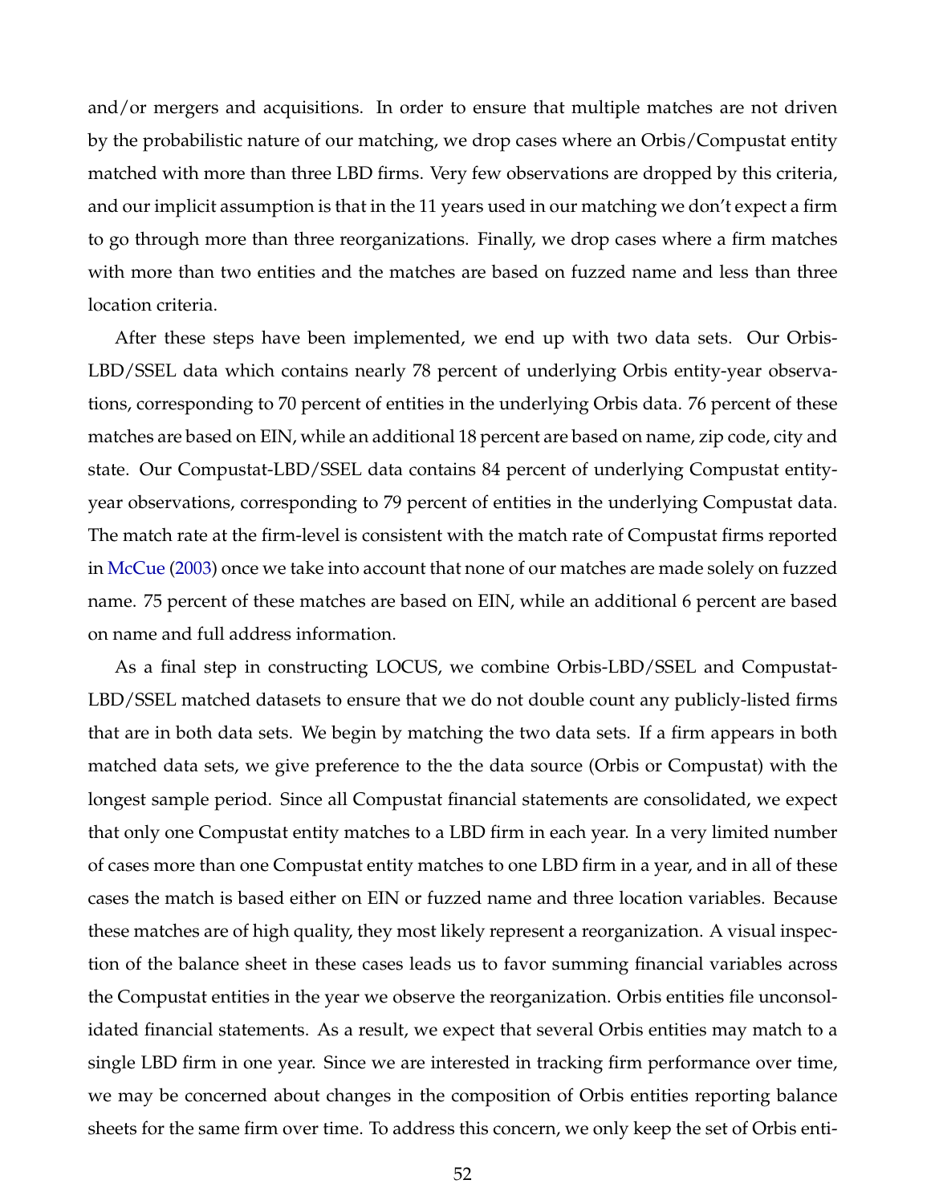and/or mergers and acquisitions. In order to ensure that multiple matches are not driven by the probabilistic nature of our matching, we drop cases where an Orbis/Compustat entity matched with more than three LBD firms. Very few observations are dropped by this criteria, and our implicit assumption is that in the 11 years used in our matching we don't expect a firm to go through more than three reorganizations. Finally, we drop cases where a firm matches with more than two entities and the matches are based on fuzzed name and less than three location criteria.

After these steps have been implemented, we end up with two data sets. Our Orbis-LBD/SSEL data which contains nearly 78 percent of underlying Orbis entity-year observations, corresponding to 70 percent of entities in the underlying Orbis data. 76 percent of these matches are based on EIN, while an additional 18 percent are based on name, zip code, city and state. Our Compustat-LBD/SSEL data contains 84 percent of underlying Compustat entity-year observations, corresponding to 79 percent of entities in the underlying Compustat data. The match rate at the firm-level is consistent with the match rate of Compustat firms reported in McCue (2003) once we take into account that none of our matches are made solely on fuzzed name. 75 percent of these matches are based on EIN, while an additional 6 percent are based on name and full address information.

As a final step in constructing LOCUS, we combine Orbis-LBD/SSEL and Compustat-LBD/SSEL matched datasets to ensure that we do not double count any publicly-listed firms that are in both data sets. We begin by matching the two data sets. If a firm appears in both matched data sets, we give preference to the the data source (Orbis or Compustat) with the longest sample period. Since all Compustat financial statements are consolidated, we expect that only one Compustat entity matches to a LBD firm in each year. In a very limited number of cases more than one Compustat entity matches to one LBD firm in a year, and in all of these cases the match is based either on EIN or fuzzed name and three location variables. Because these matches are of high quality, they most likely represent a reorganization. A visual inspection of the balance sheet in these cases leads us to favor summing financial variables across the Compustat entities in the year we observe the reorganization. Orbis entities file unconsolidated financial statements. As a result, we expect that several Orbis entities may match to a single LBD firm in one year. Since we are interested in tracking firm performance over time, we may be concerned about changes in the composition of Orbis entities reporting balance sheets for the same firm over time. To address this concern, we only keep the set of Orbis enti-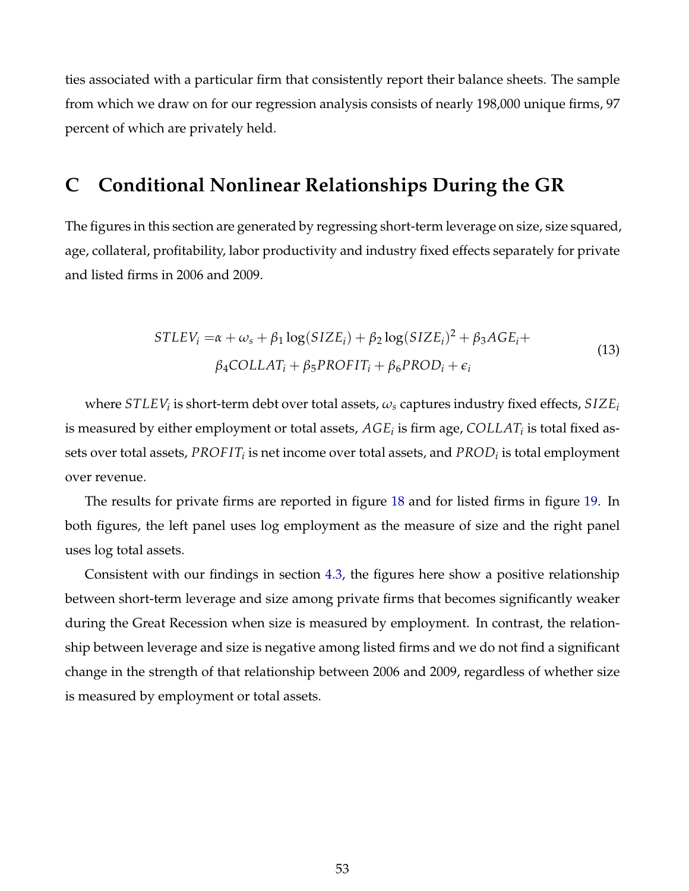ties associated with a particular firm that consistently report their balance sheets. The sample from which we draw on for our regression analysis consists of nearly 198,000 unique firms, 97 percent of which are privately held.

# C Conditional Nonlinear Relationships During the GR

The figures in this section are generated by regressing short-term leverage on size, size squared, age, collateral, profitability, labor productivity and industry fixed effects separately for private and listed firms in 2006 and 2009.

$$
\begin{aligned}
STLEV_i = &\alpha + \omega_s + \beta_1 \log(SIZE_i) + \beta_2 \log(SIZE_i)^2 + \beta_3 AGE_i + \\
&\beta_4 COLLAT_i + \beta_5 PROFIT_i + \beta_6 PROD_i + \epsilon_i
\end{aligned}
\tag{13}
$$

where $STLEV_i$ is short-term debt over total assets, $\omega_s$ captures industry fixed effects, $SIZE_i$ is measured by either employment or total assets, $AGE_i$ is firm age, $COLLAT_i$ is total fixed assets over total assets, $PROFIT_i$ is net income over total assets, and $PROD_i$ is total employment over revenue.

The results for private firms are reported in figure 18 and for listed firms in figure 19. In both figures, the left panel uses log employment as the measure of size and the right panel uses log total assets.

Consistent with our findings in section 4.3, the figures here show a positive relationship between short-term leverage and size among private firms that becomes significantly weaker during the Great Recession when size is measured by employment. In contrast, the relationship between leverage and size is negative among listed firms and we do not find a significant change in the strength of that relationship between 2006 and 2009, regardless of whether size is measured by employment or total assets.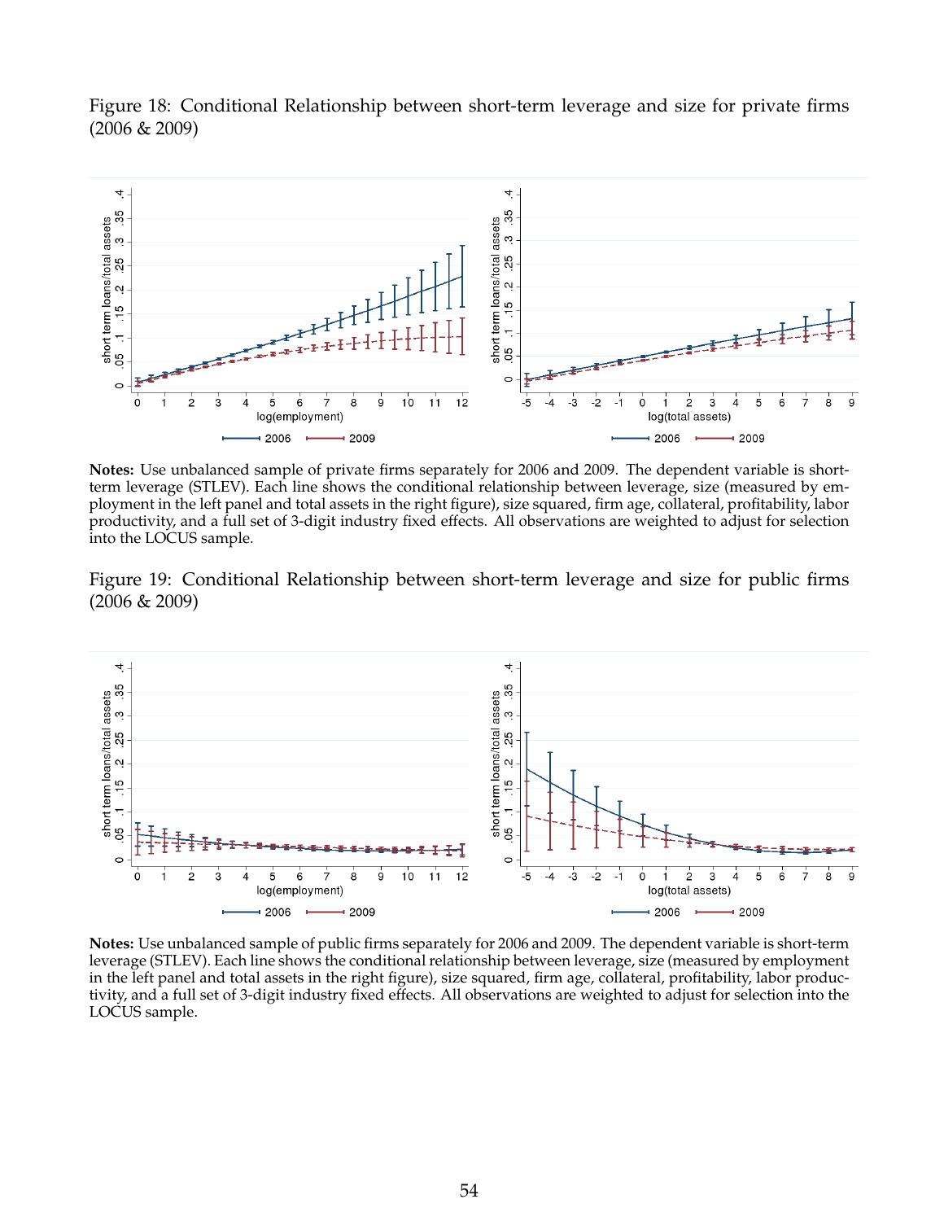Figure 18: Conditional Relationship between short-term leverage and size for private firms (2006 & 2009)

short term loans/total assets

0 .05 .1 .15 .2 .25 .3 .35 .4

0 1 2 3 4 5 6 7 8 9 10 11 12

log(employment)

2006 2009

short term loans/total assets

0 .05 .1 .15 .2 .25 .3 .35 .4

-5 -4 -3 -2 -1 0 1 2 3 4 5 6 7 8 9

log(total assets)

2006 2009

**Notes:** Use unbalanced sample of private firms separately for 2006 and 2009. The dependent variable is short-term leverage (STLEV). Each line shows the conditional relationship between leverage, size (measured by employment in the left panel and total assets in the right figure), size squared, firm age, collateral, profitability, labor productivity, and a full set of 3-digit industry fixed effects. All observations are weighted to adjust for selection into the LOCUS sample.

Figure 19: Conditional Relationship between short-term leverage and size for public firms (2006 & 2009)

short term loans/total assets

0 .05 .1 .15 .2 .25 .3 .35 .4

0 1 2 3 4 5 6 7 8 9 10 11 12

log(employment)

2006 2009

short term loans/total assets

0 .05 .1 .15 .2 .25 .3 .35 .4

-5 -4 -3 -2 -1 0 1 2 3 4 5 6 7 8 9

log(total assets)

2006 2009

**Notes:** Use unbalanced sample of public firms separately for 2006 and 2009. The dependent variable is short-term leverage (STLEV). Each line shows the conditional relationship between leverage, size (measured by employment in the left panel and total assets in the right figure), size squared, firm age, collateral, profitability, labor productivity, and a full set of 3-digit industry fixed effects. All observations are weighted to adjust for selection into the LOCUS sample.